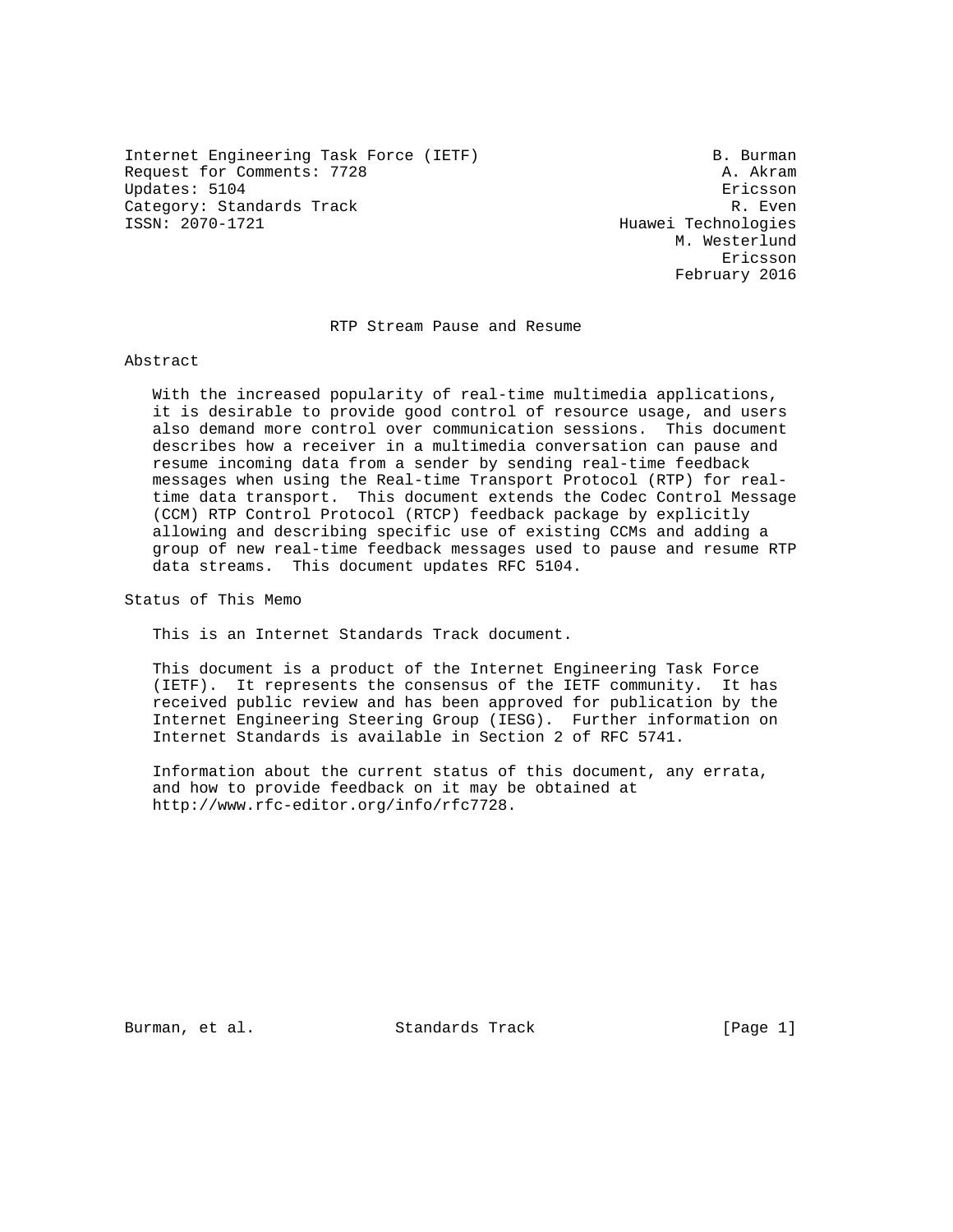Internet Engineering Task Force (IETF) B. Burman
Request for Comments: 7728 A. Akram
Updates: 5104 Ericsson
Category: Standards Track R. Even
ISSN: 2070-1721 Huawei Technologies
M. Westerlund
Ericsson
February 2016

# RTP Stream Pause and Resume

## Abstract

With the increased popularity of real-time multimedia applications, it is desirable to provide good control of resource usage, and users also demand more control over communication sessions. This document describes how a receiver in a multimedia conversation can pause and resume incoming data from a sender by sending real-time feedback messages when using the Real-time Transport Protocol (RTP) for real-time data transport. This document extends the Codec Control Message (CCM) RTP Control Protocol (RTCP) feedback package by explicitly allowing and describing specific use of existing CCMs and adding a group of new real-time feedback messages used to pause and resume RTP data streams. This document updates RFC 5104.

## Status of This Memo

This is an Internet Standards Track document.

This document is a product of the Internet Engineering Task Force (IETF). It represents the consensus of the IETF community. It has received public review and has been approved for publication by the Internet Engineering Steering Group (IESG). Further information on Internet Standards is available in Section 2 of RFC 5741.

Information about the current status of this document, any errata, and how to provide feedback on it may be obtained at http://www.rfc-editor.org/info/rfc7728.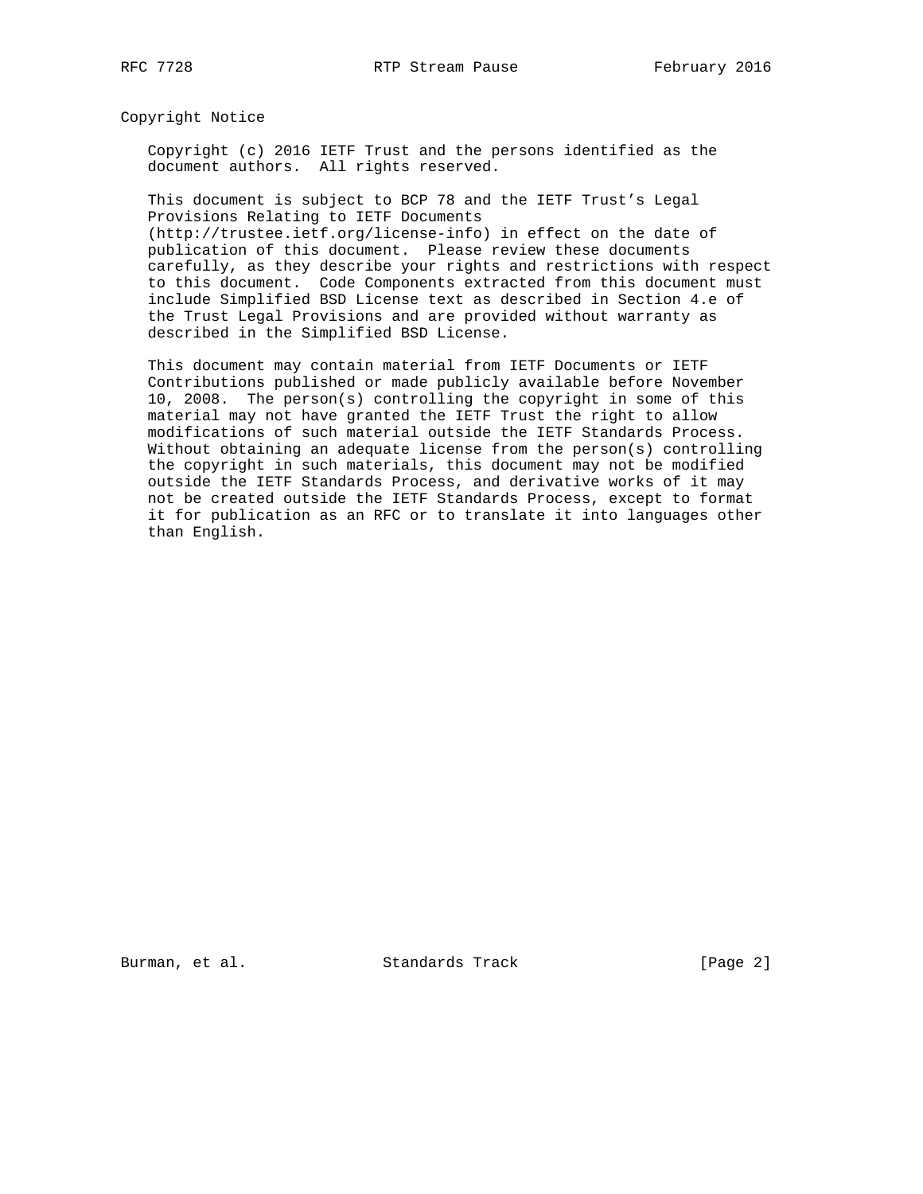## Copyright Notice

Copyright (c) 2016 IETF Trust and the persons identified as the document authors. All rights reserved.

This document is subject to BCP 78 and the IETF Trust's Legal Provisions Relating to IETF Documents (http://trustee.ietf.org/license-info) in effect on the date of publication of this document. Please review these documents carefully, as they describe your rights and restrictions with respect to this document. Code Components extracted from this document must include Simplified BSD License text as described in Section 4.e of the Trust Legal Provisions and are provided without warranty as described in the Simplified BSD License.

This document may contain material from IETF Documents or IETF Contributions published or made publicly available before November 10, 2008. The person(s) controlling the copyright in some of this material may not have granted the IETF Trust the right to allow modifications of such material outside the IETF Standards Process. Without obtaining an adequate license from the person(s) controlling the copyright in such materials, this document may not be modified outside the IETF Standards Process, and derivative works of it may not be created outside the IETF Standards Process, except to format it for publication as an RFC or to translate it into languages other than English.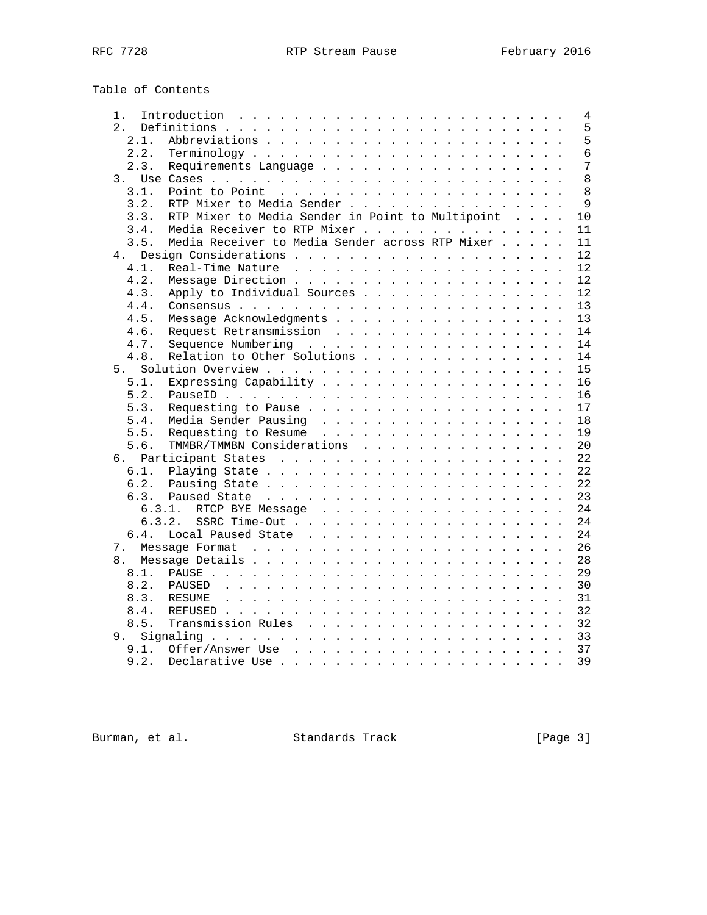Table of Contents

```
   1.  Introduction  . . . . . . . . . . . . . . . . . . . . . . . .   4
   2.  Definitions . . . . . . . . . . . . . . . . . . . . . . . . .   5
     2.1.  Abbreviations . . . . . . . . . . . . . . . . . . . . . .   5
     2.2.  Terminology . . . . . . . . . . . . . . . . . . . . . . .   6
     2.3.  Requirements Language . . . . . . . . . . . . . . . . . .   7
   3.  Use Cases . . . . . . . . . . . . . . . . . . . . . . . . . .   8
     3.1.  Point to Point  . . . . . . . . . . . . . . . . . . . . .   8
     3.2.  RTP Mixer to Media Sender . . . . . . . . . . . . . . . .   9
     3.3.  RTP Mixer to Media Sender in Point to Multipoint  . . . .  10
     3.4.  Media Receiver to RTP Mixer . . . . . . . . . . . . . . .  11
     3.5.  Media Receiver to Media Sender across RTP Mixer . . . . .  11
   4.  Design Considerations . . . . . . . . . . . . . . . . . . . .  12
     4.1.  Real-Time Nature  . . . . . . . . . . . . . . . . . . . .  12
     4.2.  Message Direction . . . . . . . . . . . . . . . . . . . .  12
     4.3.  Apply to Individual Sources . . . . . . . . . . . . . . .  12
     4.4.  Consensus . . . . . . . . . . . . . . . . . . . . . . . .  13
     4.5.  Message Acknowledgments . . . . . . . . . . . . . . . . .  13
     4.6.  Request Retransmission  . . . . . . . . . . . . . . . . .  14
     4.7.  Sequence Numbering  . . . . . . . . . . . . . . . . . . .  14
     4.8.  Relation to Other Solutions . . . . . . . . . . . . . . .  14
   5.  Solution Overview . . . . . . . . . . . . . . . . . . . . . .  15
     5.1.  Expressing Capability . . . . . . . . . . . . . . . . . .  16
     5.2.  PauseID . . . . . . . . . . . . . . . . . . . . . . . . .  16
     5.3.  Requesting to Pause . . . . . . . . . . . . . . . . . . .  17
     5.4.  Media Sender Pausing  . . . . . . . . . . . . . . . . . .  18
     5.5.  Requesting to Resume  . . . . . . . . . . . . . . . . . .  19
     5.6.  TMMBR/TMMBN Considerations  . . . . . . . . . . . . . . .  20
   6.  Participant States  . . . . . . . . . . . . . . . . . . . . .  22
     6.1.  Playing State . . . . . . . . . . . . . . . . . . . . . .  22
     6.2.  Pausing State . . . . . . . . . . . . . . . . . . . . . .  22
     6.3.  Paused State  . . . . . . . . . . . . . . . . . . . . . .  23
       6.3.1.  RTCP BYE Message  . . . . . . . . . . . . . . . . . .  24
       6.3.2.  SSRC Time-Out . . . . . . . . . . . . . . . . . . . .  24
     6.4.  Local Paused State  . . . . . . . . . . . . . . . . . . .  24
   7.  Message Format  . . . . . . . . . . . . . . . . . . . . . . .  26
   8.  Message Details . . . . . . . . . . . . . . . . . . . . . . .  28
     8.1.  PAUSE . . . . . . . . . . . . . . . . . . . . . . . . . .  29
     8.2.  PAUSED  . . . . . . . . . . . . . . . . . . . . . . . . .  30
     8.3.  RESUME  . . . . . . . . . . . . . . . . . . . . . . . . .  31
     8.4.  REFUSED . . . . . . . . . . . . . . . . . . . . . . . . .  32
     8.5.  Transmission Rules  . . . . . . . . . . . . . . . . . . .  32
   9.  Signaling . . . . . . . . . . . . . . . . . . . . . . . . . .  33
     9.1.  Offer/Answer Use  . . . . . . . . . . . . . . . . . . . .  37
     9.2.  Declarative Use . . . . . . . . . . . . . . . . . . . . .  39
```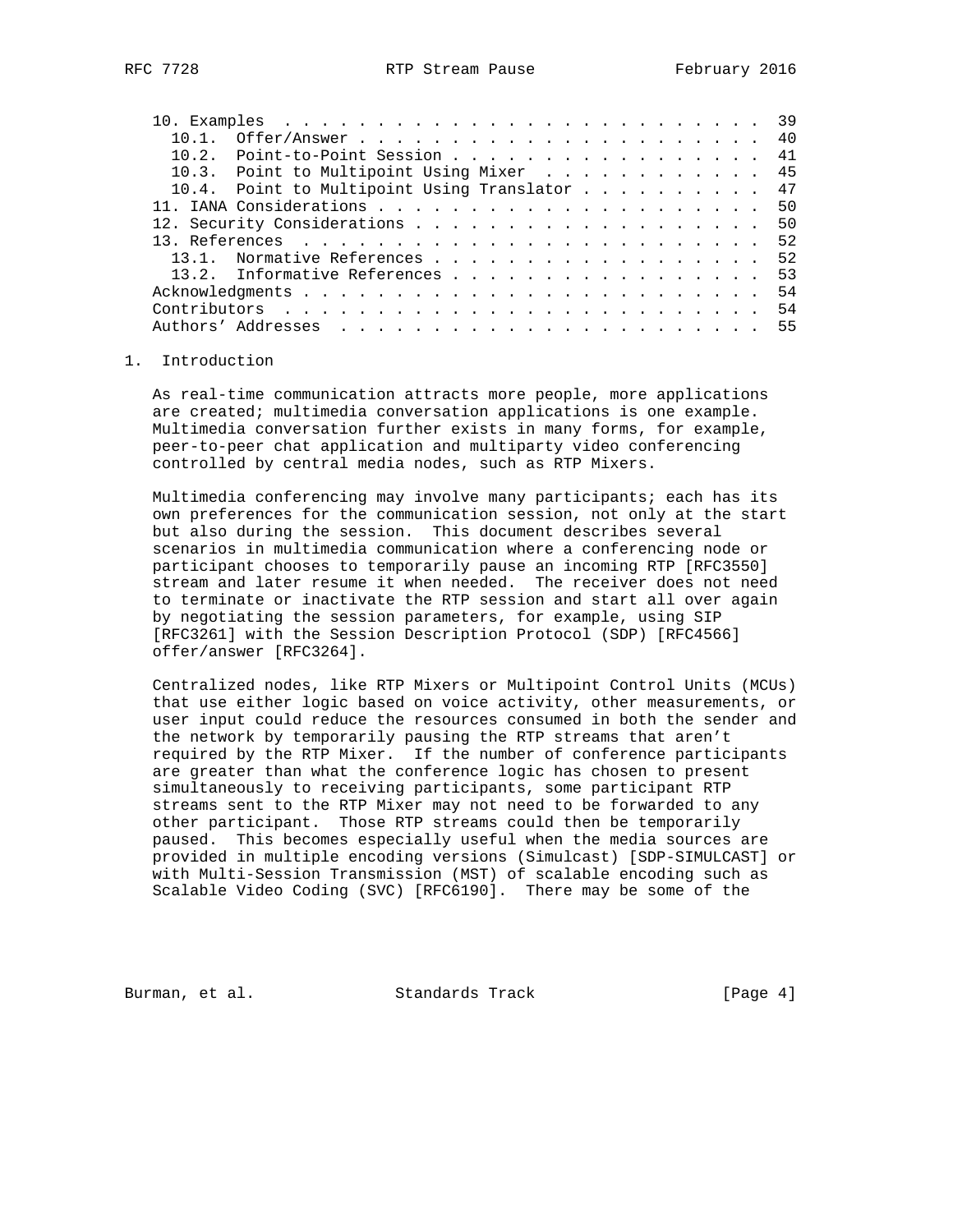10. Examples . . . . . . . . . . . . . . . . . . . . . . . . . . 39
   10.1. Offer/Answer . . . . . . . . . . . . . . . . . . . . . . . 40
   10.2. Point-to-Point Session . . . . . . . . . . . . . . . . . . 41
   10.3. Point to Multipoint Using Mixer . . . . . . . . . . . . . 45
   10.4. Point to Multipoint Using Translator . . . . . . . . . . . 47
11. IANA Considerations . . . . . . . . . . . . . . . . . . . . . 50
12. Security Considerations . . . . . . . . . . . . . . . . . . . 50
13. References . . . . . . . . . . . . . . . . . . . . . . . . . 52
   13.1. Normative References . . . . . . . . . . . . . . . . . . 52
   13.2. Informative References . . . . . . . . . . . . . . . . . 53
Acknowledgments . . . . . . . . . . . . . . . . . . . . . . . . . 54
Contributors . . . . . . . . . . . . . . . . . . . . . . . . . . 54
Authors' Addresses . . . . . . . . . . . . . . . . . . . . . . . 55

# 1. Introduction

As real-time communication attracts more people, more applications are created; multimedia conversation applications is one example. Multimedia conversation further exists in many forms, for example, peer-to-peer chat application and multiparty video conferencing controlled by central media nodes, such as RTP Mixers.

Multimedia conferencing may involve many participants; each has its own preferences for the communication session, not only at the start but also during the session. This document describes several scenarios in multimedia communication where a conferencing node or participant chooses to temporarily pause an incoming RTP [RFC3550] stream and later resume it when needed. The receiver does not need to terminate or inactivate the RTP session and start all over again by negotiating the session parameters, for example, using SIP [RFC3261] with the Session Description Protocol (SDP) [RFC4566] offer/answer [RFC3264].

Centralized nodes, like RTP Mixers or Multipoint Control Units (MCUs) that use either logic based on voice activity, other measurements, or user input could reduce the resources consumed in both the sender and the network by temporarily pausing the RTP streams that aren't required by the RTP Mixer. If the number of conference participants are greater than what the conference logic has chosen to present simultaneously to receiving participants, some participant RTP streams sent to the RTP Mixer may not need to be forwarded to any other participant. Those RTP streams could then be temporarily paused. This becomes especially useful when the media sources are provided in multiple encoding versions (Simulcast) [SDP-SIMULCAST] or with Multi-Session Transmission (MST) of scalable encoding such as Scalable Video Coding (SVC) [RFC6190]. There may be some of the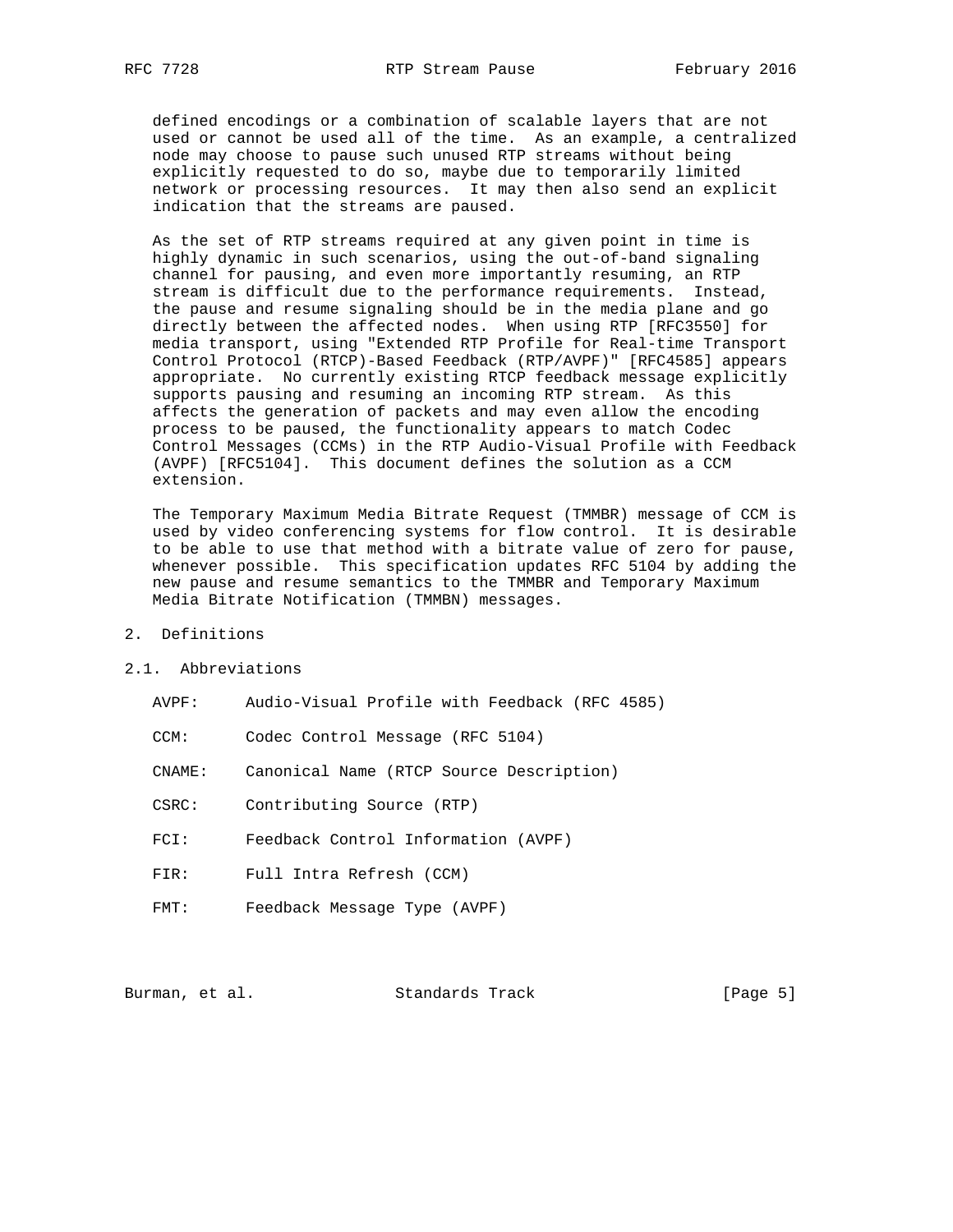defined encodings or a combination of scalable layers that are not used or cannot be used all of the time. As an example, a centralized node may choose to pause such unused RTP streams without being explicitly requested to do so, maybe due to temporarily limited network or processing resources. It may then also send an explicit indication that the streams are paused.

As the set of RTP streams required at any given point in time is highly dynamic in such scenarios, using the out-of-band signaling channel for pausing, and even more importantly resuming, an RTP stream is difficult due to the performance requirements. Instead, the pause and resume signaling should be in the media plane and go directly between the affected nodes. When using RTP [RFC3550] for media transport, using "Extended RTP Profile for Real-time Transport Control Protocol (RTCP)-Based Feedback (RTP/AVPF)" [RFC4585] appears appropriate. No currently existing RTCP feedback message explicitly supports pausing and resuming an incoming RTP stream. As this affects the generation of packets and may even allow the encoding process to be paused, the functionality appears to match Codec Control Messages (CCMs) in the RTP Audio-Visual Profile with Feedback (AVPF) [RFC5104]. This document defines the solution as a CCM extension.

The Temporary Maximum Media Bitrate Request (TMMBR) message of CCM is used by video conferencing systems for flow control. It is desirable to be able to use that method with a bitrate value of zero for pause, whenever possible. This specification updates RFC 5104 by adding the new pause and resume semantics to the TMMBR and Temporary Maximum Media Bitrate Notification (TMMBN) messages.

## 2. Definitions

### 2.1. Abbreviations

AVPF: Audio-Visual Profile with Feedback (RFC 4585)

CCM: Codec Control Message (RFC 5104)

CNAME: Canonical Name (RTCP Source Description)

CSRC: Contributing Source (RTP)

FCI: Feedback Control Information (AVPF)

FIR: Full Intra Refresh (CCM)

FMT: Feedback Message Type (AVPF)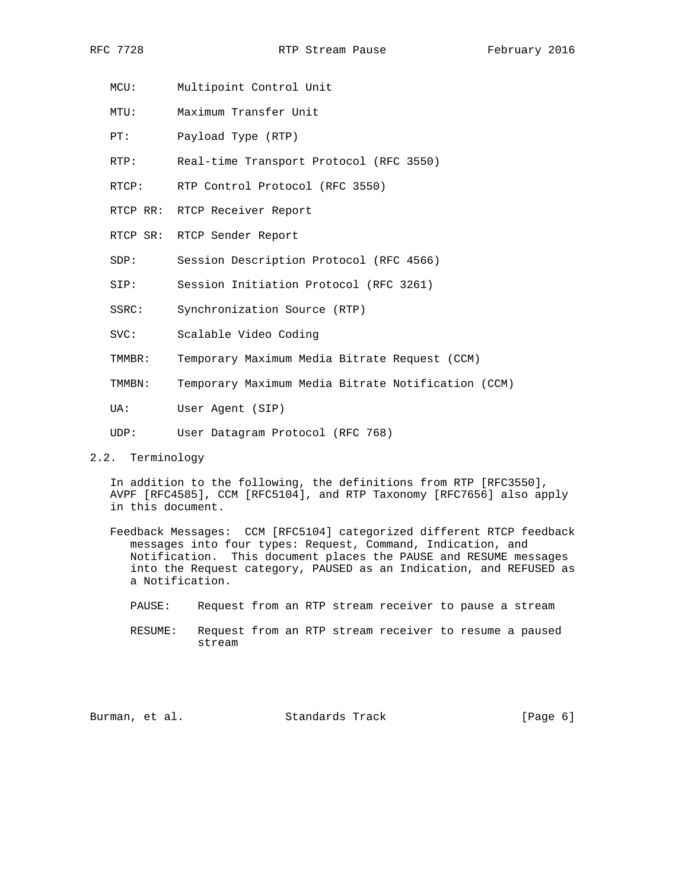MCU: Multipoint Control Unit

MTU: Maximum Transfer Unit

PT: Payload Type (RTP)

RTP: Real-time Transport Protocol (RFC 3550)

RTCP: RTP Control Protocol (RFC 3550)

RTCP RR: RTCP Receiver Report

RTCP SR: RTCP Sender Report

SDP: Session Description Protocol (RFC 4566)

SIP: Session Initiation Protocol (RFC 3261)

SSRC: Synchronization Source (RTP)

SVC: Scalable Video Coding

TMMBR: Temporary Maximum Media Bitrate Request (CCM)

TMMBN: Temporary Maximum Media Bitrate Notification (CCM)

UA: User Agent (SIP)

UDP: User Datagram Protocol (RFC 768)

## 2.2. Terminology

In addition to the following, the definitions from RTP [RFC3550], AVPF [RFC4585], CCM [RFC5104], and RTP Taxonomy [RFC7656] also apply in this document.

Feedback Messages: CCM [RFC5104] categorized different RTCP feedback messages into four types: Request, Command, Indication, and Notification. This document places the PAUSE and RESUME messages into the Request category, PAUSED as an Indication, and REFUSED as a Notification.

PAUSE: Request from an RTP stream receiver to pause a stream

RESUME: Request from an RTP stream receiver to resume a paused stream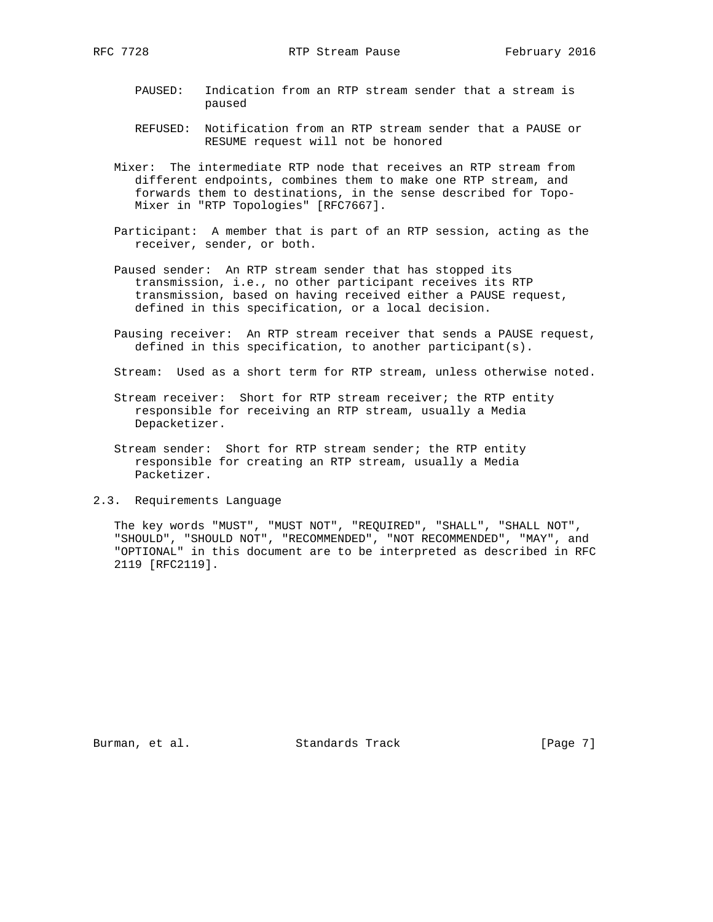PAUSED: Indication from an RTP stream sender that a stream is paused

REFUSED: Notification from an RTP stream sender that a PAUSE or RESUME request will not be honored

Mixer: The intermediate RTP node that receives an RTP stream from different endpoints, combines them to make one RTP stream, and forwards them to destinations, in the sense described for Topo-Mixer in "RTP Topologies" [RFC7667].

Participant: A member that is part of an RTP session, acting as the receiver, sender, or both.

Paused sender: An RTP stream sender that has stopped its transmission, i.e., no other participant receives its RTP transmission, based on having received either a PAUSE request, defined in this specification, or a local decision.

Pausing receiver: An RTP stream receiver that sends a PAUSE request, defined in this specification, to another participant(s).

Stream: Used as a short term for RTP stream, unless otherwise noted.

Stream receiver: Short for RTP stream receiver; the RTP entity responsible for receiving an RTP stream, usually a Media Depacketizer.

Stream sender: Short for RTP stream sender; the RTP entity responsible for creating an RTP stream, usually a Media Packetizer.

### 2.3. Requirements Language

The key words "MUST", "MUST NOT", "REQUIRED", "SHALL", "SHALL NOT", "SHOULD", "SHOULD NOT", "RECOMMENDED", "NOT RECOMMENDED", "MAY", and "OPTIONAL" in this document are to be interpreted as described in RFC 2119 [RFC2119].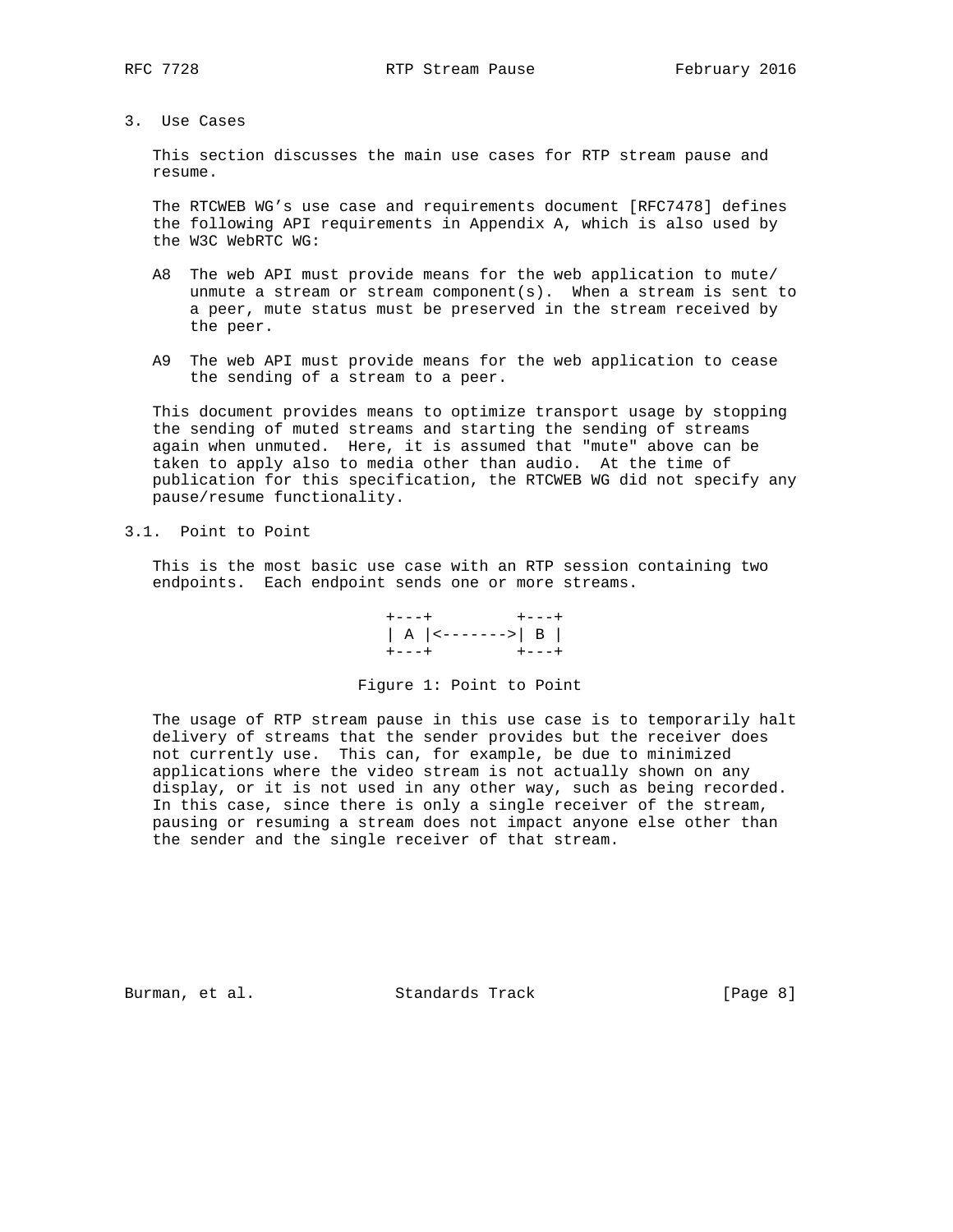## 3. Use Cases

This section discusses the main use cases for RTP stream pause and resume.

The RTCWEB WG's use case and requirements document [RFC7478] defines the following API requirements in Appendix A, which is also used by the W3C WebRTC WG:

A8 The web API must provide means for the web application to mute/unmute a stream or stream component(s). When a stream is sent to a peer, mute status must be preserved in the stream received by the peer.

A9 The web API must provide means for the web application to cease the sending of a stream to a peer.

This document provides means to optimize transport usage by stopping the sending of muted streams and starting the sending of streams again when unmuted. Here, it is assumed that "mute" above can be taken to apply also to media other than audio. At the time of publication for this specification, the RTCWEB WG did not specify any pause/resume functionality.

### 3.1. Point to Point

This is the most basic use case with an RTP session containing two endpoints. Each endpoint sends one or more streams.

```
+---+         +---+
| A |<------->| B |
+---+         +---+
```

Figure 1: Point to Point

The usage of RTP stream pause in this use case is to temporarily halt delivery of streams that the sender provides but the receiver does not currently use. This can, for example, be due to minimized applications where the video stream is not actually shown on any display, or it is not used in any other way, such as being recorded. In this case, since there is only a single receiver of the stream, pausing or resuming a stream does not impact anyone else other than the sender and the single receiver of that stream.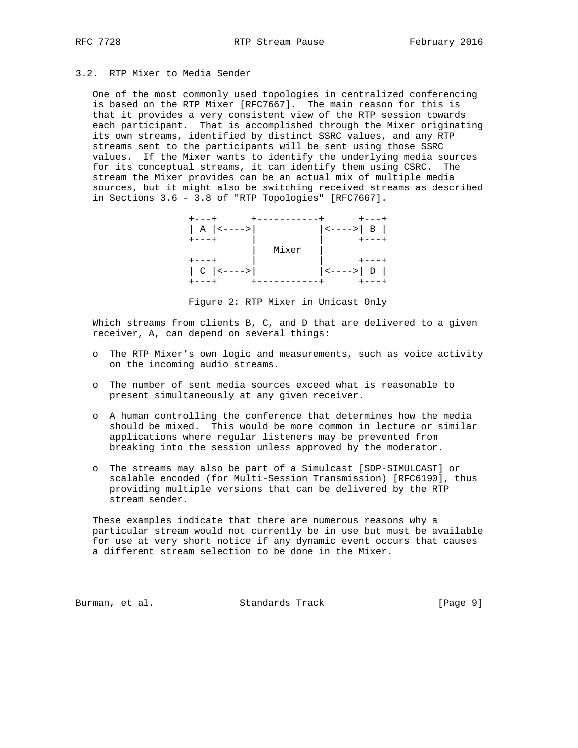### 3.2. RTP Mixer to Media Sender

One of the most commonly used topologies in centralized conferencing is based on the RTP Mixer [RFC7667]. The main reason for this is that it provides a very consistent view of the RTP session towards each participant. That is accomplished through the Mixer originating its own streams, identified by distinct SSRC values, and any RTP streams sent to the participants will be sent using those SSRC values. If the Mixer wants to identify the underlying media sources for its conceptual streams, it can identify them using CSRC. The stream the Mixer provides can be an actual mix of multiple media sources, but it might also be switching received streams as described in Sections 3.6 - 3.8 of "RTP Topologies" [RFC7667].

```
+---+      +-----------+      +---+
| A |<---->|           |<---->| B |
+---+      |           |      +---+
           |   Mixer   |
+---+      |           |      +---+
| C |<---->|           |<---->| D |
+---+      +-----------+      +---+
```

Figure 2: RTP Mixer in Unicast Only

Which streams from clients B, C, and D that are delivered to a given receiver, A, can depend on several things:

- The RTP Mixer's own logic and measurements, such as voice activity on the incoming audio streams.
- The number of sent media sources exceed what is reasonable to present simultaneously at any given receiver.
- A human controlling the conference that determines how the media should be mixed. This would be more common in lecture or similar applications where regular listeners may be prevented from breaking into the session unless approved by the moderator.
- The streams may also be part of a Simulcast [SDP-SIMULCAST] or scalable encoded (for Multi-Session Transmission) [RFC6190], thus providing multiple versions that can be delivered by the RTP stream sender.

These examples indicate that there are numerous reasons why a particular stream would not currently be in use but must be available for use at very short notice if any dynamic event occurs that causes a different stream selection to be done in the Mixer.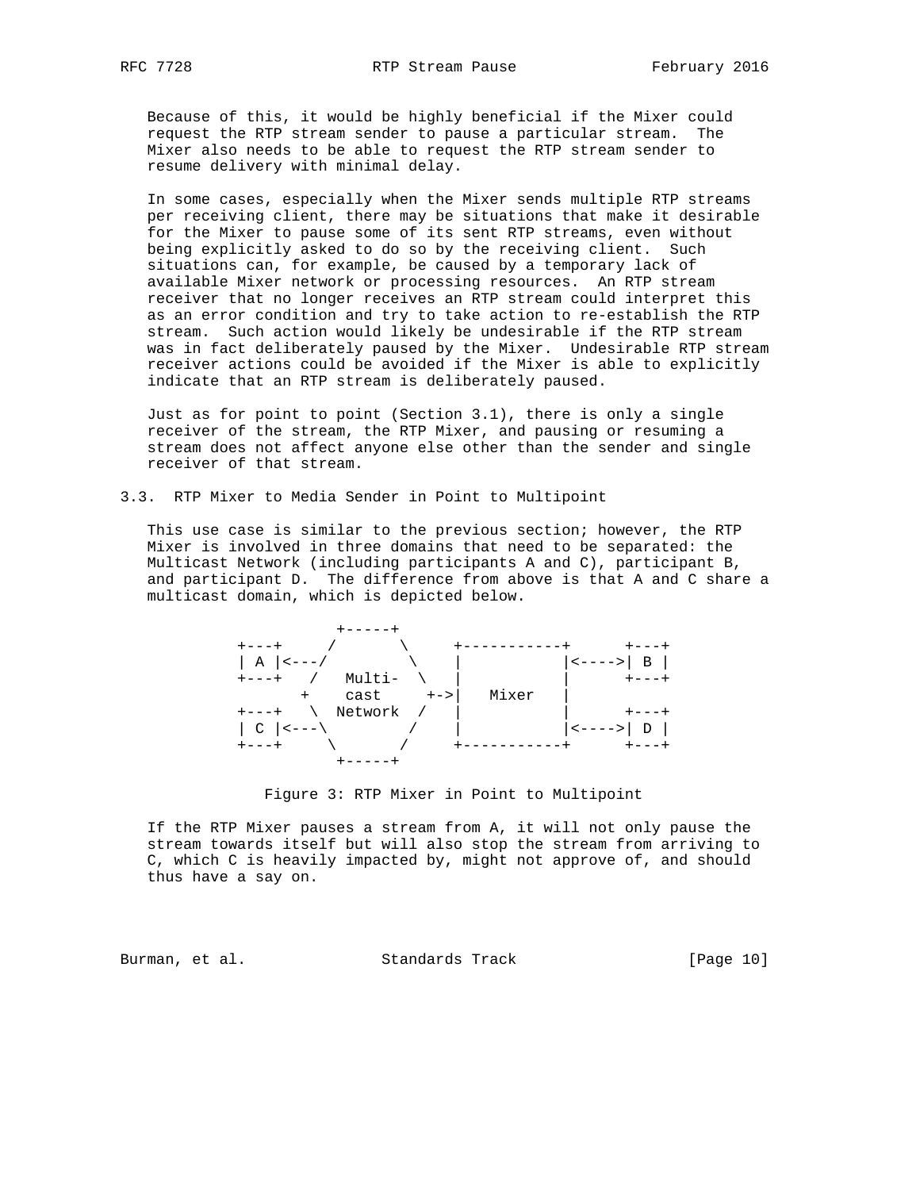Because of this, it would be highly beneficial if the Mixer could request the RTP stream sender to pause a particular stream. The Mixer also needs to be able to request the RTP stream sender to resume delivery with minimal delay.

In some cases, especially when the Mixer sends multiple RTP streams per receiving client, there may be situations that make it desirable for the Mixer to pause some of its sent RTP streams, even without being explicitly asked to do so by the receiving client. Such situations can, for example, be caused by a temporary lack of available Mixer network or processing resources. An RTP stream receiver that no longer receives an RTP stream could interpret this as an error condition and try to take action to re-establish the RTP stream. Such action would likely be undesirable if the RTP stream was in fact deliberately paused by the Mixer. Undesirable RTP stream receiver actions could be avoided if the Mixer is able to explicitly indicate that an RTP stream is deliberately paused.

Just as for point to point (Section 3.1), there is only a single receiver of the stream, the RTP Mixer, and pausing or resuming a stream does not affect anyone else other than the sender and single receiver of that stream.

### 3.3. RTP Mixer to Media Sender in Point to Multipoint

This use case is similar to the previous section; however, the RTP Mixer is involved in three domains that need to be separated: the Multicast Network (including participants A and C), participant B, and participant D. The difference from above is that A and C share a multicast domain, which is depicted below.

```
             +-----+
+---+     /       \     +-----------+      +---+
| A |<---/         \    |           |<---->| B |
+---+   /   Multi-  \   |           |      +---+
       +    cast     +->|   Mixer   |
+---+   \  Network  /   |           |      +---+
| C |<---\         /    |           |<---->| D |
+---+     \       /     +-----------+      +---+
             +-----+
```

Figure 3: RTP Mixer in Point to Multipoint

If the RTP Mixer pauses a stream from A, it will not only pause the stream towards itself but will also stop the stream from arriving to C, which C is heavily impacted by, might not approve of, and should thus have a say on.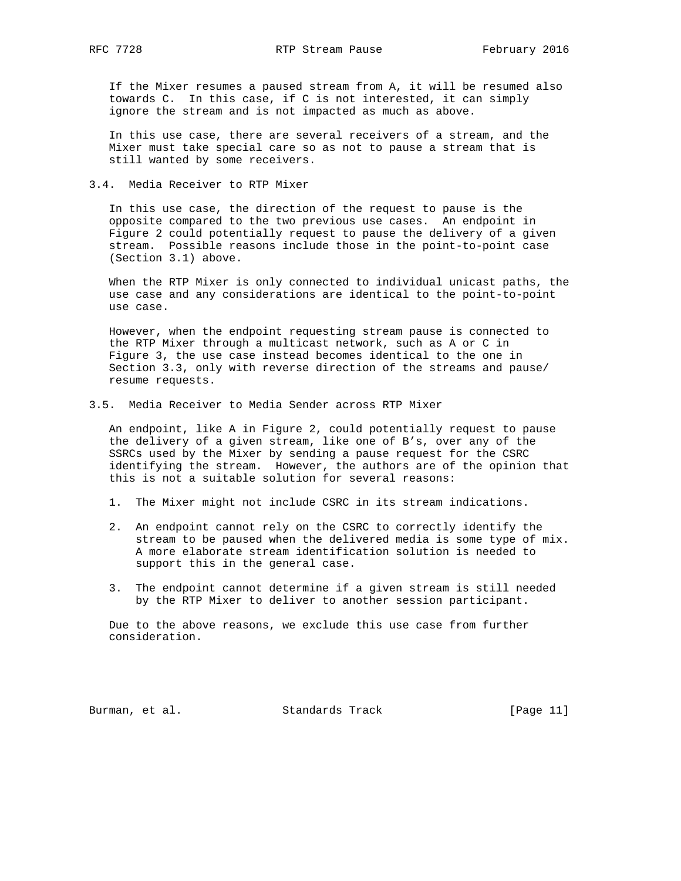If the Mixer resumes a paused stream from A, it will be resumed also towards C. In this case, if C is not interested, it can simply ignore the stream and is not impacted as much as above.

In this use case, there are several receivers of a stream, and the Mixer must take special care so as not to pause a stream that is still wanted by some receivers.

### 3.4. Media Receiver to RTP Mixer

In this use case, the direction of the request to pause is the opposite compared to the two previous use cases. An endpoint in Figure 2 could potentially request to pause the delivery of a given stream. Possible reasons include those in the point-to-point case (Section 3.1) above.

When the RTP Mixer is only connected to individual unicast paths, the use case and any considerations are identical to the point-to-point use case.

However, when the endpoint requesting stream pause is connected to the RTP Mixer through a multicast network, such as A or C in Figure 3, the use case instead becomes identical to the one in Section 3.3, only with reverse direction of the streams and pause/resume requests.

### 3.5. Media Receiver to Media Sender across RTP Mixer

An endpoint, like A in Figure 2, could potentially request to pause the delivery of a given stream, like one of B's, over any of the SSRCs used by the Mixer by sending a pause request for the CSRC identifying the stream. However, the authors are of the opinion that this is not a suitable solution for several reasons:

1. The Mixer might not include CSRC in its stream indications.

2. An endpoint cannot rely on the CSRC to correctly identify the stream to be paused when the delivered media is some type of mix. A more elaborate stream identification solution is needed to support this in the general case.

3. The endpoint cannot determine if a given stream is still needed by the RTP Mixer to deliver to another session participant.

Due to the above reasons, we exclude this use case from further consideration.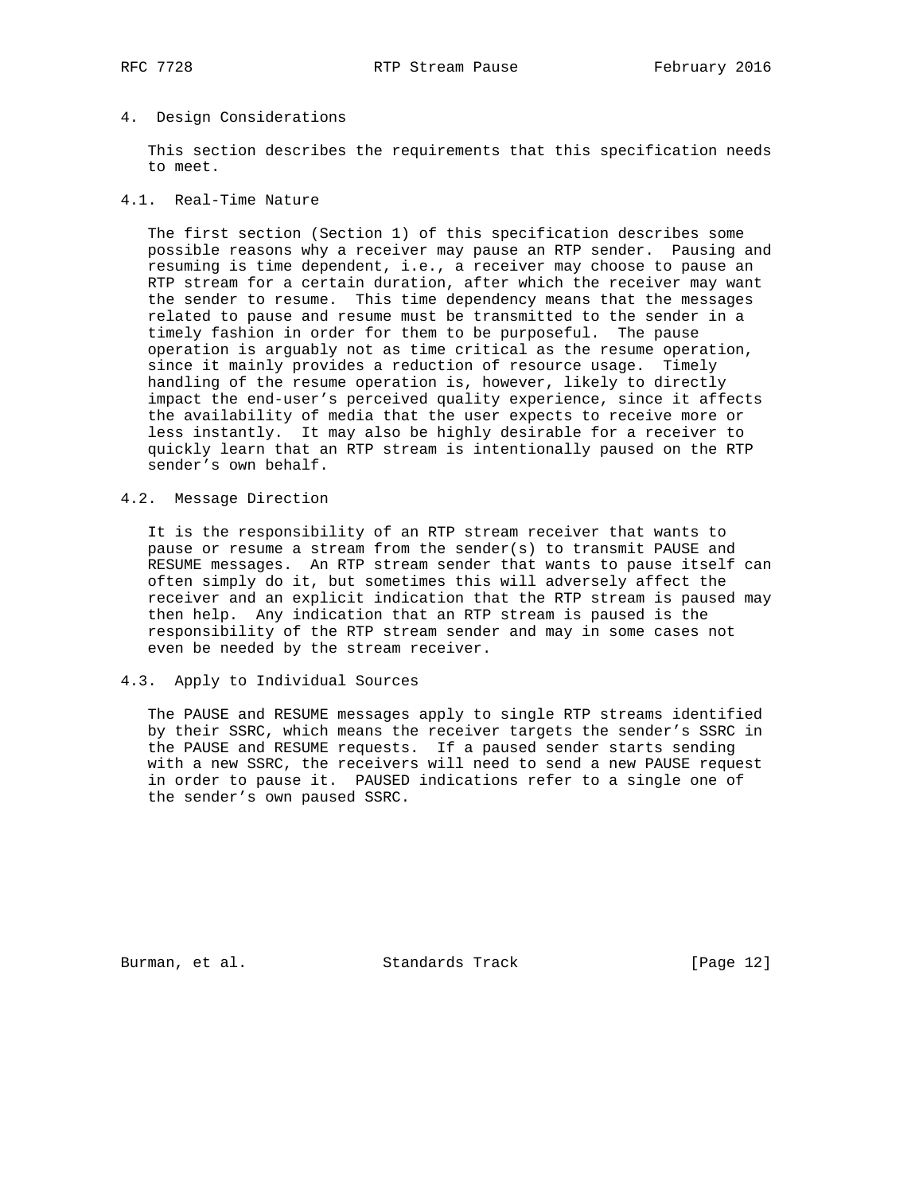# 4. Design Considerations

This section describes the requirements that this specification needs to meet.

## 4.1. Real-Time Nature

The first section (Section 1) of this specification describes some possible reasons why a receiver may pause an RTP sender. Pausing and resuming is time dependent, i.e., a receiver may choose to pause an RTP stream for a certain duration, after which the receiver may want the sender to resume. This time dependency means that the messages related to pause and resume must be transmitted to the sender in a timely fashion in order for them to be purposeful. The pause operation is arguably not as time critical as the resume operation, since it mainly provides a reduction of resource usage. Timely handling of the resume operation is, however, likely to directly impact the end-user's perceived quality experience, since it affects the availability of media that the user expects to receive more or less instantly. It may also be highly desirable for a receiver to quickly learn that an RTP stream is intentionally paused on the RTP sender's own behalf.

## 4.2. Message Direction

It is the responsibility of an RTP stream receiver that wants to pause or resume a stream from the sender(s) to transmit PAUSE and RESUME messages. An RTP stream sender that wants to pause itself can often simply do it, but sometimes this will adversely affect the receiver and an explicit indication that the RTP stream is paused may then help. Any indication that an RTP stream is paused is the responsibility of the RTP stream sender and may in some cases not even be needed by the stream receiver.

## 4.3. Apply to Individual Sources

The PAUSE and RESUME messages apply to single RTP streams identified by their SSRC, which means the receiver targets the sender's SSRC in the PAUSE and RESUME requests. If a paused sender starts sending with a new SSRC, the receivers will need to send a new PAUSE request in order to pause it. PAUSED indications refer to a single one of the sender's own paused SSRC.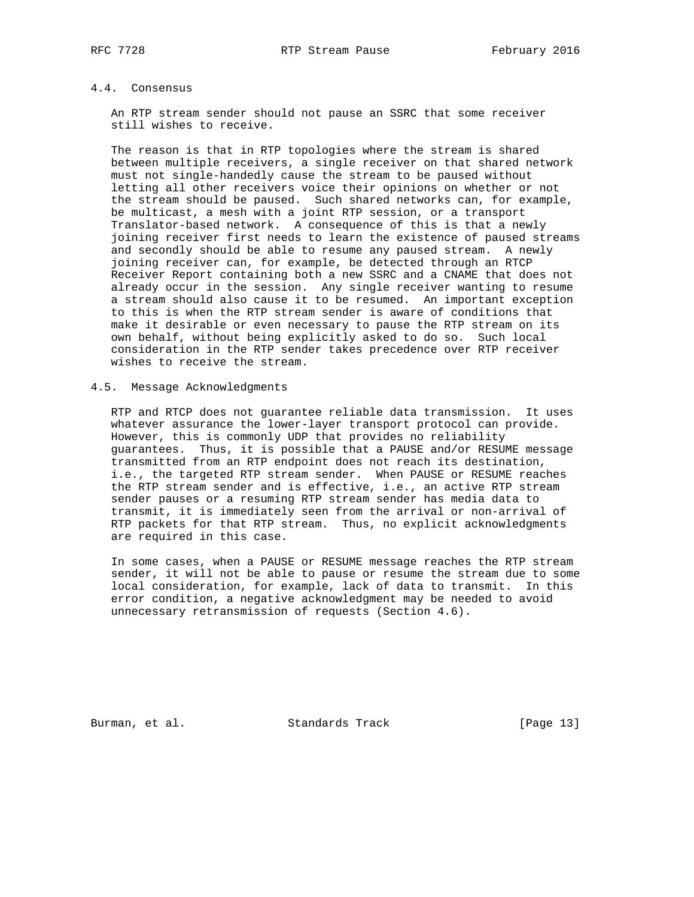### 4.4. Consensus

An RTP stream sender should not pause an SSRC that some receiver still wishes to receive.

The reason is that in RTP topologies where the stream is shared between multiple receivers, a single receiver on that shared network must not single-handedly cause the stream to be paused without letting all other receivers voice their opinions on whether or not the stream should be paused. Such shared networks can, for example, be multicast, a mesh with a joint RTP session, or a transport Translator-based network. A consequence of this is that a newly joining receiver first needs to learn the existence of paused streams and secondly should be able to resume any paused stream. A newly joining receiver can, for example, be detected through an RTCP Receiver Report containing both a new SSRC and a CNAME that does not already occur in the session. Any single receiver wanting to resume a stream should also cause it to be resumed. An important exception to this is when the RTP stream sender is aware of conditions that make it desirable or even necessary to pause the RTP stream on its own behalf, without being explicitly asked to do so. Such local consideration in the RTP sender takes precedence over RTP receiver wishes to receive the stream.

### 4.5. Message Acknowledgments

RTP and RTCP does not guarantee reliable data transmission. It uses whatever assurance the lower-layer transport protocol can provide. However, this is commonly UDP that provides no reliability guarantees. Thus, it is possible that a PAUSE and/or RESUME message transmitted from an RTP endpoint does not reach its destination, i.e., the targeted RTP stream sender. When PAUSE or RESUME reaches the RTP stream sender and is effective, i.e., an active RTP stream sender pauses or a resuming RTP stream sender has media data to transmit, it is immediately seen from the arrival or non-arrival of RTP packets for that RTP stream. Thus, no explicit acknowledgments are required in this case.

In some cases, when a PAUSE or RESUME message reaches the RTP stream sender, it will not be able to pause or resume the stream due to some local consideration, for example, lack of data to transmit. In this error condition, a negative acknowledgment may be needed to avoid unnecessary retransmission of requests (Section 4.6).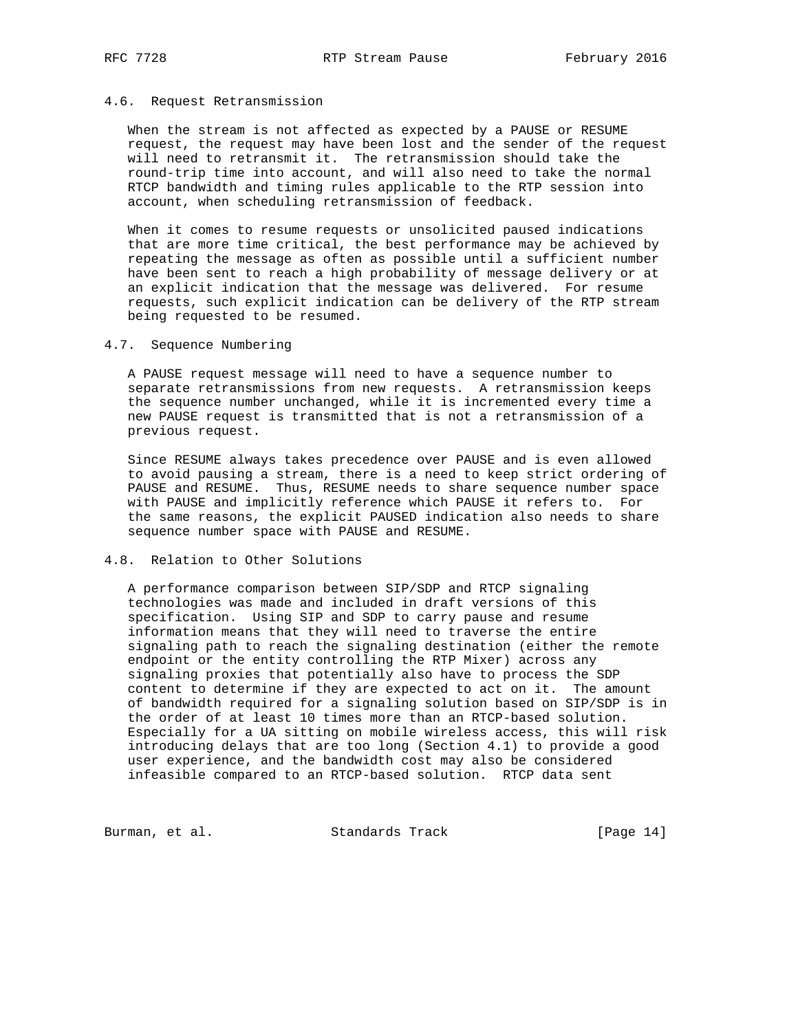### 4.6. Request Retransmission

When the stream is not affected as expected by a PAUSE or RESUME request, the request may have been lost and the sender of the request will need to retransmit it. The retransmission should take the round-trip time into account, and will also need to take the normal RTCP bandwidth and timing rules applicable to the RTP session into account, when scheduling retransmission of feedback.

When it comes to resume requests or unsolicited paused indications that are more time critical, the best performance may be achieved by repeating the message as often as possible until a sufficient number have been sent to reach a high probability of message delivery or at an explicit indication that the message was delivered. For resume requests, such explicit indication can be delivery of the RTP stream being requested to be resumed.

### 4.7. Sequence Numbering

A PAUSE request message will need to have a sequence number to separate retransmissions from new requests. A retransmission keeps the sequence number unchanged, while it is incremented every time a new PAUSE request is transmitted that is not a retransmission of a previous request.

Since RESUME always takes precedence over PAUSE and is even allowed to avoid pausing a stream, there is a need to keep strict ordering of PAUSE and RESUME. Thus, RESUME needs to share sequence number space with PAUSE and implicitly reference which PAUSE it refers to. For the same reasons, the explicit PAUSED indication also needs to share sequence number space with PAUSE and RESUME.

### 4.8. Relation to Other Solutions

A performance comparison between SIP/SDP and RTCP signaling technologies was made and included in draft versions of this specification. Using SIP and SDP to carry pause and resume information means that they will need to traverse the entire signaling path to reach the signaling destination (either the remote endpoint or the entity controlling the RTP Mixer) across any signaling proxies that potentially also have to process the SDP content to determine if they are expected to act on it. The amount of bandwidth required for a signaling solution based on SIP/SDP is in the order of at least 10 times more than an RTCP-based solution. Especially for a UA sitting on mobile wireless access, this will risk introducing delays that are too long (Section 4.1) to provide a good user experience, and the bandwidth cost may also be considered infeasible compared to an RTCP-based solution. RTCP data sent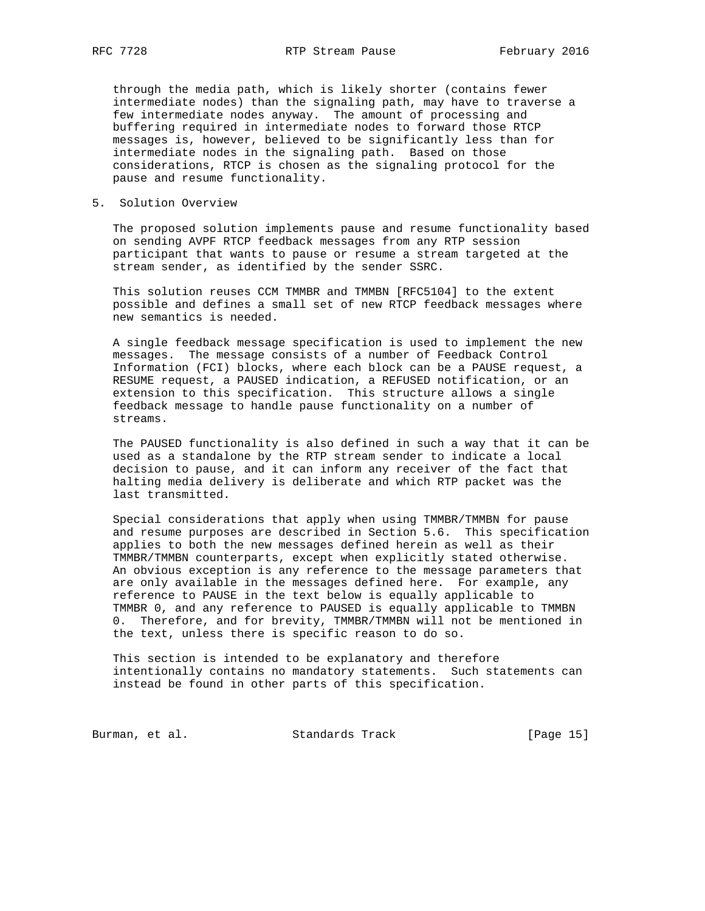through the media path, which is likely shorter (contains fewer intermediate nodes) than the signaling path, may have to traverse a few intermediate nodes anyway. The amount of processing and buffering required in intermediate nodes to forward those RTCP messages is, however, believed to be significantly less than for intermediate nodes in the signaling path. Based on those considerations, RTCP is chosen as the signaling protocol for the pause and resume functionality.

## 5. Solution Overview

The proposed solution implements pause and resume functionality based on sending AVPF RTCP feedback messages from any RTP session participant that wants to pause or resume a stream targeted at the stream sender, as identified by the sender SSRC.

This solution reuses CCM TMMBR and TMMBN [RFC5104] to the extent possible and defines a small set of new RTCP feedback messages where new semantics is needed.

A single feedback message specification is used to implement the new messages. The message consists of a number of Feedback Control Information (FCI) blocks, where each block can be a PAUSE request, a RESUME request, a PAUSED indication, a REFUSED notification, or an extension to this specification. This structure allows a single feedback message to handle pause functionality on a number of streams.

The PAUSED functionality is also defined in such a way that it can be used as a standalone by the RTP stream sender to indicate a local decision to pause, and it can inform any receiver of the fact that halting media delivery is deliberate and which RTP packet was the last transmitted.

Special considerations that apply when using TMMBR/TMMBN for pause and resume purposes are described in Section 5.6. This specification applies to both the new messages defined herein as well as their TMMBR/TMMBN counterparts, except when explicitly stated otherwise. An obvious exception is any reference to the message parameters that are only available in the messages defined here. For example, any reference to PAUSE in the text below is equally applicable to TMMBR 0, and any reference to PAUSED is equally applicable to TMMBN 0. Therefore, and for brevity, TMMBR/TMMBN will not be mentioned in the text, unless there is specific reason to do so.

This section is intended to be explanatory and therefore intentionally contains no mandatory statements. Such statements can instead be found in other parts of this specification.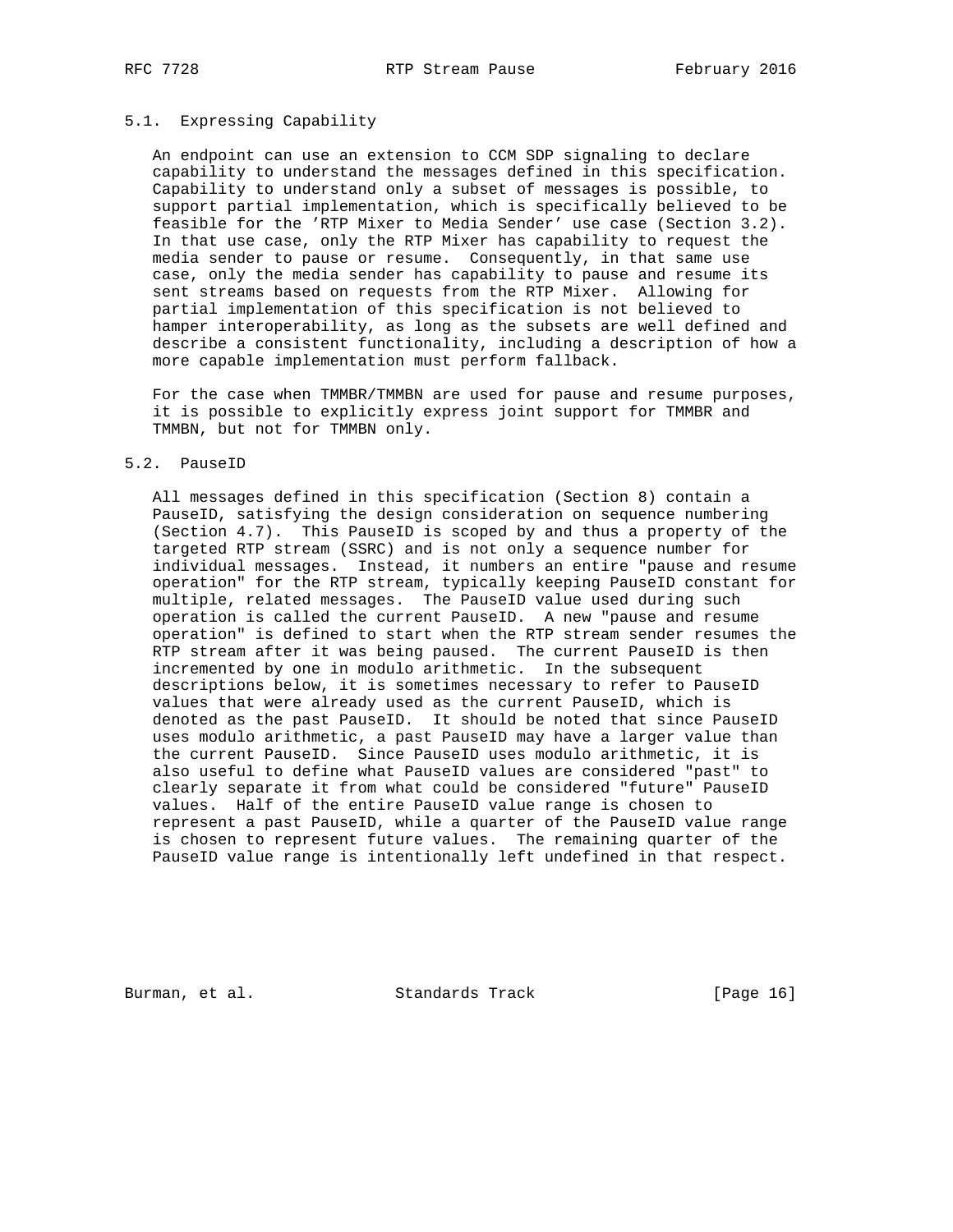### 5.1. Expressing Capability

An endpoint can use an extension to CCM SDP signaling to declare capability to understand the messages defined in this specification. Capability to understand only a subset of messages is possible, to support partial implementation, which is specifically believed to be feasible for the 'RTP Mixer to Media Sender' use case (Section 3.2). In that use case, only the RTP Mixer has capability to request the media sender to pause or resume. Consequently, in that same use case, only the media sender has capability to pause and resume its sent streams based on requests from the RTP Mixer. Allowing for partial implementation of this specification is not believed to hamper interoperability, as long as the subsets are well defined and describe a consistent functionality, including a description of how a more capable implementation must perform fallback.

For the case when TMMBR/TMMBN are used for pause and resume purposes, it is possible to explicitly express joint support for TMMBR and TMMBN, but not for TMMBN only.

### 5.2. PauseID

All messages defined in this specification (Section 8) contain a PauseID, satisfying the design consideration on sequence numbering (Section 4.7). This PauseID is scoped by and thus a property of the targeted RTP stream (SSRC) and is not only a sequence number for individual messages. Instead, it numbers an entire "pause and resume operation" for the RTP stream, typically keeping PauseID constant for multiple, related messages. The PauseID value used during such operation is called the current PauseID. A new "pause and resume operation" is defined to start when the RTP stream sender resumes the RTP stream after it was being paused. The current PauseID is then incremented by one in modulo arithmetic. In the subsequent descriptions below, it is sometimes necessary to refer to PauseID values that were already used as the current PauseID, which is denoted as the past PauseID. It should be noted that since PauseID uses modulo arithmetic, a past PauseID may have a larger value than the current PauseID. Since PauseID uses modulo arithmetic, it is also useful to define what PauseID values are considered "past" to clearly separate it from what could be considered "future" PauseID values. Half of the entire PauseID value range is chosen to represent a past PauseID, while a quarter of the PauseID value range is chosen to represent future values. The remaining quarter of the PauseID value range is intentionally left undefined in that respect.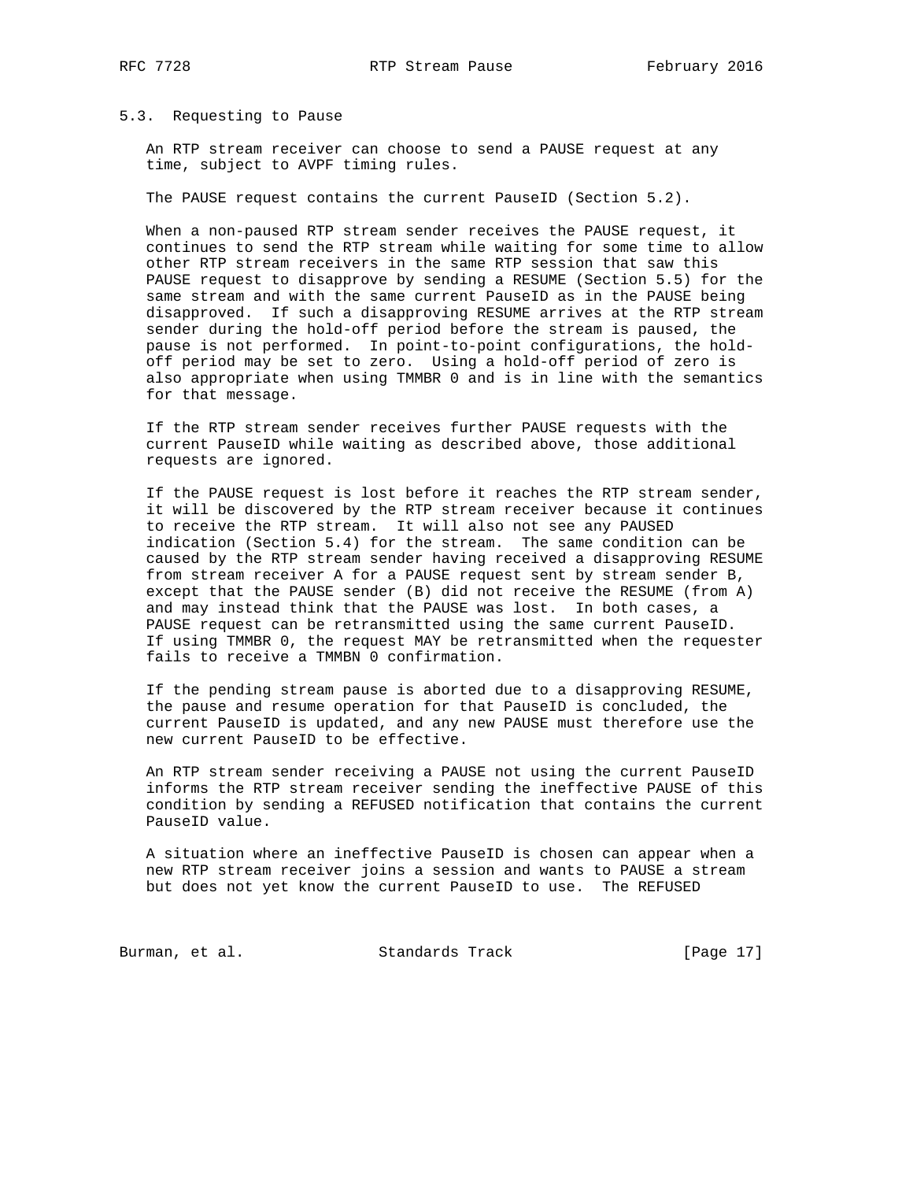### 5.3. Requesting to Pause

An RTP stream receiver can choose to send a PAUSE request at any time, subject to AVPF timing rules.

The PAUSE request contains the current PauseID (Section 5.2).

When a non-paused RTP stream sender receives the PAUSE request, it continues to send the RTP stream while waiting for some time to allow other RTP stream receivers in the same RTP session that saw this PAUSE request to disapprove by sending a RESUME (Section 5.5) for the same stream and with the same current PauseID as in the PAUSE being disapproved. If such a disapproving RESUME arrives at the RTP stream sender during the hold-off period before the stream is paused, the pause is not performed. In point-to-point configurations, the hold-off period may be set to zero. Using a hold-off period of zero is also appropriate when using TMMBR 0 and is in line with the semantics for that message.

If the RTP stream sender receives further PAUSE requests with the current PauseID while waiting as described above, those additional requests are ignored.

If the PAUSE request is lost before it reaches the RTP stream sender, it will be discovered by the RTP stream receiver because it continues to receive the RTP stream. It will also not see any PAUSED indication (Section 5.4) for the stream. The same condition can be caused by the RTP stream sender having received a disapproving RESUME from stream receiver A for a PAUSE request sent by stream sender B, except that the PAUSE sender (B) did not receive the RESUME (from A) and may instead think that the PAUSE was lost. In both cases, a PAUSE request can be retransmitted using the same current PauseID. If using TMMBR 0, the request MAY be retransmitted when the requester fails to receive a TMMBN 0 confirmation.

If the pending stream pause is aborted due to a disapproving RESUME, the pause and resume operation for that PauseID is concluded, the current PauseID is updated, and any new PAUSE must therefore use the new current PauseID to be effective.

An RTP stream sender receiving a PAUSE not using the current PauseID informs the RTP stream receiver sending the ineffective PAUSE of this condition by sending a REFUSED notification that contains the current PauseID value.

A situation where an ineffective PauseID is chosen can appear when a new RTP stream receiver joins a session and wants to PAUSE a stream but does not yet know the current PauseID to use. The REFUSED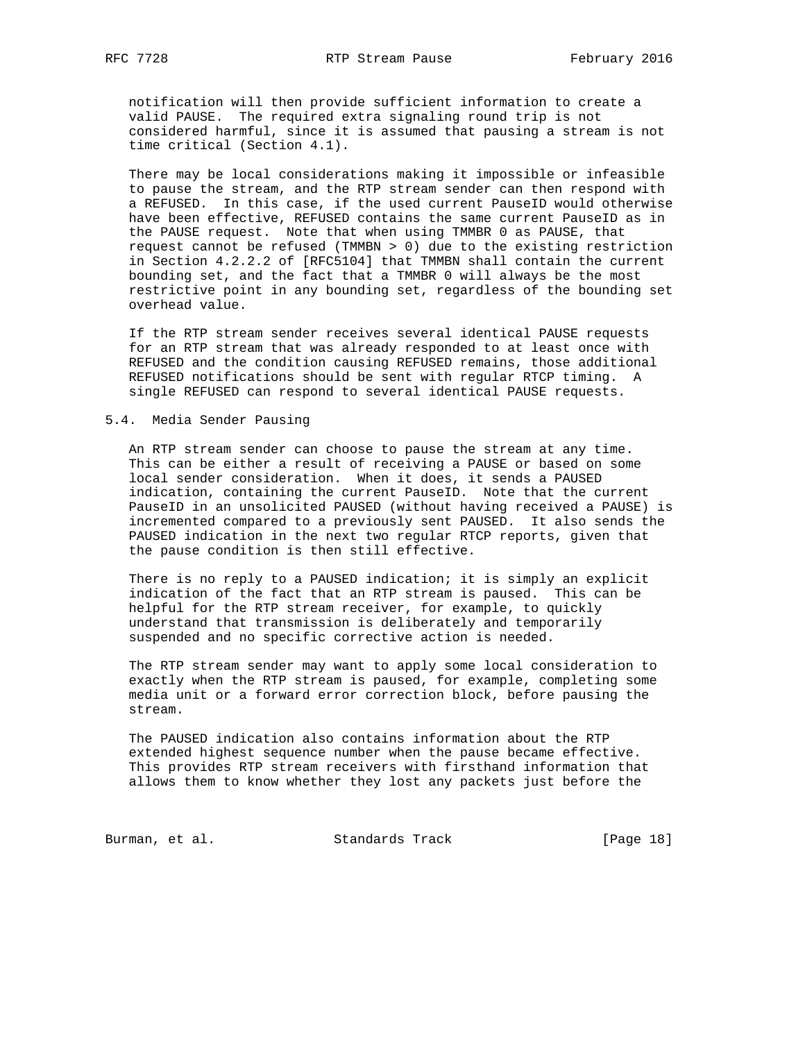notification will then provide sufficient information to create a valid PAUSE. The required extra signaling round trip is not considered harmful, since it is assumed that pausing a stream is not time critical (Section 4.1).

There may be local considerations making it impossible or infeasible to pause the stream, and the RTP stream sender can then respond with a REFUSED. In this case, if the used current PauseID would otherwise have been effective, REFUSED contains the same current PauseID as in the PAUSE request. Note that when using TMMBR 0 as PAUSE, that request cannot be refused (TMMBN > 0) due to the existing restriction in Section 4.2.2.2 of [RFC5104] that TMMBN shall contain the current bounding set, and the fact that a TMMBR 0 will always be the most restrictive point in any bounding set, regardless of the bounding set overhead value.

If the RTP stream sender receives several identical PAUSE requests for an RTP stream that was already responded to at least once with REFUSED and the condition causing REFUSED remains, those additional REFUSED notifications should be sent with regular RTCP timing. A single REFUSED can respond to several identical PAUSE requests.

### 5.4. Media Sender Pausing

An RTP stream sender can choose to pause the stream at any time. This can be either a result of receiving a PAUSE or based on some local sender consideration. When it does, it sends a PAUSED indication, containing the current PauseID. Note that the current PauseID in an unsolicited PAUSED (without having received a PAUSE) is incremented compared to a previously sent PAUSED. It also sends the PAUSED indication in the next two regular RTCP reports, given that the pause condition is then still effective.

There is no reply to a PAUSED indication; it is simply an explicit indication of the fact that an RTP stream is paused. This can be helpful for the RTP stream receiver, for example, to quickly understand that transmission is deliberately and temporarily suspended and no specific corrective action is needed.

The RTP stream sender may want to apply some local consideration to exactly when the RTP stream is paused, for example, completing some media unit or a forward error correction block, before pausing the stream.

The PAUSED indication also contains information about the RTP extended highest sequence number when the pause became effective. This provides RTP stream receivers with firsthand information that allows them to know whether they lost any packets just before the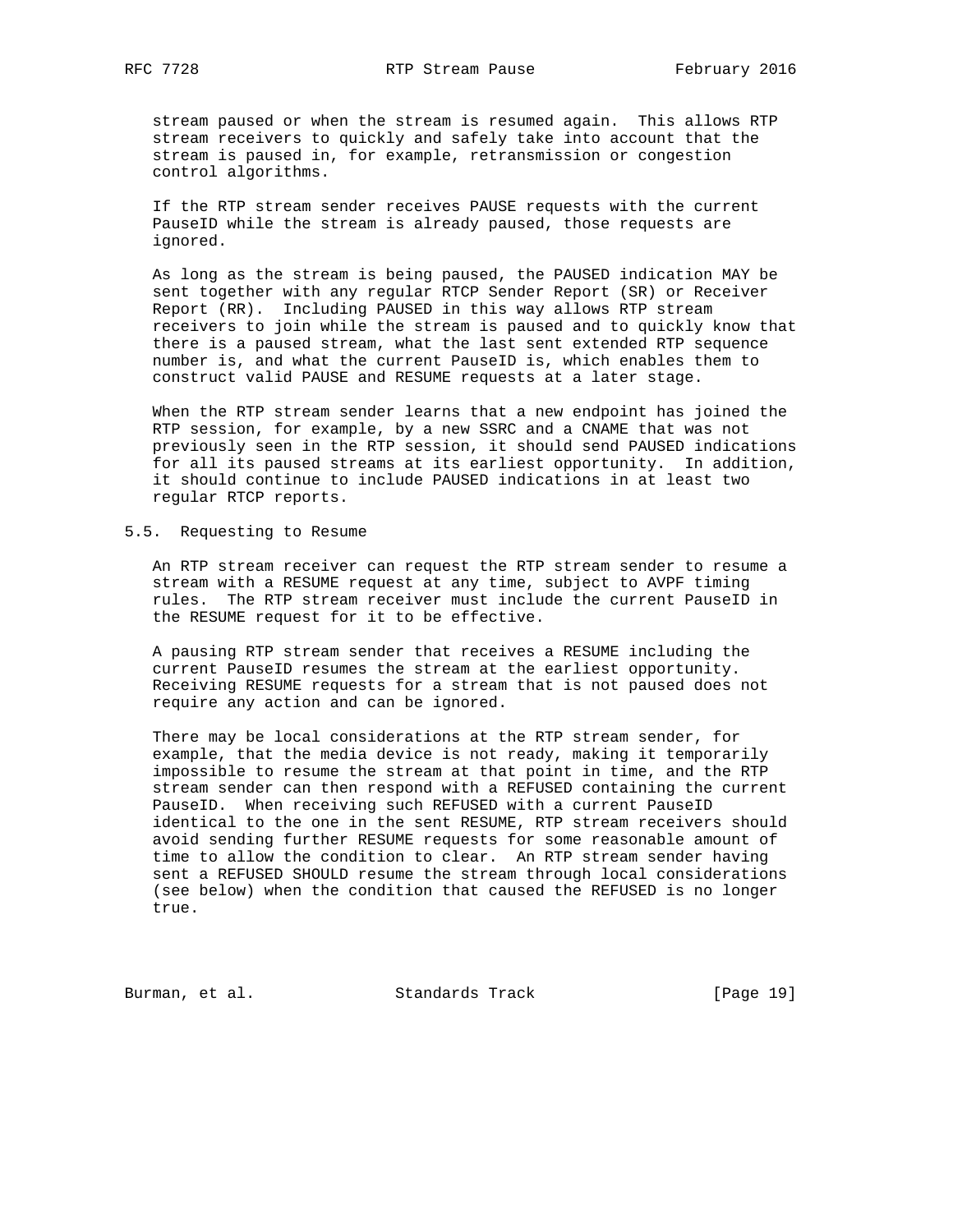stream paused or when the stream is resumed again. This allows RTP stream receivers to quickly and safely take into account that the stream is paused in, for example, retransmission or congestion control algorithms.

If the RTP stream sender receives PAUSE requests with the current PauseID while the stream is already paused, those requests are ignored.

As long as the stream is being paused, the PAUSED indication MAY be sent together with any regular RTCP Sender Report (SR) or Receiver Report (RR). Including PAUSED in this way allows RTP stream receivers to join while the stream is paused and to quickly know that there is a paused stream, what the last sent extended RTP sequence number is, and what the current PauseID is, which enables them to construct valid PAUSE and RESUME requests at a later stage.

When the RTP stream sender learns that a new endpoint has joined the RTP session, for example, by a new SSRC and a CNAME that was not previously seen in the RTP session, it should send PAUSED indications for all its paused streams at its earliest opportunity. In addition, it should continue to include PAUSED indications in at least two regular RTCP reports.

## 5.5. Requesting to Resume

An RTP stream receiver can request the RTP stream sender to resume a stream with a RESUME request at any time, subject to AVPF timing rules. The RTP stream receiver must include the current PauseID in the RESUME request for it to be effective.

A pausing RTP stream sender that receives a RESUME including the current PauseID resumes the stream at the earliest opportunity. Receiving RESUME requests for a stream that is not paused does not require any action and can be ignored.

There may be local considerations at the RTP stream sender, for example, that the media device is not ready, making it temporarily impossible to resume the stream at that point in time, and the RTP stream sender can then respond with a REFUSED containing the current PauseID. When receiving such REFUSED with a current PauseID identical to the one in the sent RESUME, RTP stream receivers should avoid sending further RESUME requests for some reasonable amount of time to allow the condition to clear. An RTP stream sender having sent a REFUSED SHOULD resume the stream through local considerations (see below) when the condition that caused the REFUSED is no longer true.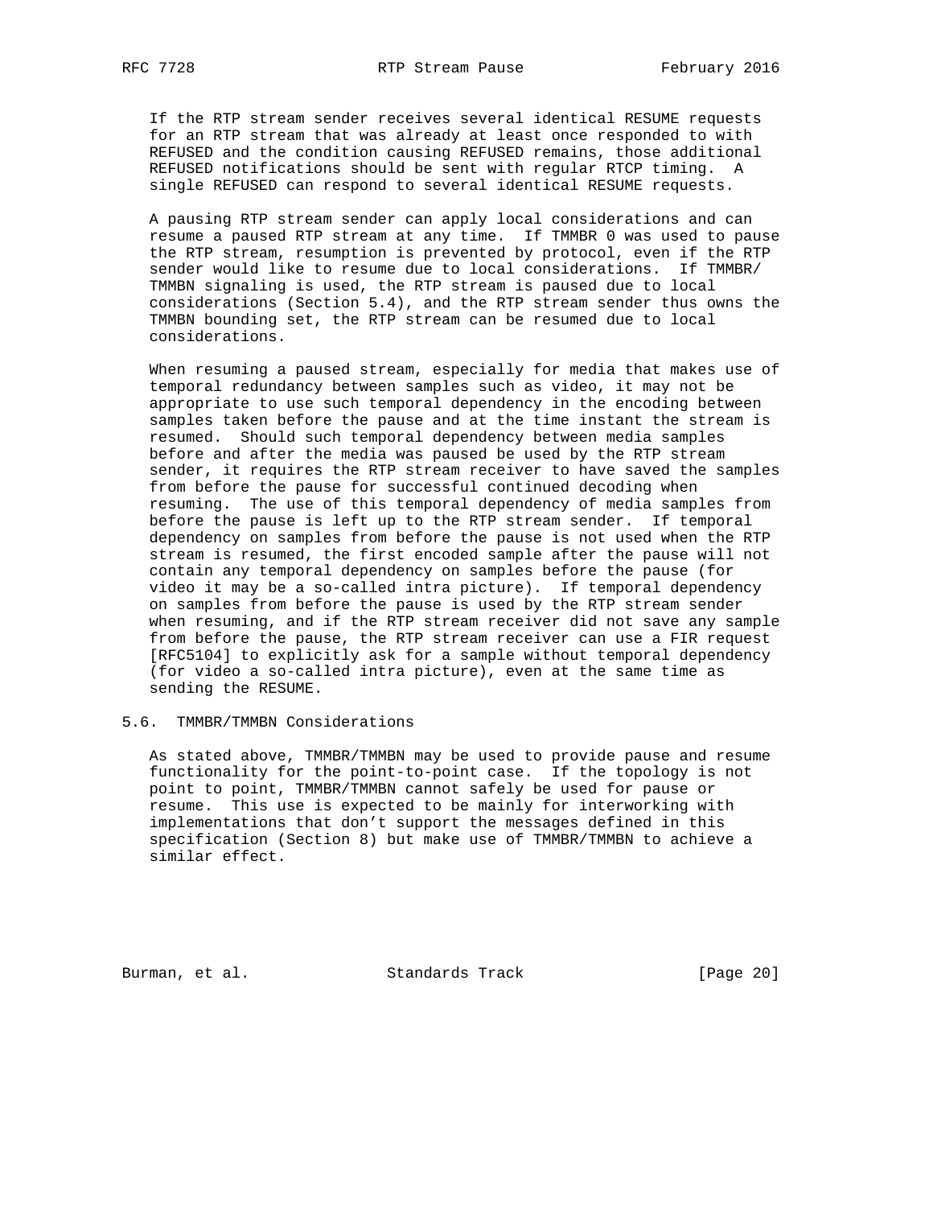If the RTP stream sender receives several identical RESUME requests for an RTP stream that was already at least once responded to with REFUSED and the condition causing REFUSED remains, those additional REFUSED notifications should be sent with regular RTCP timing. A single REFUSED can respond to several identical RESUME requests.

A pausing RTP stream sender can apply local considerations and can resume a paused RTP stream at any time. If TMMBR 0 was used to pause the RTP stream, resumption is prevented by protocol, even if the RTP sender would like to resume due to local considerations. If TMMBR/TMMBN signaling is used, the RTP stream is paused due to local considerations (Section 5.4), and the RTP stream sender thus owns the TMMBN bounding set, the RTP stream can be resumed due to local considerations.

When resuming a paused stream, especially for media that makes use of temporal redundancy between samples such as video, it may not be appropriate to use such temporal dependency in the encoding between samples taken before the pause and at the time instant the stream is resumed. Should such temporal dependency between media samples before and after the media was paused be used by the RTP stream sender, it requires the RTP stream receiver to have saved the samples from before the pause for successful continued decoding when resuming. The use of this temporal dependency of media samples from before the pause is left up to the RTP stream sender. If temporal dependency on samples from before the pause is not used when the RTP stream is resumed, the first encoded sample after the pause will not contain any temporal dependency on samples before the pause (for video it may be a so-called intra picture). If temporal dependency on samples from before the pause is used by the RTP stream sender when resuming, and if the RTP stream receiver did not save any sample from before the pause, the RTP stream receiver can use a FIR request [RFC5104] to explicitly ask for a sample without temporal dependency (for video a so-called intra picture), even at the same time as sending the RESUME.

## 5.6. TMMBR/TMMBN Considerations

As stated above, TMMBR/TMMBN may be used to provide pause and resume functionality for the point-to-point case. If the topology is not point to point, TMMBR/TMMBN cannot safely be used for pause or resume. This use is expected to be mainly for interworking with implementations that don't support the messages defined in this specification (Section 8) but make use of TMMBR/TMMBN to achieve a similar effect.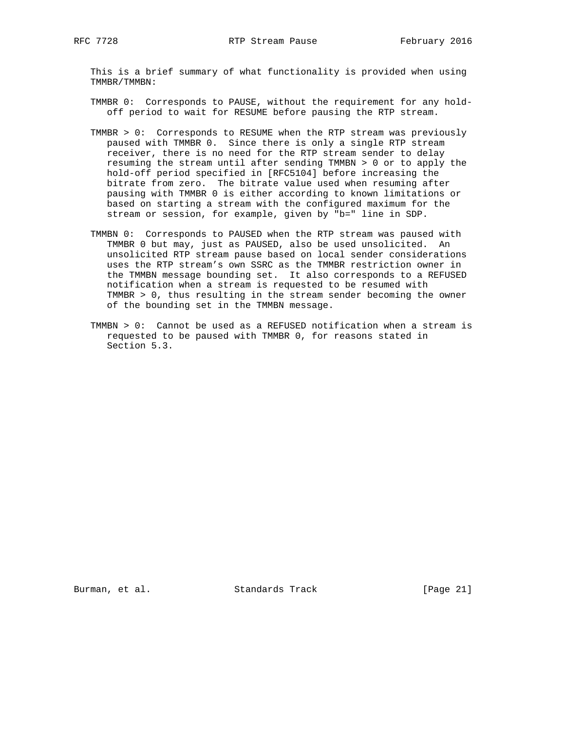This is a brief summary of what functionality is provided when using TMMBR/TMMBN:

TMMBR 0: Corresponds to PAUSE, without the requirement for any hold-off period to wait for RESUME before pausing the RTP stream.

TMMBR > 0: Corresponds to RESUME when the RTP stream was previously paused with TMMBR 0. Since there is only a single RTP stream receiver, there is no need for the RTP stream sender to delay resuming the stream until after sending TMMBN > 0 or to apply the hold-off period specified in [RFC5104] before increasing the bitrate from zero. The bitrate value used when resuming after pausing with TMMBR 0 is either according to known limitations or based on starting a stream with the configured maximum for the stream or session, for example, given by "b=" line in SDP.

TMMBN 0: Corresponds to PAUSED when the RTP stream was paused with TMMBR 0 but may, just as PAUSED, also be used unsolicited. An unsolicited RTP stream pause based on local sender considerations uses the RTP stream's own SSRC as the TMMBR restriction owner in the TMMBN message bounding set. It also corresponds to a REFUSED notification when a stream is requested to be resumed with TMMBR > 0, thus resulting in the stream sender becoming the owner of the bounding set in the TMMBN message.

TMMBN > 0: Cannot be used as a REFUSED notification when a stream is requested to be paused with TMMBR 0, for reasons stated in Section 5.3.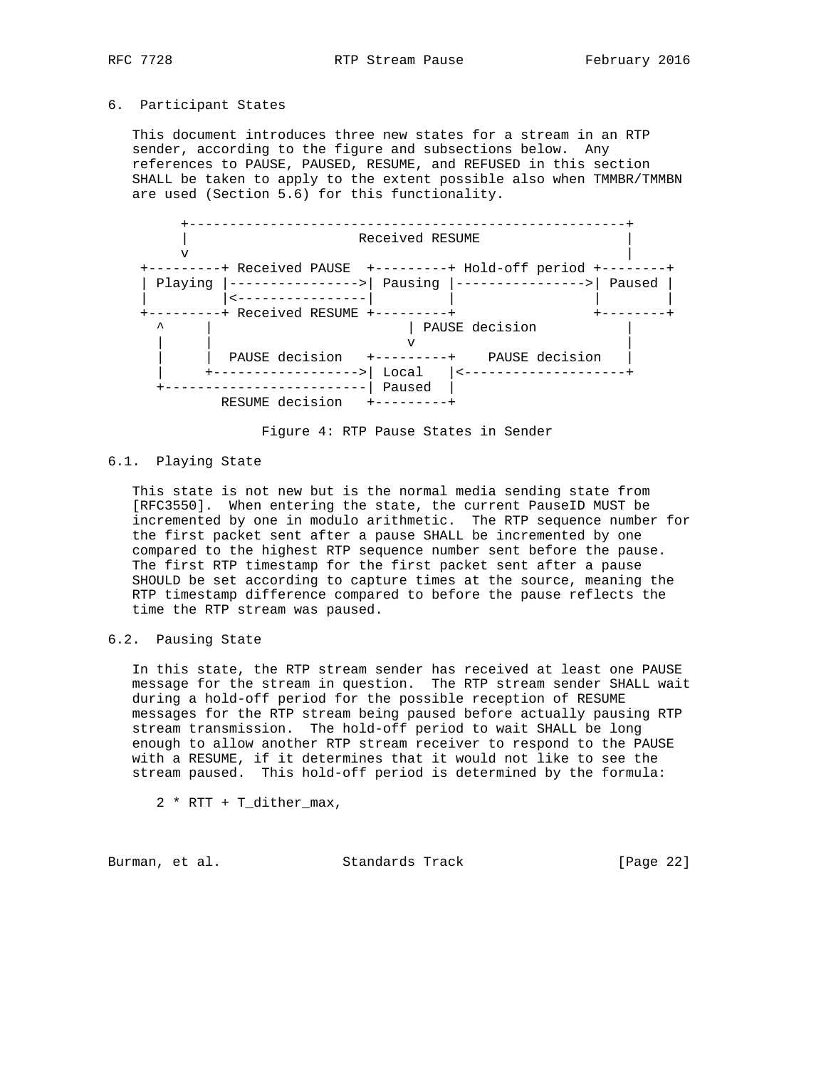## 6. Participant States

This document introduces three new states for a stream in an RTP sender, according to the figure and subsections below. Any references to PAUSE, PAUSED, RESUME, and REFUSED in this section SHALL be taken to apply to the extent possible also when TMMBR/TMMBN are used (Section 5.6) for this functionality.

```
       +------------------------------------------------------+
       |                    Received RESUME                   |
       v                                                      |
  +---------+ Received PAUSE  +---------+ Hold-off period +--------+
  | Playing |---------------->| Pausing |---------------->| Paused |
  |         |<----------------|         |                 |        |
  +---------+ Received RESUME +---------+                 +--------+
     ^     |                       | PAUSE decision           |
     |     |                       v                          |
     |     |  PAUSE decision   +---------+    PAUSE decision  |
     |     +------------------>| Local   |<-------------------+
     +-------------------------| Paused  |
           RESUME decision     +---------+
```

Figure 4: RTP Pause States in Sender

### 6.1. Playing State

This state is not new but is the normal media sending state from [RFC3550]. When entering the state, the current PauseID MUST be incremented by one in modulo arithmetic. The RTP sequence number for the first packet sent after a pause SHALL be incremented by one compared to the highest RTP sequence number sent before the pause. The first RTP timestamp for the first packet sent after a pause SHOULD be set according to capture times at the source, meaning the RTP timestamp difference compared to before the pause reflects the time the RTP stream was paused.

### 6.2. Pausing State

In this state, the RTP stream sender has received at least one PAUSE message for the stream in question. The RTP stream sender SHALL wait during a hold-off period for the possible reception of RESUME messages for the RTP stream being paused before actually pausing RTP stream transmission. The hold-off period to wait SHALL be long enough to allow another RTP stream receiver to respond to the PAUSE with a RESUME, if it determines that it would not like to see the stream paused. This hold-off period is determined by the formula:

$$2 * RTT + T\_dither\_max,$$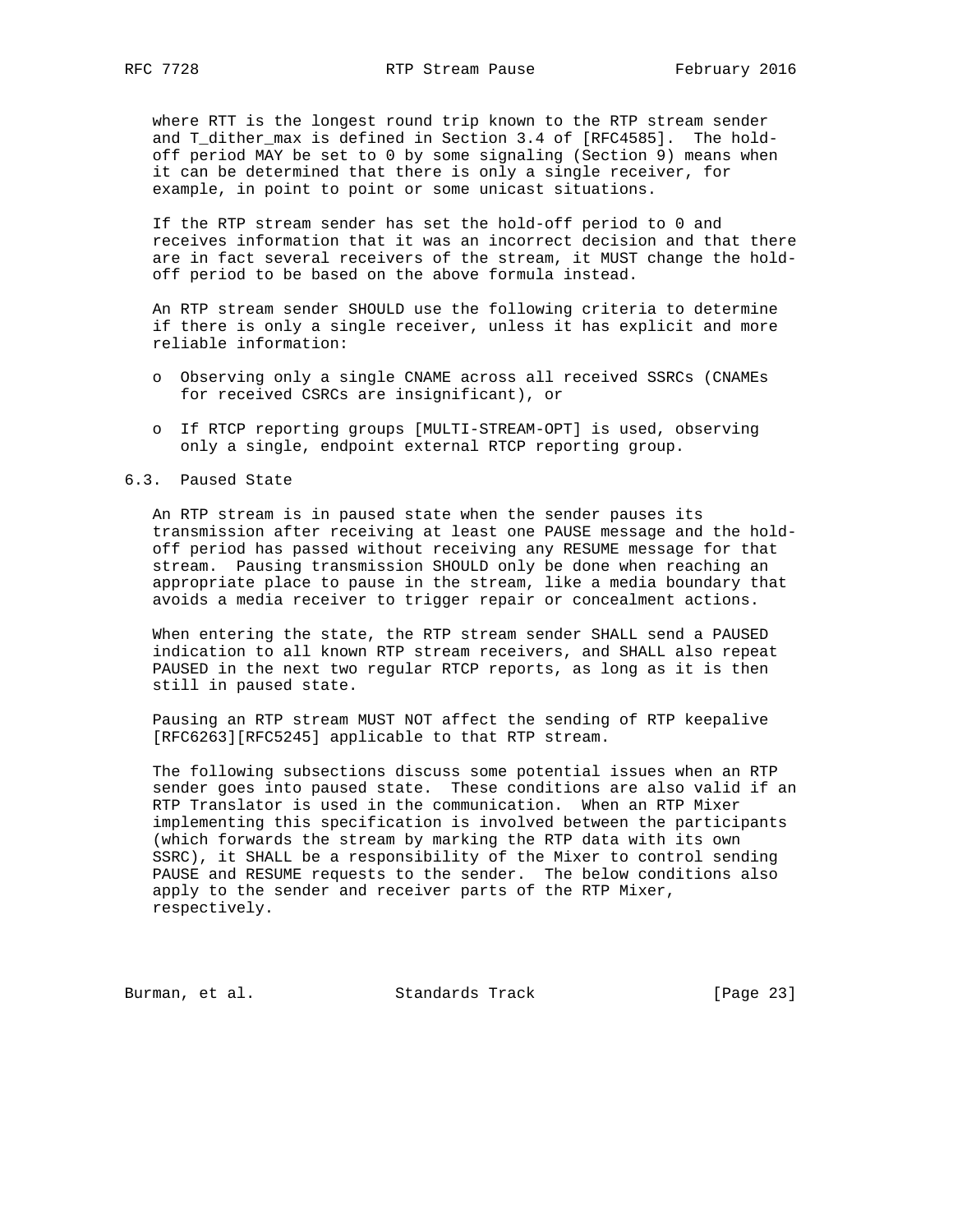where RTT is the longest round trip known to the RTP stream sender and T_dither_max is defined in Section 3.4 of [RFC4585]. The hold-off period MAY be set to 0 by some signaling (Section 9) means when it can be determined that there is only a single receiver, for example, in point to point or some unicast situations.

If the RTP stream sender has set the hold-off period to 0 and receives information that it was an incorrect decision and that there are in fact several receivers of the stream, it MUST change the hold-off period to be based on the above formula instead.

An RTP stream sender SHOULD use the following criteria to determine if there is only a single receiver, unless it has explicit and more reliable information:

- Observing only a single CNAME across all received SSRCs (CNAMEs for received CSRCs are insignificant), or
- If RTCP reporting groups [MULTI-STREAM-OPT] is used, observing only a single, endpoint external RTCP reporting group.

### 6.3. Paused State

An RTP stream is in paused state when the sender pauses its transmission after receiving at least one PAUSE message and the hold-off period has passed without receiving any RESUME message for that stream. Pausing transmission SHOULD only be done when reaching an appropriate place to pause in the stream, like a media boundary that avoids a media receiver to trigger repair or concealment actions.

When entering the state, the RTP stream sender SHALL send a PAUSED indication to all known RTP stream receivers, and SHALL also repeat PAUSED in the next two regular RTCP reports, as long as it is then still in paused state.

Pausing an RTP stream MUST NOT affect the sending of RTP keepalive [RFC6263][RFC5245] applicable to that RTP stream.

The following subsections discuss some potential issues when an RTP sender goes into paused state. These conditions are also valid if an RTP Translator is used in the communication. When an RTP Mixer implementing this specification is involved between the participants (which forwards the stream by marking the RTP data with its own SSRC), it SHALL be a responsibility of the Mixer to control sending PAUSE and RESUME requests to the sender. The below conditions also apply to the sender and receiver parts of the RTP Mixer, respectively.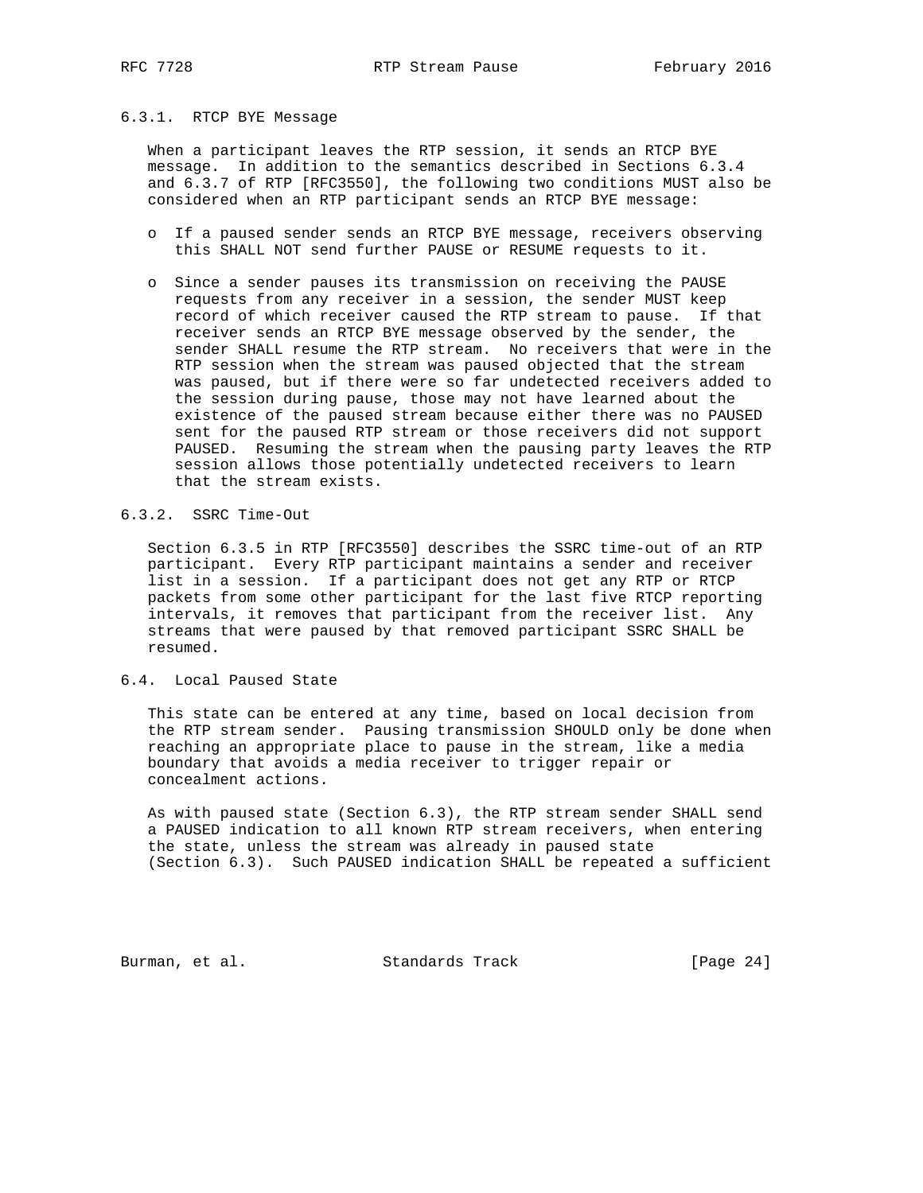### 6.3.1. RTCP BYE Message

When a participant leaves the RTP session, it sends an RTCP BYE message. In addition to the semantics described in Sections 6.3.4 and 6.3.7 of RTP [RFC3550], the following two conditions MUST also be considered when an RTP participant sends an RTCP BYE message:

- If a paused sender sends an RTCP BYE message, receivers observing this SHALL NOT send further PAUSE or RESUME requests to it.
- Since a sender pauses its transmission on receiving the PAUSE requests from any receiver in a session, the sender MUST keep record of which receiver caused the RTP stream to pause. If that receiver sends an RTCP BYE message observed by the sender, the sender SHALL resume the RTP stream. No receivers that were in the RTP session when the stream was paused objected that the stream was paused, but if there were so far undetected receivers added to the session during pause, those may not have learned about the existence of the paused stream because either there was no PAUSED sent for the paused RTP stream or those receivers did not support PAUSED. Resuming the stream when the pausing party leaves the RTP session allows those potentially undetected receivers to learn that the stream exists.

### 6.3.2. SSRC Time-Out

Section 6.3.5 in RTP [RFC3550] describes the SSRC time-out of an RTP participant. Every RTP participant maintains a sender and receiver list in a session. If a participant does not get any RTP or RTCP packets from some other participant for the last five RTCP reporting intervals, it removes that participant from the receiver list. Any streams that were paused by that removed participant SSRC SHALL be resumed.

## 6.4. Local Paused State

This state can be entered at any time, based on local decision from the RTP stream sender. Pausing transmission SHOULD only be done when reaching an appropriate place to pause in the stream, like a media boundary that avoids a media receiver to trigger repair or concealment actions.

As with paused state (Section 6.3), the RTP stream sender SHALL send a PAUSED indication to all known RTP stream receivers, when entering the state, unless the stream was already in paused state (Section 6.3). Such PAUSED indication SHALL be repeated a sufficient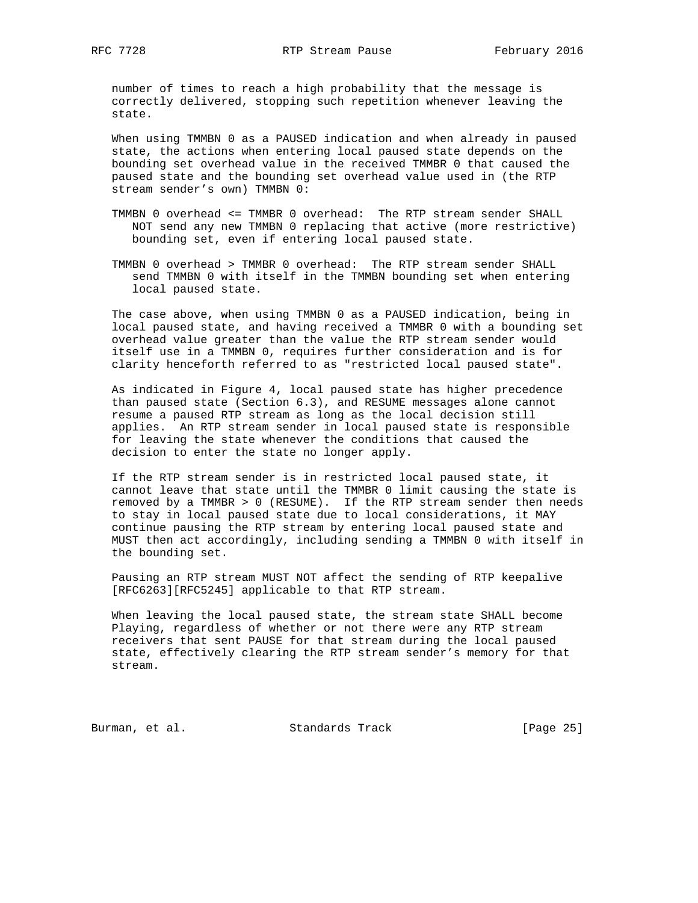number of times to reach a high probability that the message is correctly delivered, stopping such repetition whenever leaving the state.

When using TMMBN 0 as a PAUSED indication and when already in paused state, the actions when entering local paused state depends on the bounding set overhead value in the received TMMBR 0 that caused the paused state and the bounding set overhead value used in (the RTP stream sender's own) TMMBN 0:

TMMBN 0 overhead <= TMMBR 0 overhead: The RTP stream sender SHALL NOT send any new TMMBN 0 replacing that active (more restrictive) bounding set, even if entering local paused state.

TMMBN 0 overhead > TMMBR 0 overhead: The RTP stream sender SHALL send TMMBN 0 with itself in the TMMBN bounding set when entering local paused state.

The case above, when using TMMBN 0 as a PAUSED indication, being in local paused state, and having received a TMMBR 0 with a bounding set overhead value greater than the value the RTP stream sender would itself use in a TMMBN 0, requires further consideration and is for clarity henceforth referred to as "restricted local paused state".

As indicated in Figure 4, local paused state has higher precedence than paused state (Section 6.3), and RESUME messages alone cannot resume a paused RTP stream as long as the local decision still applies. An RTP stream sender in local paused state is responsible for leaving the state whenever the conditions that caused the decision to enter the state no longer apply.

If the RTP stream sender is in restricted local paused state, it cannot leave that state until the TMMBR 0 limit causing the state is removed by a TMMBR > 0 (RESUME). If the RTP stream sender then needs to stay in local paused state due to local considerations, it MAY continue pausing the RTP stream by entering local paused state and MUST then act accordingly, including sending a TMMBN 0 with itself in the bounding set.

Pausing an RTP stream MUST NOT affect the sending of RTP keepalive [RFC6263][RFC5245] applicable to that RTP stream.

When leaving the local paused state, the stream state SHALL become Playing, regardless of whether or not there were any RTP stream receivers that sent PAUSE for that stream during the local paused state, effectively clearing the RTP stream sender's memory for that stream.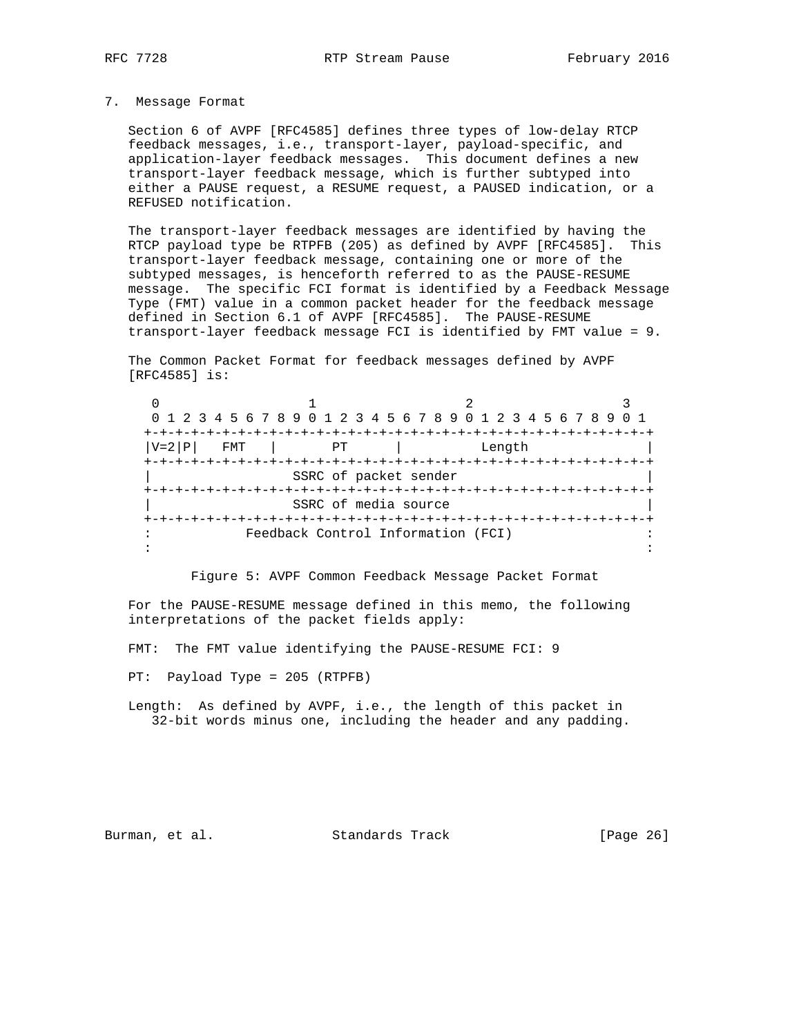## 7. Message Format

Section 6 of AVPF [RFC4585] defines three types of low-delay RTCP feedback messages, i.e., transport-layer, payload-specific, and application-layer feedback messages. This document defines a new transport-layer feedback message, which is further subtyped into either a PAUSE request, a RESUME request, a PAUSED indication, or a REFUSED notification.

The transport-layer feedback messages are identified by having the RTCP payload type be RTPFB (205) as defined by AVPF [RFC4585]. This transport-layer feedback message, containing one or more of the subtyped messages, is henceforth referred to as the PAUSE-RESUME message. The specific FCI format is identified by a Feedback Message Type (FMT) value in a common packet header for the feedback message defined in Section 6.1 of AVPF [RFC4585]. The PAUSE-RESUME transport-layer feedback message FCI is identified by FMT value = 9.

The Common Packet Format for feedback messages defined by AVPF [RFC4585] is:

```
    0                   1                   2                   3
    0 1 2 3 4 5 6 7 8 9 0 1 2 3 4 5 6 7 8 9 0 1 2 3 4 5 6 7 8 9 0 1
   +-+-+-+-+-+-+-+-+-+-+-+-+-+-+-+-+-+-+-+-+-+-+-+-+-+-+-+-+-+-+-+-+
   |V=2|P|   FMT   |       PT      |          Length               |
   +-+-+-+-+-+-+-+-+-+-+-+-+-+-+-+-+-+-+-+-+-+-+-+-+-+-+-+-+-+-+-+-+
   |                  SSRC of packet sender                        |
   +-+-+-+-+-+-+-+-+-+-+-+-+-+-+-+-+-+-+-+-+-+-+-+-+-+-+-+-+-+-+-+-+
   |                  SSRC of media source                         |
   +-+-+-+-+-+-+-+-+-+-+-+-+-+-+-+-+-+-+-+-+-+-+-+-+-+-+-+-+-+-+-+-+
   :            Feedback Control Information (FCI)                 :
   :                                                               :
```

Figure 5: AVPF Common Feedback Message Packet Format

For the PAUSE-RESUME message defined in this memo, the following interpretations of the packet fields apply:

FMT: The FMT value identifying the PAUSE-RESUME FCI: 9

PT: Payload Type = 205 (RTPFB)

Length: As defined by AVPF, i.e., the length of this packet in 32-bit words minus one, including the header and any padding.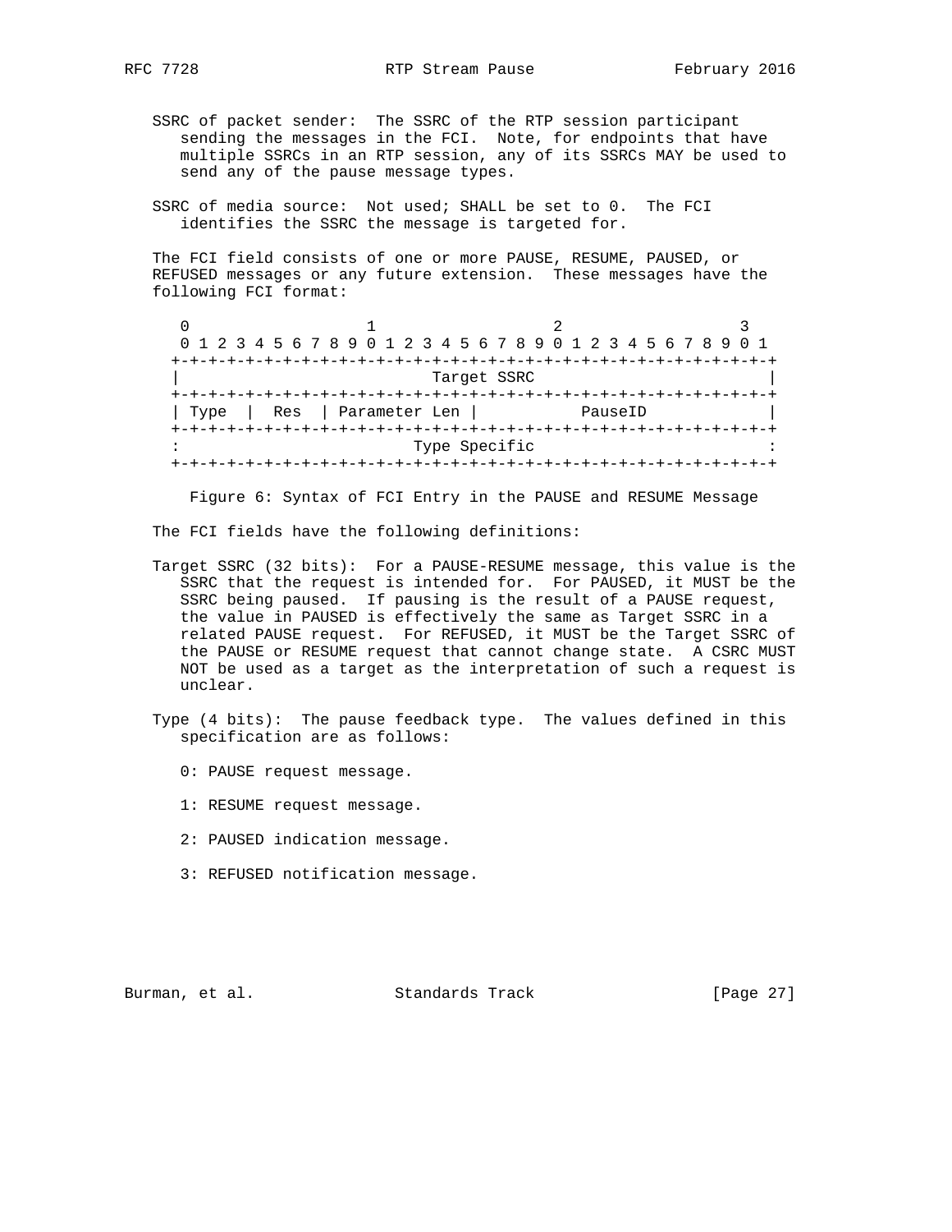SSRC of packet sender: The SSRC of the RTP session participant sending the messages in the FCI. Note, for endpoints that have multiple SSRCs in an RTP session, any of its SSRCs MAY be used to send any of the pause message types.

SSRC of media source: Not used; SHALL be set to 0. The FCI identifies the SSRC the message is targeted for.

The FCI field consists of one or more PAUSE, RESUME, PAUSED, or REFUSED messages or any future extension. These messages have the following FCI format:

```
 0                   1                   2                   3
 0 1 2 3 4 5 6 7 8 9 0 1 2 3 4 5 6 7 8 9 0 1 2 3 4 5 6 7 8 9 0 1
+-+-+-+-+-+-+-+-+-+-+-+-+-+-+-+-+-+-+-+-+-+-+-+-+-+-+-+-+-+-+-+-+
|                           Target SSRC                         |
+-+-+-+-+-+-+-+-+-+-+-+-+-+-+-+-+-+-+-+-+-+-+-+-+-+-+-+-+-+-+-+-+
| Type  |  Res  | Parameter Len |           PauseID             |
+-+-+-+-+-+-+-+-+-+-+-+-+-+-+-+-+-+-+-+-+-+-+-+-+-+-+-+-+-+-+-+-+
:                         Type Specific                         :
+-+-+-+-+-+-+-+-+-+-+-+-+-+-+-+-+-+-+-+-+-+-+-+-+-+-+-+-+-+-+-+-+
```

Figure 6: Syntax of FCI Entry in the PAUSE and RESUME Message

The FCI fields have the following definitions:

Target SSRC (32 bits): For a PAUSE-RESUME message, this value is the SSRC that the request is intended for. For PAUSED, it MUST be the SSRC being paused. If pausing is the result of a PAUSE request, the value in PAUSED is effectively the same as Target SSRC in a related PAUSE request. For REFUSED, it MUST be the Target SSRC of the PAUSE or RESUME request that cannot change state. A CSRC MUST NOT be used as a target as the interpretation of such a request is unclear.

Type (4 bits): The pause feedback type. The values defined in this specification are as follows:

- 0: PAUSE request message.
- 1: RESUME request message.
- 2: PAUSED indication message.
- 3: REFUSED notification message.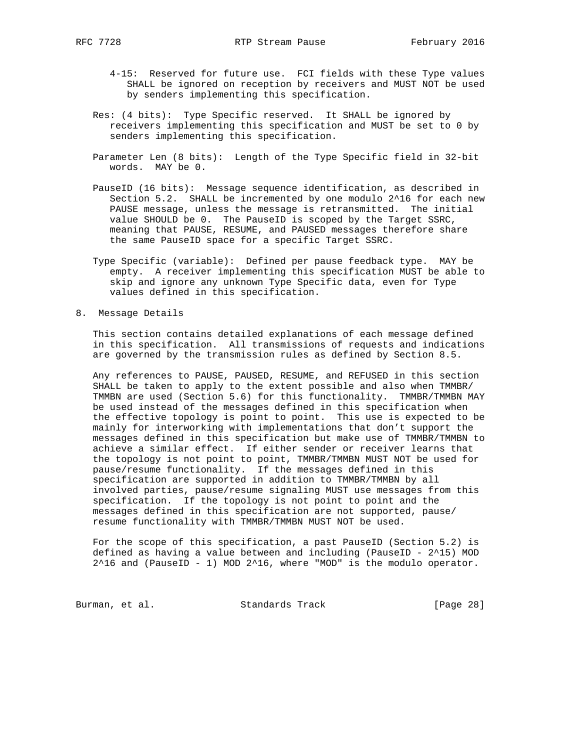- 4-15: Reserved for future use. FCI fields with these Type values SHALL be ignored on reception by receivers and MUST NOT be used by senders implementing this specification.

Res: (4 bits): Type Specific reserved. It SHALL be ignored by receivers implementing this specification and MUST be set to 0 by senders implementing this specification.

Parameter Len (8 bits): Length of the Type Specific field in 32-bit words. MAY be 0.

PauseID (16 bits): Message sequence identification, as described in Section 5.2. SHALL be incremented by one modulo $2^{16}$ for each new PAUSE message, unless the message is retransmitted. The initial value SHOULD be 0. The PauseID is scoped by the Target SSRC, meaning that PAUSE, RESUME, and PAUSED messages therefore share the same PauseID space for a specific Target SSRC.

Type Specific (variable): Defined per pause feedback type. MAY be empty. A receiver implementing this specification MUST be able to skip and ignore any unknown Type Specific data, even for Type values defined in this specification.

# 8. Message Details

This section contains detailed explanations of each message defined in this specification. All transmissions of requests and indications are governed by the transmission rules as defined by Section 8.5.

Any references to PAUSE, PAUSED, RESUME, and REFUSED in this section SHALL be taken to apply to the extent possible and also when TMMBR/TMMBN are used (Section 5.6) for this functionality. TMMBR/TMMBN MAY be used instead of the messages defined in this specification when the effective topology is point to point. This use is expected to be mainly for interworking with implementations that don't support the messages defined in this specification but make use of TMMBR/TMMBN to achieve a similar effect. If either sender or receiver learns that the topology is not point to point, TMMBR/TMMBN MUST NOT be used for pause/resume functionality. If the messages defined in this specification are supported in addition to TMMBR/TMMBN by all involved parties, pause/resume signaling MUST use messages from this specification. If the topology is not point to point and the messages defined in this specification are not supported, pause/resume functionality with TMMBR/TMMBN MUST NOT be used.

For the scope of this specification, a past PauseID (Section 5.2) is defined as having a value between and including (PauseID - $2^{15}$) MOD $2^{16}$ and (PauseID - 1) MOD $2^{16}$, where "MOD" is the modulo operator.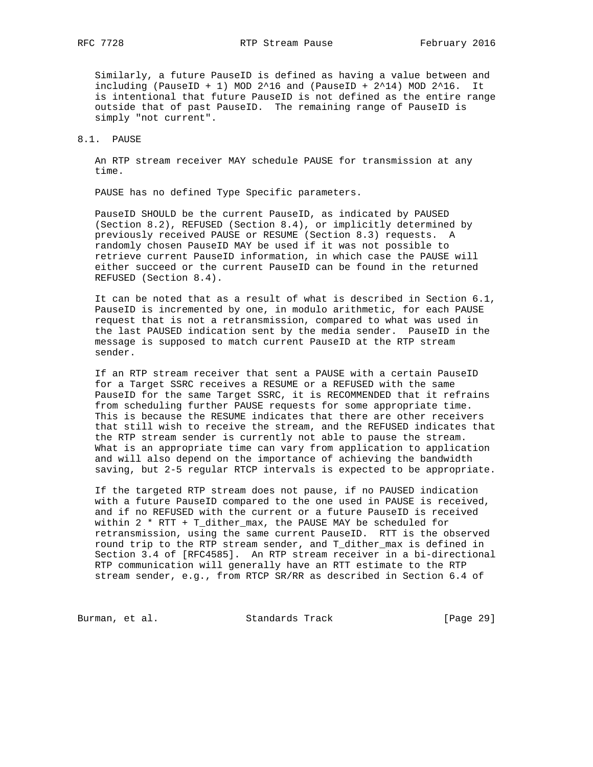Similarly, a future PauseID is defined as having a value between and including (PauseID + 1) MOD $2^{16}$ and (PauseID + $2^{14}$) MOD $2^{16}$. It is intentional that future PauseID is not defined as the entire range outside that of past PauseID. The remaining range of PauseID is simply "not current".

## 8.1. PAUSE

An RTP stream receiver MAY schedule PAUSE for transmission at any time.

PAUSE has no defined Type Specific parameters.

PauseID SHOULD be the current PauseID, as indicated by PAUSED (Section 8.2), REFUSED (Section 8.4), or implicitly determined by previously received PAUSE or RESUME (Section 8.3) requests. A randomly chosen PauseID MAY be used if it was not possible to retrieve current PauseID information, in which case the PAUSE will either succeed or the current PauseID can be found in the returned REFUSED (Section 8.4).

It can be noted that as a result of what is described in Section 6.1, PauseID is incremented by one, in modulo arithmetic, for each PAUSE request that is not a retransmission, compared to what was used in the last PAUSED indication sent by the media sender. PauseID in the message is supposed to match current PauseID at the RTP stream sender.

If an RTP stream receiver that sent a PAUSE with a certain PauseID for a Target SSRC receives a RESUME or a REFUSED with the same PauseID for the same Target SSRC, it is RECOMMENDED that it refrains from scheduling further PAUSE requests for some appropriate time. This is because the RESUME indicates that there are other receivers that still wish to receive the stream, and the REFUSED indicates that the RTP stream sender is currently not able to pause the stream. What is an appropriate time can vary from application to application and will also depend on the importance of achieving the bandwidth saving, but 2-5 regular RTCP intervals is expected to be appropriate.

If the targeted RTP stream does not pause, if no PAUSED indication with a future PauseID compared to the one used in PAUSE is received, and if no REFUSED with the current or a future PauseID is received within $2 * RTT + T_{dither\_max}$, the PAUSE MAY be scheduled for retransmission, using the same current PauseID. RTT is the observed round trip to the RTP stream sender, and $T_{dither\_max}$ is defined in Section 3.4 of [RFC4585]. An RTP stream receiver in a bi-directional RTP communication will generally have an RTT estimate to the RTP stream sender, e.g., from RTCP SR/RR as described in Section 6.4 of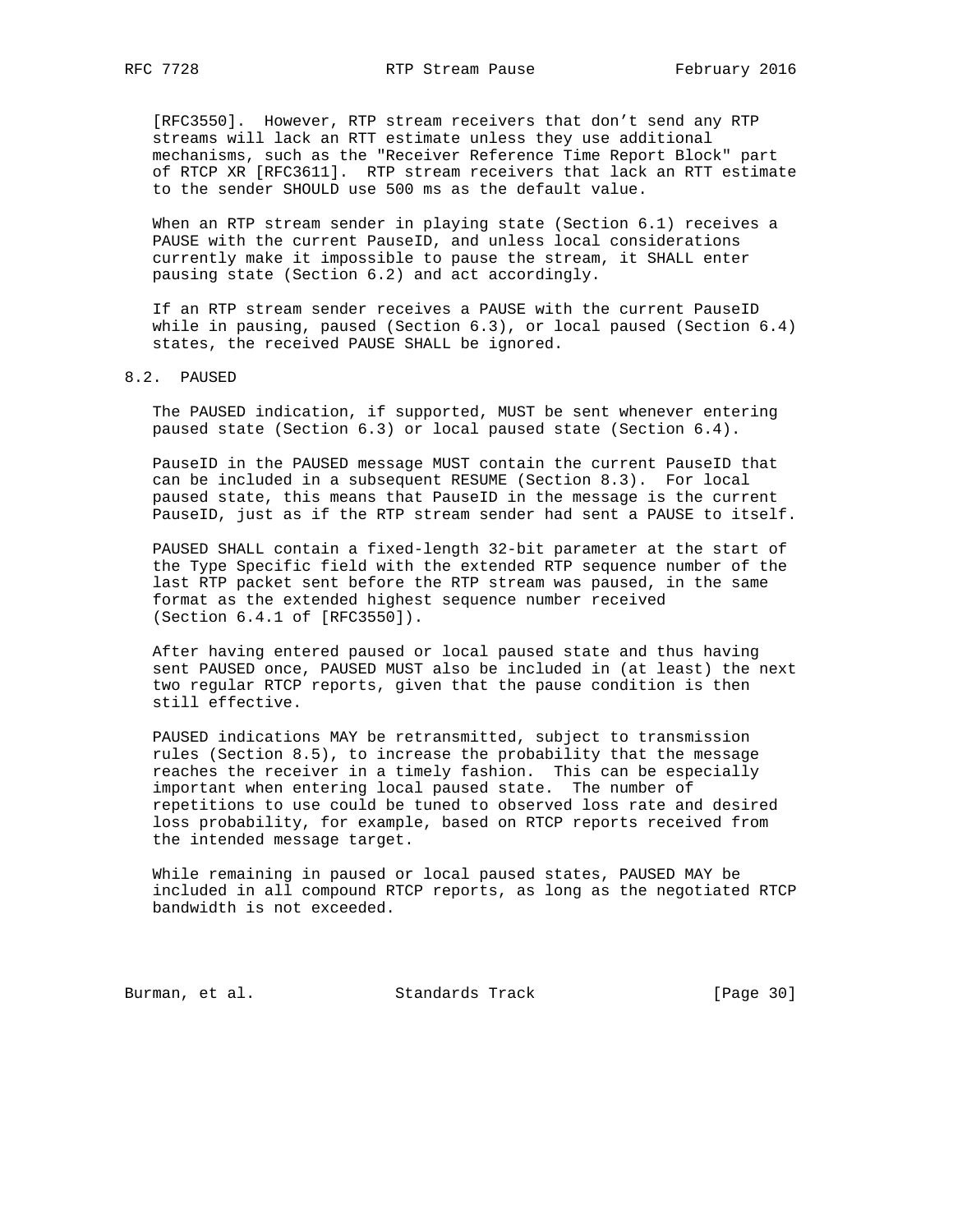[RFC3550]. However, RTP stream receivers that don't send any RTP streams will lack an RTT estimate unless they use additional mechanisms, such as the "Receiver Reference Time Report Block" part of RTCP XR [RFC3611]. RTP stream receivers that lack an RTT estimate to the sender SHOULD use 500 ms as the default value.

When an RTP stream sender in playing state (Section 6.1) receives a PAUSE with the current PauseID, and unless local considerations currently make it impossible to pause the stream, it SHALL enter pausing state (Section 6.2) and act accordingly.

If an RTP stream sender receives a PAUSE with the current PauseID while in pausing, paused (Section 6.3), or local paused (Section 6.4) states, the received PAUSE SHALL be ignored.

## 8.2. PAUSED

The PAUSED indication, if supported, MUST be sent whenever entering paused state (Section 6.3) or local paused state (Section 6.4).

PauseID in the PAUSED message MUST contain the current PauseID that can be included in a subsequent RESUME (Section 8.3). For local paused state, this means that PauseID in the message is the current PauseID, just as if the RTP stream sender had sent a PAUSE to itself.

PAUSED SHALL contain a fixed-length 32-bit parameter at the start of the Type Specific field with the extended RTP sequence number of the last RTP packet sent before the RTP stream was paused, in the same format as the extended highest sequence number received (Section 6.4.1 of [RFC3550]).

After having entered paused or local paused state and thus having sent PAUSED once, PAUSED MUST also be included in (at least) the next two regular RTCP reports, given that the pause condition is then still effective.

PAUSED indications MAY be retransmitted, subject to transmission rules (Section 8.5), to increase the probability that the message reaches the receiver in a timely fashion. This can be especially important when entering local paused state. The number of repetitions to use could be tuned to observed loss rate and desired loss probability, for example, based on RTCP reports received from the intended message target.

While remaining in paused or local paused states, PAUSED MAY be included in all compound RTCP reports, as long as the negotiated RTCP bandwidth is not exceeded.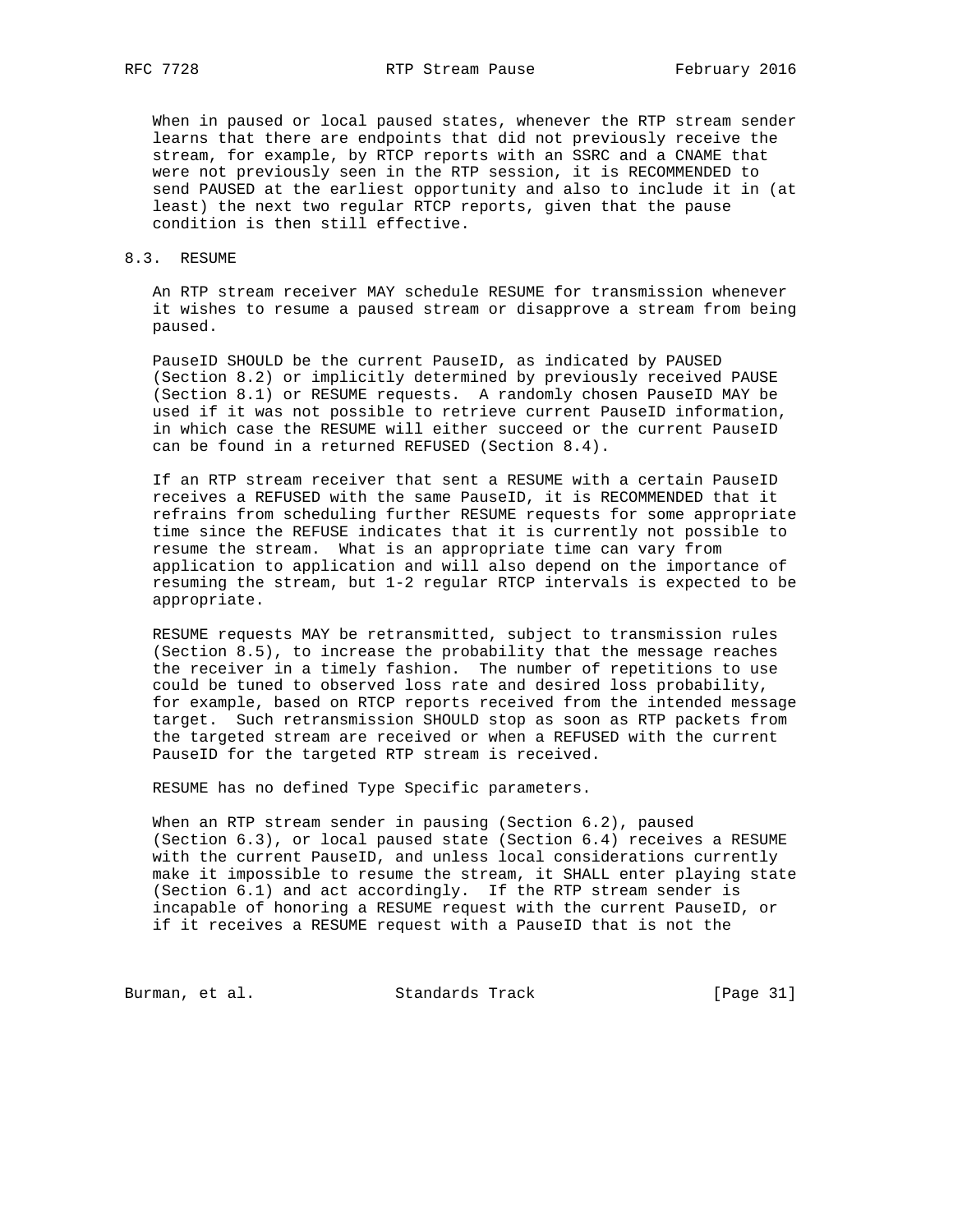When in paused or local paused states, whenever the RTP stream sender learns that there are endpoints that did not previously receive the stream, for example, by RTCP reports with an SSRC and a CNAME that were not previously seen in the RTP session, it is RECOMMENDED to send PAUSED at the earliest opportunity and also to include it in (at least) the next two regular RTCP reports, given that the pause condition is then still effective.

## 8.3. RESUME

An RTP stream receiver MAY schedule RESUME for transmission whenever it wishes to resume a paused stream or disapprove a stream from being paused.

PauseID SHOULD be the current PauseID, as indicated by PAUSED (Section 8.2) or implicitly determined by previously received PAUSE (Section 8.1) or RESUME requests. A randomly chosen PauseID MAY be used if it was not possible to retrieve current PauseID information, in which case the RESUME will either succeed or the current PauseID can be found in a returned REFUSED (Section 8.4).

If an RTP stream receiver that sent a RESUME with a certain PauseID receives a REFUSED with the same PauseID, it is RECOMMENDED that it refrains from scheduling further RESUME requests for some appropriate time since the REFUSE indicates that it is currently not possible to resume the stream. What is an appropriate time can vary from application to application and will also depend on the importance of resuming the stream, but 1-2 regular RTCP intervals is expected to be appropriate.

RESUME requests MAY be retransmitted, subject to transmission rules (Section 8.5), to increase the probability that the message reaches the receiver in a timely fashion. The number of repetitions to use could be tuned to observed loss rate and desired loss probability, for example, based on RTCP reports received from the intended message target. Such retransmission SHOULD stop as soon as RTP packets from the targeted stream are received or when a REFUSED with the current PauseID for the targeted RTP stream is received.

RESUME has no defined Type Specific parameters.

When an RTP stream sender in pausing (Section 6.2), paused (Section 6.3), or local paused state (Section 6.4) receives a RESUME with the current PauseID, and unless local considerations currently make it impossible to resume the stream, it SHALL enter playing state (Section 6.1) and act accordingly. If the RTP stream sender is incapable of honoring a RESUME request with the current PauseID, or if it receives a RESUME request with a PauseID that is not the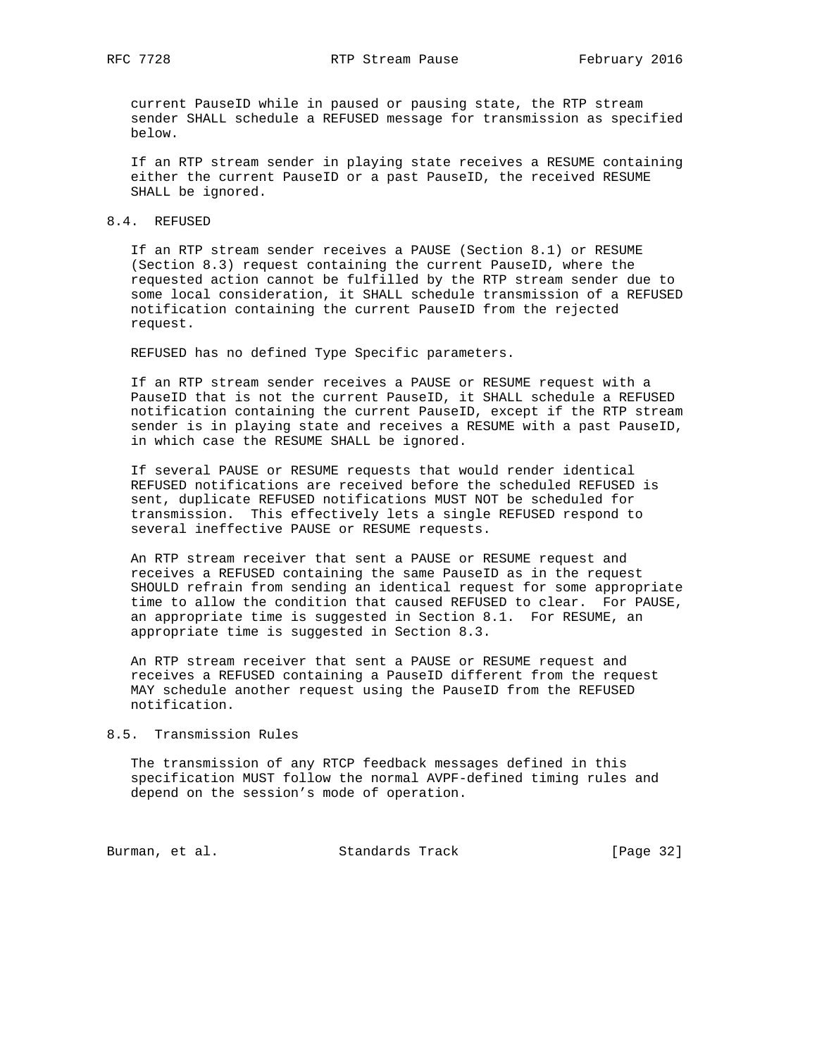current PauseID while in paused or pausing state, the RTP stream sender SHALL schedule a REFUSED message for transmission as specified below.

If an RTP stream sender in playing state receives a RESUME containing either the current PauseID or a past PauseID, the received RESUME SHALL be ignored.

### 8.4. REFUSED

If an RTP stream sender receives a PAUSE (Section 8.1) or RESUME (Section 8.3) request containing the current PauseID, where the requested action cannot be fulfilled by the RTP stream sender due to some local consideration, it SHALL schedule transmission of a REFUSED notification containing the current PauseID from the rejected request.

REFUSED has no defined Type Specific parameters.

If an RTP stream sender receives a PAUSE or RESUME request with a PauseID that is not the current PauseID, it SHALL schedule a REFUSED notification containing the current PauseID, except if the RTP stream sender is in playing state and receives a RESUME with a past PauseID, in which case the RESUME SHALL be ignored.

If several PAUSE or RESUME requests that would render identical REFUSED notifications are received before the scheduled REFUSED is sent, duplicate REFUSED notifications MUST NOT be scheduled for transmission. This effectively lets a single REFUSED respond to several ineffective PAUSE or RESUME requests.

An RTP stream receiver that sent a PAUSE or RESUME request and receives a REFUSED containing the same PauseID as in the request SHOULD refrain from sending an identical request for some appropriate time to allow the condition that caused REFUSED to clear. For PAUSE, an appropriate time is suggested in Section 8.1. For RESUME, an appropriate time is suggested in Section 8.3.

An RTP stream receiver that sent a PAUSE or RESUME request and receives a REFUSED containing a PauseID different from the request MAY schedule another request using the PauseID from the REFUSED notification.

### 8.5. Transmission Rules

The transmission of any RTCP feedback messages defined in this specification MUST follow the normal AVPF-defined timing rules and depend on the session's mode of operation.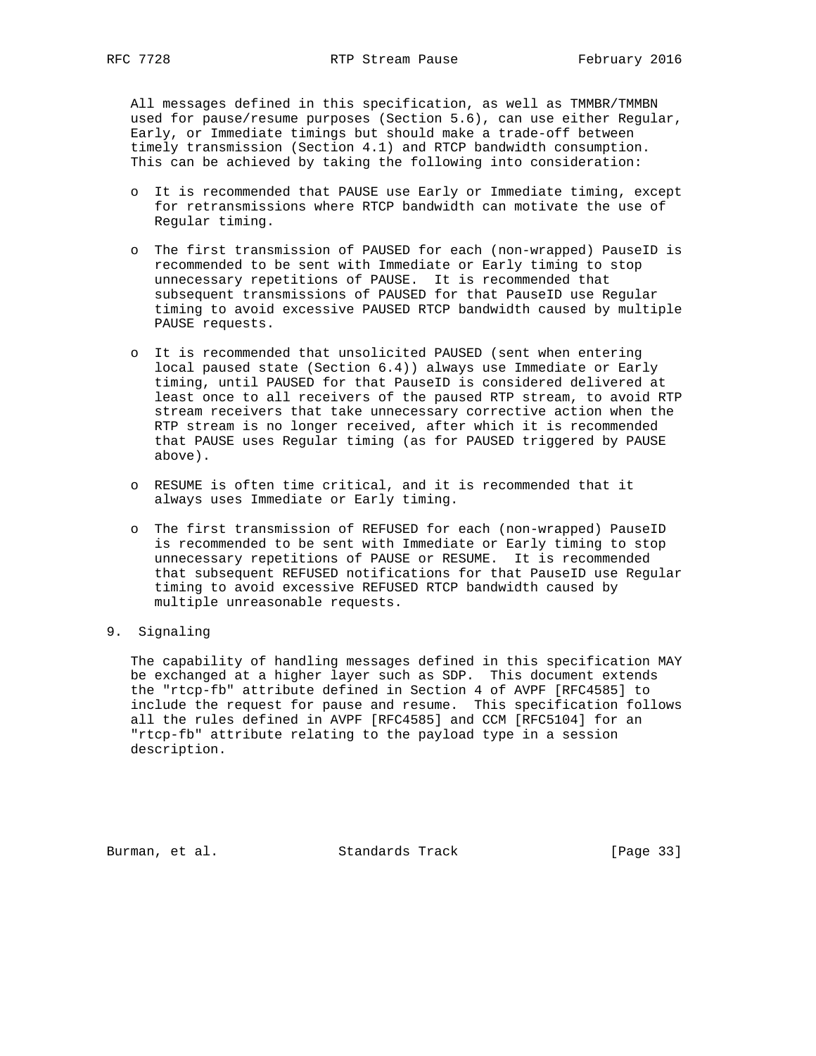All messages defined in this specification, as well as TMMBR/TMMBN used for pause/resume purposes (Section 5.6), can use either Regular, Early, or Immediate timings but should make a trade-off between timely transmission (Section 4.1) and RTCP bandwidth consumption. This can be achieved by taking the following into consideration:

- It is recommended that PAUSE use Early or Immediate timing, except for retransmissions where RTCP bandwidth can motivate the use of Regular timing.

- The first transmission of PAUSED for each (non-wrapped) PauseID is recommended to be sent with Immediate or Early timing to stop unnecessary repetitions of PAUSE. It is recommended that subsequent transmissions of PAUSED for that PauseID use Regular timing to avoid excessive PAUSED RTCP bandwidth caused by multiple PAUSE requests.

- It is recommended that unsolicited PAUSED (sent when entering local paused state (Section 6.4)) always use Immediate or Early timing, until PAUSED for that PauseID is considered delivered at least once to all receivers of the paused RTP stream, to avoid RTP stream receivers that take unnecessary corrective action when the RTP stream is no longer received, after which it is recommended that PAUSE uses Regular timing (as for PAUSED triggered by PAUSE above).

- RESUME is often time critical, and it is recommended that it always uses Immediate or Early timing.

- The first transmission of REFUSED for each (non-wrapped) PauseID is recommended to be sent with Immediate or Early timing to stop unnecessary repetitions of PAUSE or RESUME. It is recommended that subsequent REFUSED notifications for that PauseID use Regular timing to avoid excessive REFUSED RTCP bandwidth caused by multiple unreasonable requests.

## 9. Signaling

The capability of handling messages defined in this specification MAY be exchanged at a higher layer such as SDP. This document extends the "rtcp-fb" attribute defined in Section 4 of AVPF [RFC4585] to include the request for pause and resume. This specification follows all the rules defined in AVPF [RFC4585] and CCM [RFC5104] for an "rtcp-fb" attribute relating to the payload type in a session description.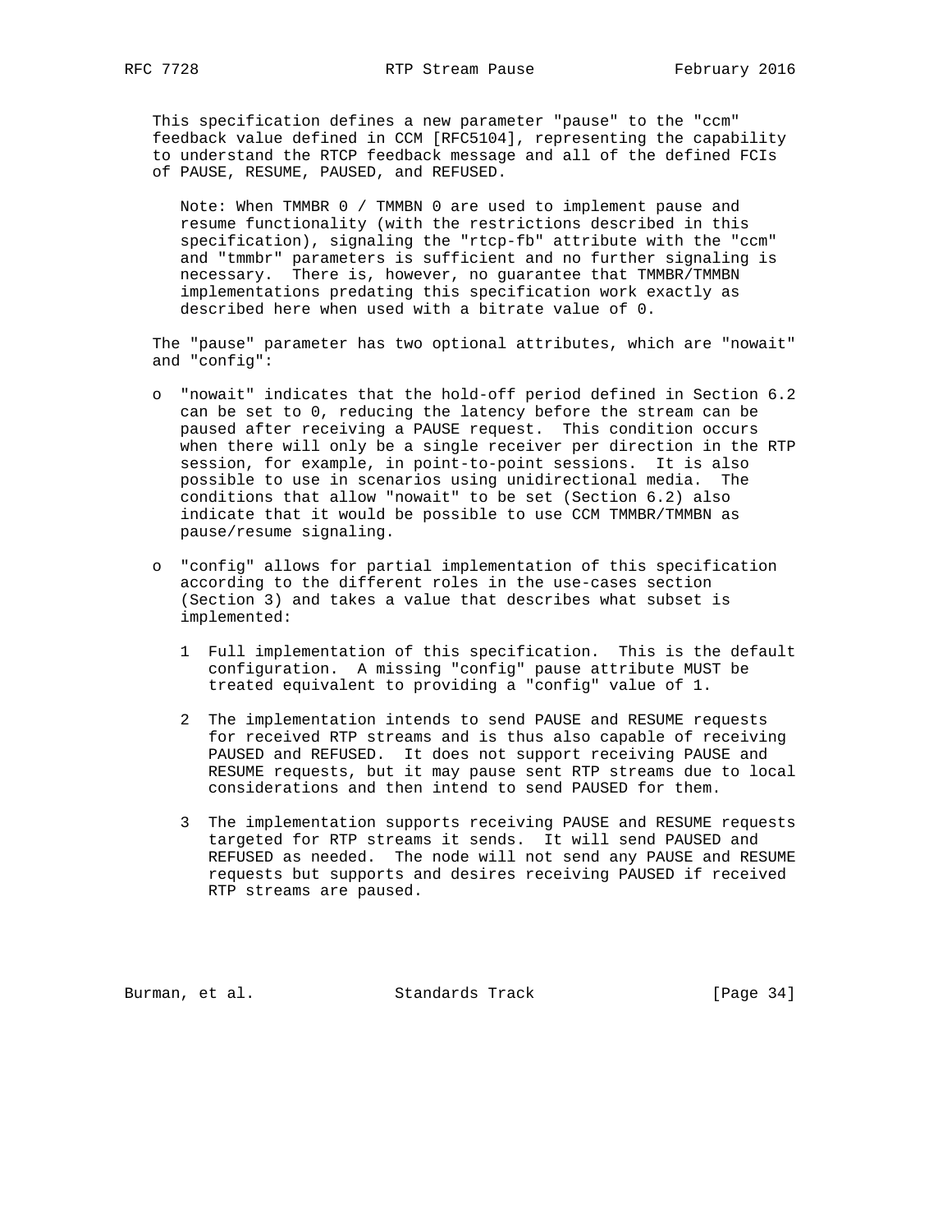This specification defines a new parameter "pause" to the "ccm" feedback value defined in CCM [RFC5104], representing the capability to understand the RTCP feedback message and all of the defined FCIs of PAUSE, RESUME, PAUSED, and REFUSED.

> Note: When TMMBR 0 / TMMBN 0 are used to implement pause and resume functionality (with the restrictions described in this specification), signaling the "rtcp-fb" attribute with the "ccm" and "tmmbr" parameters is sufficient and no further signaling is necessary. There is, however, no guarantee that TMMBR/TMMBN implementations predating this specification work exactly as described here when used with a bitrate value of 0.

The "pause" parameter has two optional attributes, which are "nowait" and "config":

- "nowait" indicates that the hold-off period defined in Section 6.2 can be set to 0, reducing the latency before the stream can be paused after receiving a PAUSE request. This condition occurs when there will only be a single receiver per direction in the RTP session, for example, in point-to-point sessions. It is also possible to use in scenarios using unidirectional media. The conditions that allow "nowait" to be set (Section 6.2) also indicate that it would be possible to use CCM TMMBR/TMMBN as pause/resume signaling.

- "config" allows for partial implementation of this specification according to the different roles in the use-cases section (Section 3) and takes a value that describes what subset is implemented:

  1 Full implementation of this specification. This is the default configuration. A missing "config" pause attribute MUST be treated equivalent to providing a "config" value of 1.

  2 The implementation intends to send PAUSE and RESUME requests for received RTP streams and is thus also capable of receiving PAUSED and REFUSED. It does not support receiving PAUSE and RESUME requests, but it may pause sent RTP streams due to local considerations and then intend to send PAUSED for them.

  3 The implementation supports receiving PAUSE and RESUME requests targeted for RTP streams it sends. It will send PAUSED and REFUSED as needed. The node will not send any PAUSE and RESUME requests but supports and desires receiving PAUSED if received RTP streams are paused.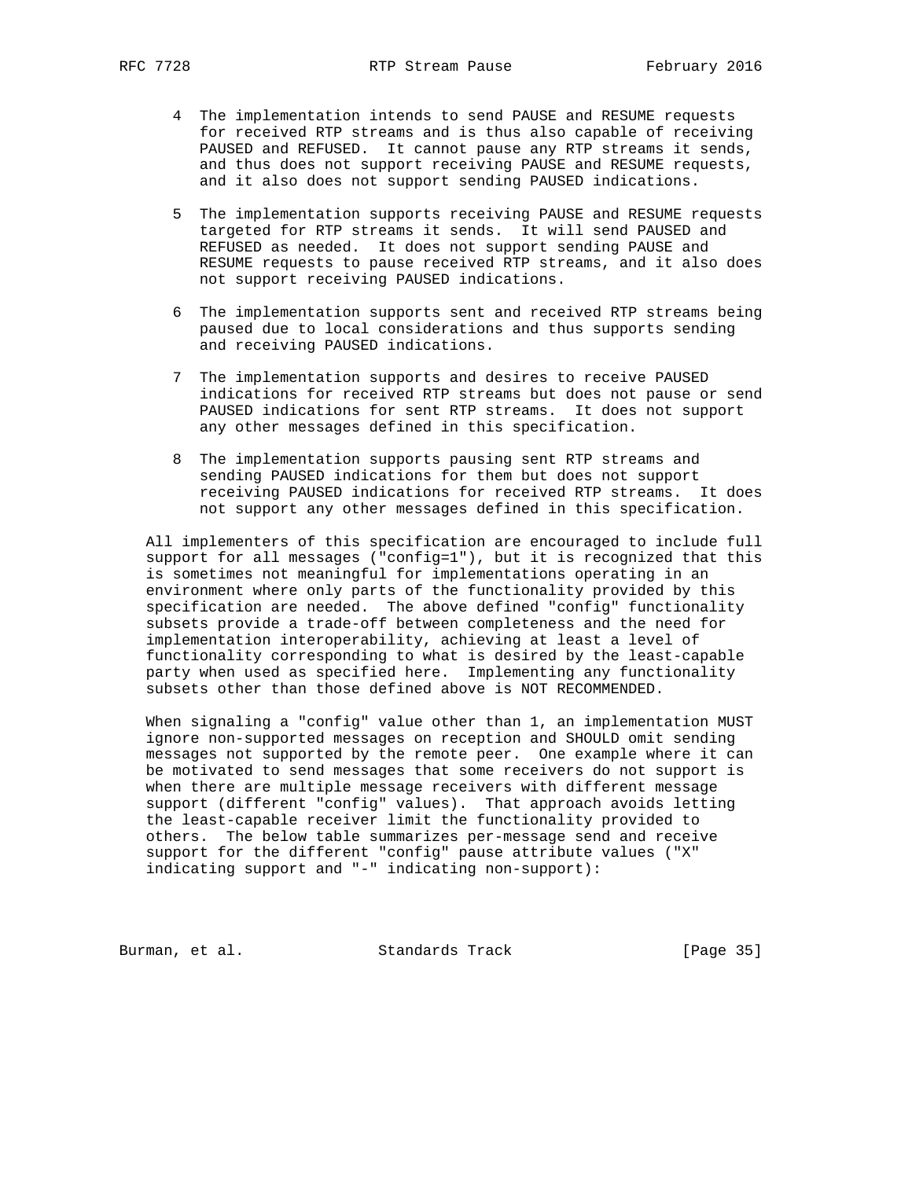4 The implementation intends to send PAUSE and RESUME requests for received RTP streams and is thus also capable of receiving PAUSED and REFUSED. It cannot pause any RTP streams it sends, and thus does not support receiving PAUSE and RESUME requests, and it also does not support sending PAUSED indications.

5 The implementation supports receiving PAUSE and RESUME requests targeted for RTP streams it sends. It will send PAUSED and REFUSED as needed. It does not support sending PAUSE and RESUME requests to pause received RTP streams, and it also does not support receiving PAUSED indications.

6 The implementation supports sent and received RTP streams being paused due to local considerations and thus supports sending and receiving PAUSED indications.

7 The implementation supports and desires to receive PAUSED indications for received RTP streams but does not pause or send PAUSED indications for sent RTP streams. It does not support any other messages defined in this specification.

8 The implementation supports pausing sent RTP streams and sending PAUSED indications for them but does not support receiving PAUSED indications for received RTP streams. It does not support any other messages defined in this specification.

All implementers of this specification are encouraged to include full support for all messages ("config=1"), but it is recognized that this is sometimes not meaningful for implementations operating in an environment where only parts of the functionality provided by this specification are needed. The above defined "config" functionality subsets provide a trade-off between completeness and the need for implementation interoperability, achieving at least a level of functionality corresponding to what is desired by the least-capable party when used as specified here. Implementing any functionality subsets other than those defined above is NOT RECOMMENDED.

When signaling a "config" value other than 1, an implementation MUST ignore non-supported messages on reception and SHOULD omit sending messages not supported by the remote peer. One example where it can be motivated to send messages that some receivers do not support is when there are multiple message receivers with different message support (different "config" values). That approach avoids letting the least-capable receiver limit the functionality provided to others. The below table summarizes per-message send and receive support for the different "config" pause attribute values ("X" indicating support and "-" indicating non-support):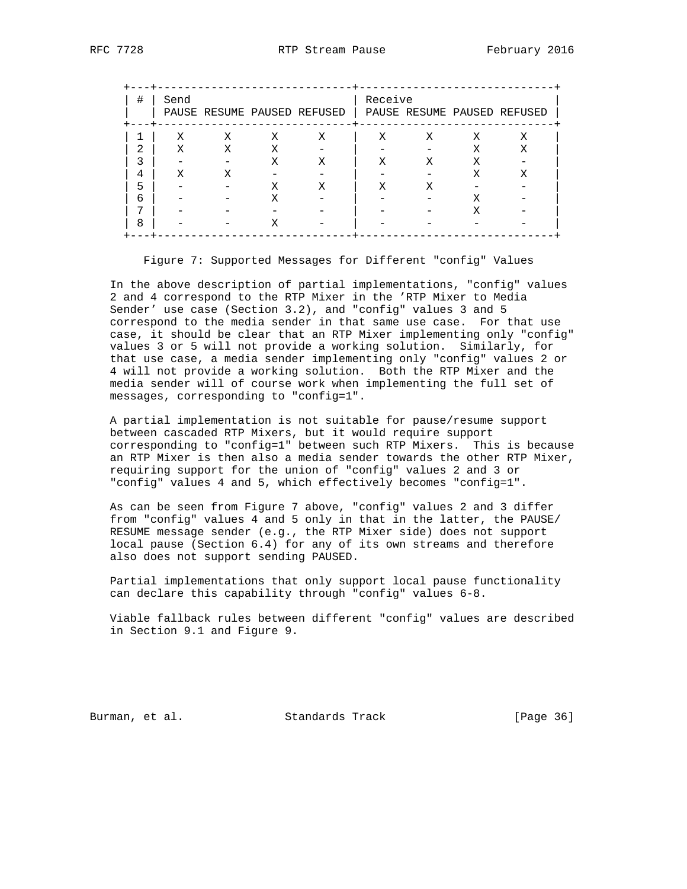| # | Send | | | | Receive | | | |
|---|---|---|---|---|---|---|---|---|
| | PAUSE | RESUME | PAUSED | REFUSED | PAUSE | RESUME | PAUSED | REFUSED |
| 1 | X | X | X | X | X | X | X | X |
| 2 | X | X | X | - | - | - | X | X |
| 3 | - | - | X | X | X | X | X | - |
| 4 | X | X | - | - | - | - | X | X |
| 5 | - | - | X | X | X | X | - | - |
| 6 | - | - | X | - | - | - | X | - |
| 7 | - | - | - | - | - | - | X | - |
| 8 | - | - | X | - | - | - | - | - |

Figure 7: Supported Messages for Different "config" Values

In the above description of partial implementations, "config" values 2 and 4 correspond to the RTP Mixer in the 'RTP Mixer to Media Sender' use case (Section 3.2), and "config" values 3 and 5 correspond to the media sender in that same use case. For that use case, it should be clear that an RTP Mixer implementing only "config" values 3 or 5 will not provide a working solution. Similarly, for that use case, a media sender implementing only "config" values 2 or 4 will not provide a working solution. Both the RTP Mixer and the media sender will of course work when implementing the full set of messages, corresponding to "config=1".

A partial implementation is not suitable for pause/resume support between cascaded RTP Mixers, but it would require support corresponding to "config=1" between such RTP Mixers. This is because an RTP Mixer is then also a media sender towards the other RTP Mixer, requiring support for the union of "config" values 2 and 3 or "config" values 4 and 5, which effectively becomes "config=1".

As can be seen from Figure 7 above, "config" values 2 and 3 differ from "config" values 4 and 5 only in that in the latter, the PAUSE/ RESUME message sender (e.g., the RTP Mixer side) does not support local pause (Section 6.4) for any of its own streams and therefore also does not support sending PAUSED.

Partial implementations that only support local pause functionality can declare this capability through "config" values 6-8.

Viable fallback rules between different "config" values are described in Section 9.1 and Figure 9.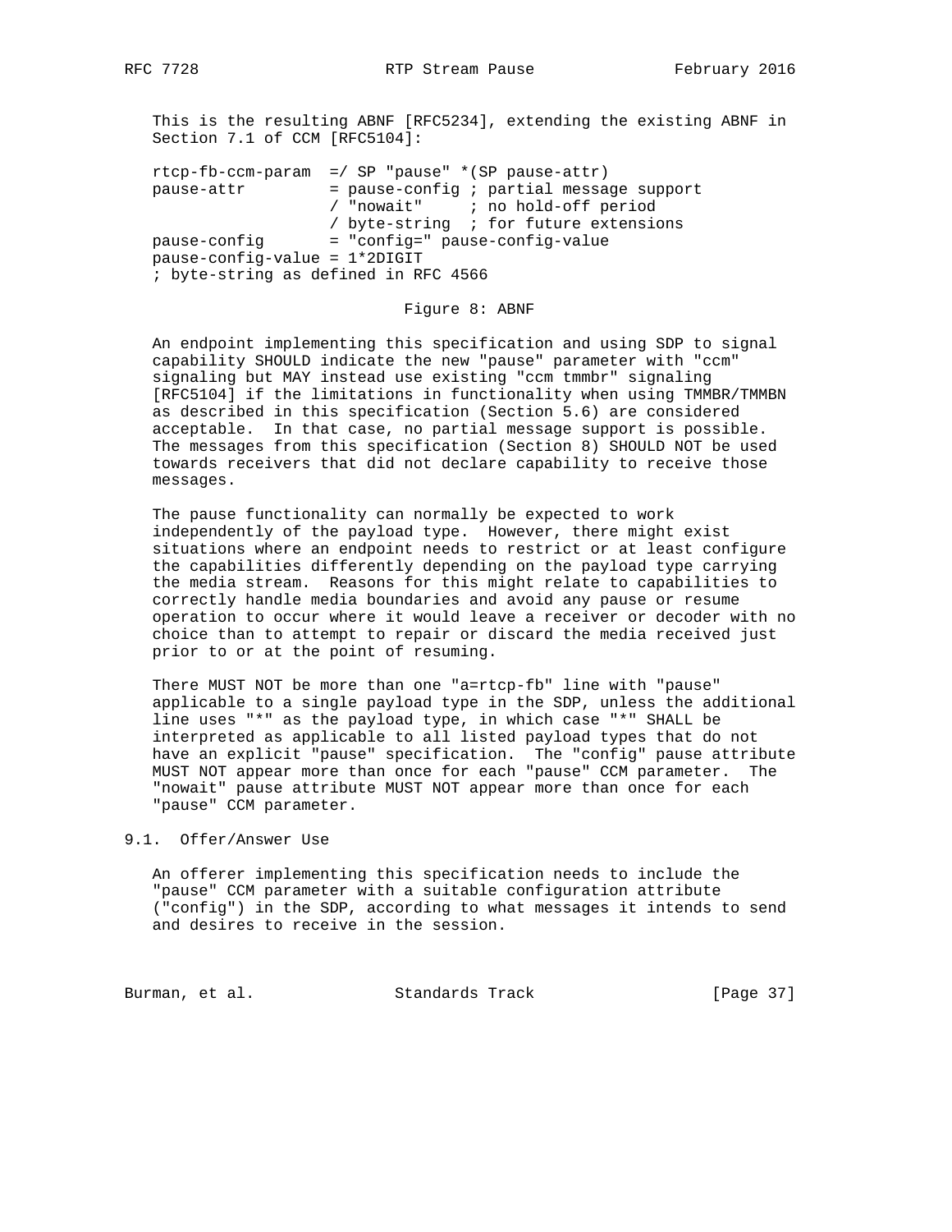This is the resulting ABNF [RFC5234], extending the existing ABNF in Section 7.1 of CCM [RFC5104]:

```
rtcp-fb-ccm-param  =/ SP "pause" *(SP pause-attr)
pause-attr         = pause-config ; partial message support
                   / "nowait"     ; no hold-off period
                   / byte-string  ; for future extensions
pause-config       = "config=" pause-config-value
pause-config-value = 1*2DIGIT
; byte-string as defined in RFC 4566
```

Figure 8: ABNF

An endpoint implementing this specification and using SDP to signal capability SHOULD indicate the new "pause" parameter with "ccm" signaling but MAY instead use existing "ccm tmmbr" signaling [RFC5104] if the limitations in functionality when using TMMBR/TMMBN as described in this specification (Section 5.6) are considered acceptable. In that case, no partial message support is possible. The messages from this specification (Section 8) SHOULD NOT be used towards receivers that did not declare capability to receive those messages.

The pause functionality can normally be expected to work independently of the payload type. However, there might exist situations where an endpoint needs to restrict or at least configure the capabilities differently depending on the payload type carrying the media stream. Reasons for this might relate to capabilities to correctly handle media boundaries and avoid any pause or resume operation to occur where it would leave a receiver or decoder with no choice than to attempt to repair or discard the media received just prior to or at the point of resuming.

There MUST NOT be more than one "a=rtcp-fb" line with "pause" applicable to a single payload type in the SDP, unless the additional line uses "*" as the payload type, in which case "*" SHALL be interpreted as applicable to all listed payload types that do not have an explicit "pause" specification. The "config" pause attribute MUST NOT appear more than once for each "pause" CCM parameter. The "nowait" pause attribute MUST NOT appear more than once for each "pause" CCM parameter.

## 9.1. Offer/Answer Use

An offerer implementing this specification needs to include the "pause" CCM parameter with a suitable configuration attribute ("config") in the SDP, according to what messages it intends to send and desires to receive in the session.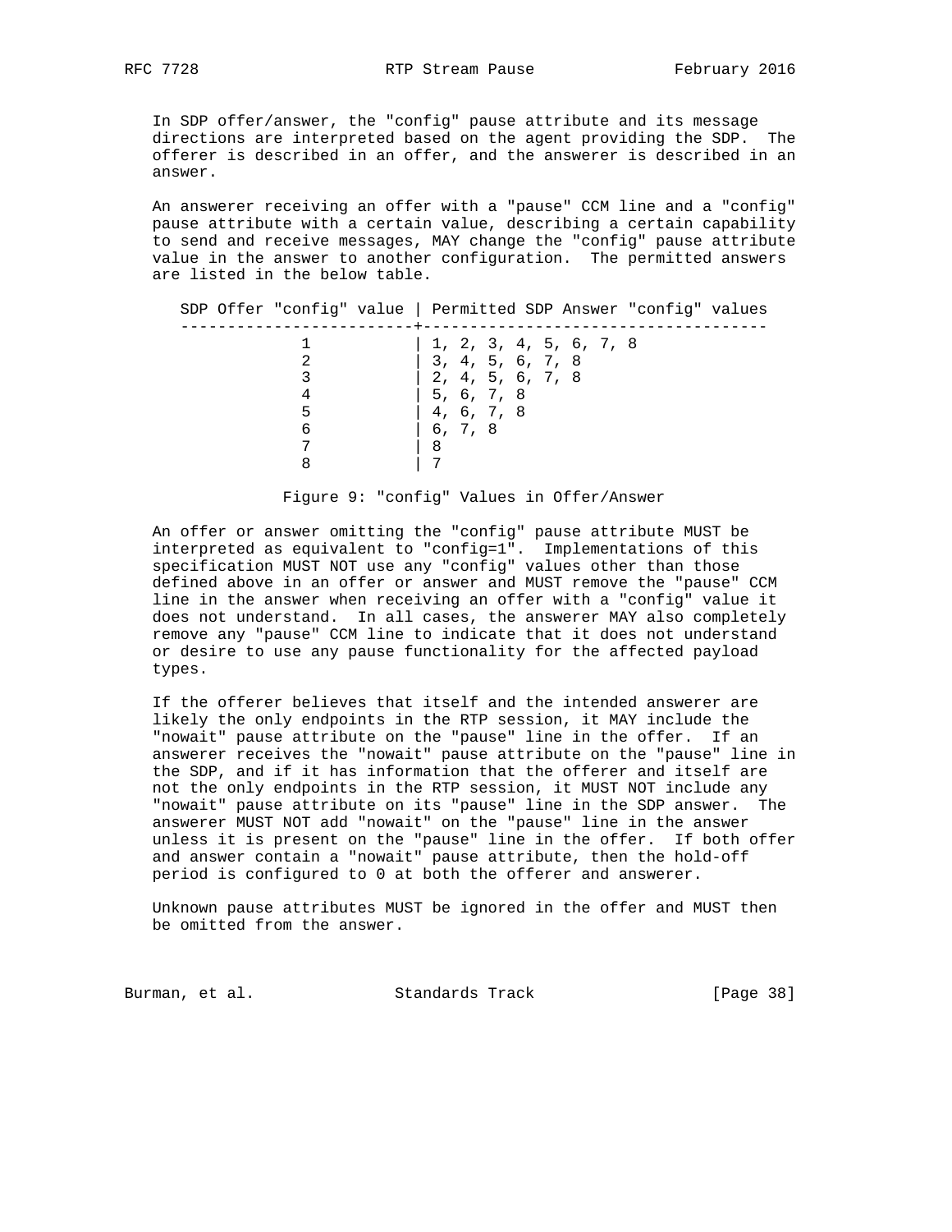In SDP offer/answer, the "config" pause attribute and its message directions are interpreted based on the agent providing the SDP. The offerer is described in an offer, and the answerer is described in an answer.

An answerer receiving an offer with a "pause" CCM line and a "config" pause attribute with a certain value, describing a certain capability to send and receive messages, MAY change the "config" pause attribute value in the answer to another configuration. The permitted answers are listed in the below table.

| SDP Offer "config" value | Permitted SDP Answer "config" values |
|---|---|
| 1 | 1, 2, 3, 4, 5, 6, 7, 8 |
| 2 | 3, 4, 5, 6, 7, 8 |
| 3 | 2, 4, 5, 6, 7, 8 |
| 4 | 5, 6, 7, 8 |
| 5 | 4, 6, 7, 8 |
| 6 | 6, 7, 8 |
| 7 | 8 |
| 8 | 7 |

Figure 9: "config" Values in Offer/Answer

An offer or answer omitting the "config" pause attribute MUST be interpreted as equivalent to "config=1". Implementations of this specification MUST NOT use any "config" values other than those defined above in an offer or answer and MUST remove the "pause" CCM line in the answer when receiving an offer with a "config" value it does not understand. In all cases, the answerer MAY also completely remove any "pause" CCM line to indicate that it does not understand or desire to use any pause functionality for the affected payload types.

If the offerer believes that itself and the intended answerer are likely the only endpoints in the RTP session, it MAY include the "nowait" pause attribute on the "pause" line in the offer. If an answerer receives the "nowait" pause attribute on the "pause" line in the SDP, and if it has information that the offerer and itself are not the only endpoints in the RTP session, it MUST NOT include any "nowait" pause attribute on its "pause" line in the SDP answer. The answerer MUST NOT add "nowait" on the "pause" line in the answer unless it is present on the "pause" line in the offer. If both offer and answer contain a "nowait" pause attribute, then the hold-off period is configured to 0 at both the offerer and answerer.

Unknown pause attributes MUST be ignored in the offer and MUST then be omitted from the answer.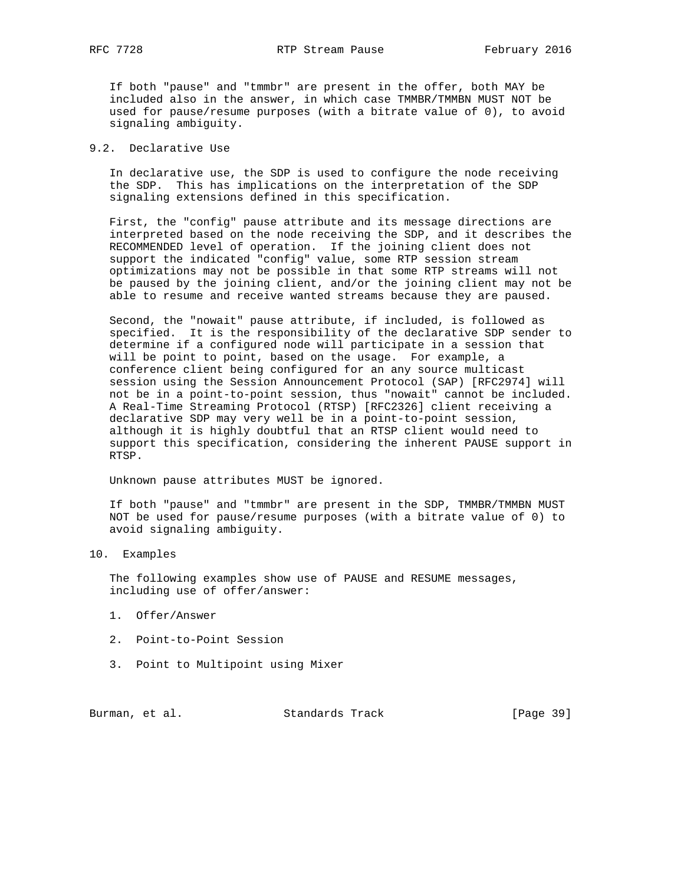If both "pause" and "tmmbr" are present in the offer, both MAY be included also in the answer, in which case TMMBR/TMMBN MUST NOT be used for pause/resume purposes (with a bitrate value of 0), to avoid signaling ambiguity.

### 9.2. Declarative Use

In declarative use, the SDP is used to configure the node receiving the SDP. This has implications on the interpretation of the SDP signaling extensions defined in this specification.

First, the "config" pause attribute and its message directions are interpreted based on the node receiving the SDP, and it describes the RECOMMENDED level of operation. If the joining client does not support the indicated "config" value, some RTP session stream optimizations may not be possible in that some RTP streams will not be paused by the joining client, and/or the joining client may not be able to resume and receive wanted streams because they are paused.

Second, the "nowait" pause attribute, if included, is followed as specified. It is the responsibility of the declarative SDP sender to determine if a configured node will participate in a session that will be point to point, based on the usage. For example, a conference client being configured for an any source multicast session using the Session Announcement Protocol (SAP) [RFC2974] will not be in a point-to-point session, thus "nowait" cannot be included. A Real-Time Streaming Protocol (RTSP) [RFC2326] client receiving a declarative SDP may very well be in a point-to-point session, although it is highly doubtful that an RTSP client would need to support this specification, considering the inherent PAUSE support in RTSP.

Unknown pause attributes MUST be ignored.

If both "pause" and "tmmbr" are present in the SDP, TMMBR/TMMBN MUST NOT be used for pause/resume purposes (with a bitrate value of 0) to avoid signaling ambiguity.

## 10. Examples

The following examples show use of PAUSE and RESUME messages, including use of offer/answer:

1. Offer/Answer
2. Point-to-Point Session
3. Point to Multipoint using Mixer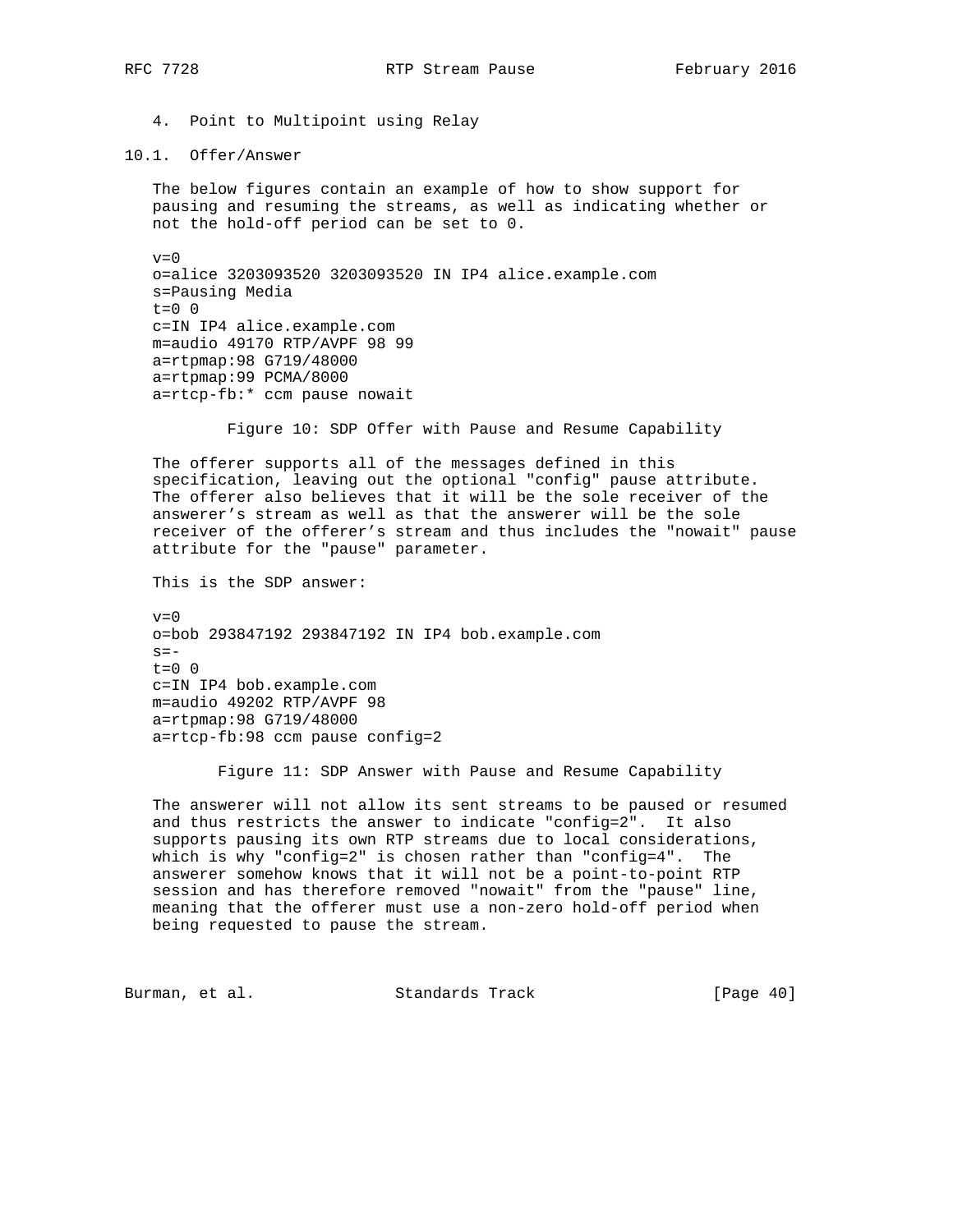4. Point to Multipoint using Relay

## 10.1. Offer/Answer

The below figures contain an example of how to show support for pausing and resuming the streams, as well as indicating whether or not the hold-off period can be set to 0.

```
v=0
o=alice 3203093520 3203093520 IN IP4 alice.example.com
s=Pausing Media
t=0 0
c=IN IP4 alice.example.com
m=audio 49170 RTP/AVPF 98 99
a=rtpmap:98 G719/48000
a=rtpmap:99 PCMA/8000
a=rtcp-fb:* ccm pause nowait
```

Figure 10: SDP Offer with Pause and Resume Capability

The offerer supports all of the messages defined in this specification, leaving out the optional "config" pause attribute. The offerer also believes that it will be the sole receiver of the answerer's stream as well as that the answerer will be the sole receiver of the offerer's stream and thus includes the "nowait" pause attribute for the "pause" parameter.

This is the SDP answer:

```
v=0
o=bob 293847192 293847192 IN IP4 bob.example.com
s=-
t=0 0
c=IN IP4 bob.example.com
m=audio 49202 RTP/AVPF 98
a=rtpmap:98 G719/48000
a=rtcp-fb:98 ccm pause config=2
```

Figure 11: SDP Answer with Pause and Resume Capability

The answerer will not allow its sent streams to be paused or resumed and thus restricts the answer to indicate "config=2". It also supports pausing its own RTP streams due to local considerations, which is why "config=2" is chosen rather than "config=4". The answerer somehow knows that it will not be a point-to-point RTP session and has therefore removed "nowait" from the "pause" line, meaning that the offerer must use a non-zero hold-off period when being requested to pause the stream.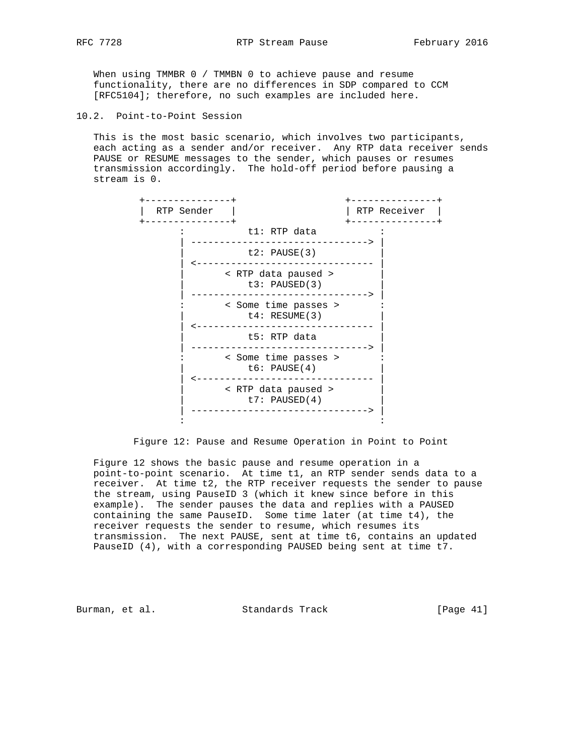When using TMMBR 0 / TMMBN 0 to achieve pause and resume functionality, there are no differences in SDP compared to CCM [RFC5104]; therefore, no such examples are included here.

### 10.2. Point-to-Point Session

This is the most basic scenario, which involves two participants, each acting as a sender and/or receiver. Any RTP data receiver sends PAUSE or RESUME messages to the sender, which pauses or resumes transmission accordingly. The hold-off period before pausing a stream is 0.

```
+---------------+                 +---------------+
|  RTP Sender   |                 | RTP Receiver  |
+---------------+                 +---------------+
       :            t1: RTP data          :
       | -------------------------------> |
       |            t2: PAUSE(3)          |
       | <------------------------------- |
       |        < RTP data paused >       |
       |            t3: PAUSED(3)         |
       | -------------------------------> |
       :        < Some time passes >      :
       |            t4: RESUME(3)         |
       | <------------------------------- |
       |            t5: RTP data          |
       | -------------------------------> |
       :        < Some time passes >      :
       |            t6: PAUSE(4)          |
       | <------------------------------- |
       |        < RTP data paused >       |
       |            t7: PAUSED(4)         |
       | -------------------------------> |
       :                                  :
```

Figure 12: Pause and Resume Operation in Point to Point

Figure 12 shows the basic pause and resume operation in a point-to-point scenario. At time t1, an RTP sender sends data to a receiver. At time t2, the RTP receiver requests the sender to pause the stream, using PauseID 3 (which it knew since before in this example). The sender pauses the data and replies with a PAUSED containing the same PauseID. Some time later (at time t4), the receiver requests the sender to resume, which resumes its transmission. The next PAUSE, sent at time t6, contains an updated PauseID (4), with a corresponding PAUSED being sent at time t7.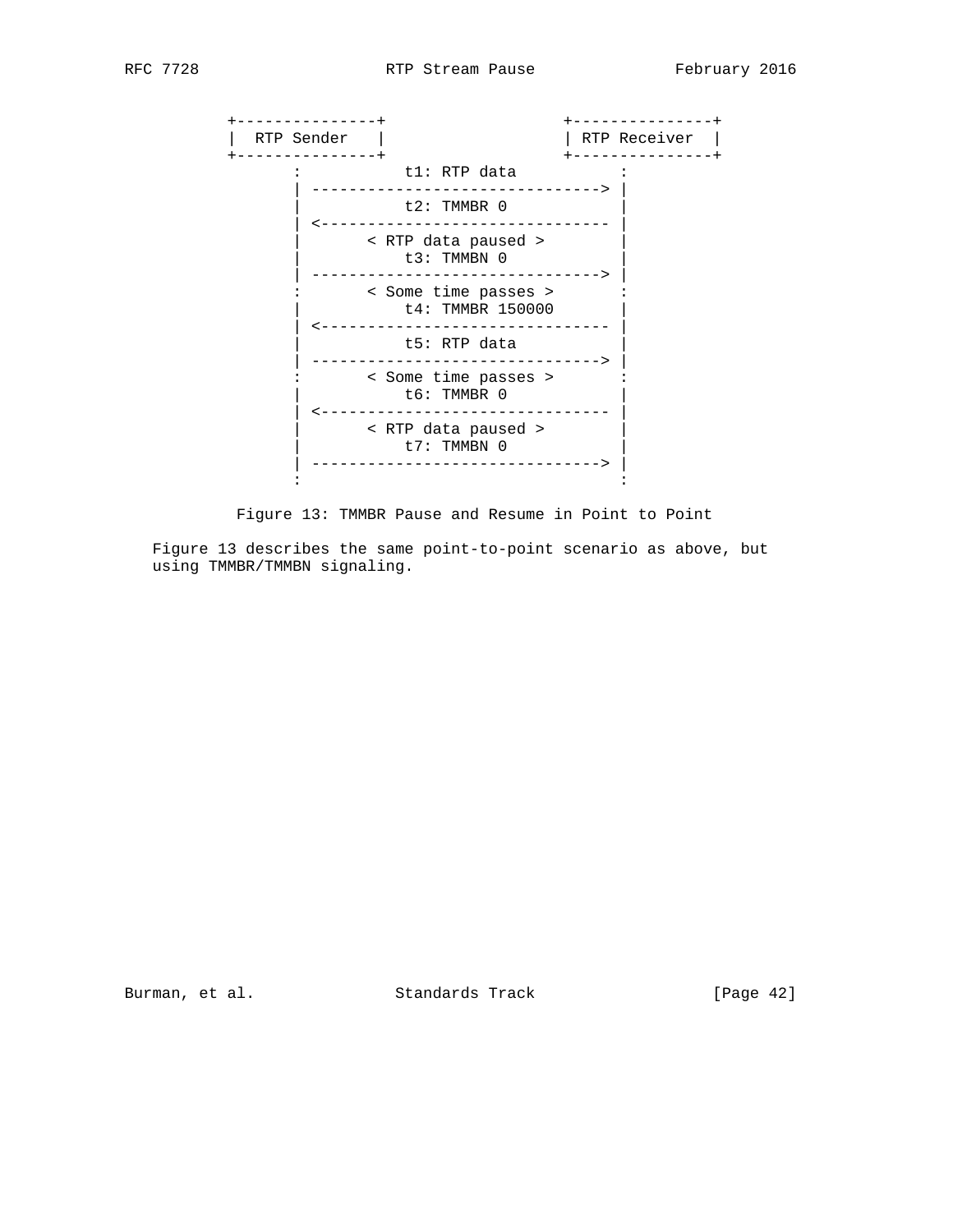```
         +---------------+                 +---------------+
         |  RTP Sender   |                 | RTP Receiver  |
         +---------------+                 +---------------+
                :           t1: RTP data           :
                | -------------------------------> |
                |           t2: TMMBR 0            |
                | <------------------------------- |
                |       < RTP data paused >        |
                |           t3: TMMBN 0            |
                | -------------------------------> |
                :       < Some time passes >       :
                |           t4: TMMBR 150000       |
                | <------------------------------- |
                |           t5: RTP data           |
                | -------------------------------> |
                :       < Some time passes >       :
                |           t6: TMMBR 0            |
                | <------------------------------- |
                |       < RTP data paused >        |
                |           t7: TMMBN 0            |
                | -------------------------------> |
                :                                  :
```

Figure 13: TMMBR Pause and Resume in Point to Point

Figure 13 describes the same point-to-point scenario as above, but using TMMBR/TMMBN signaling.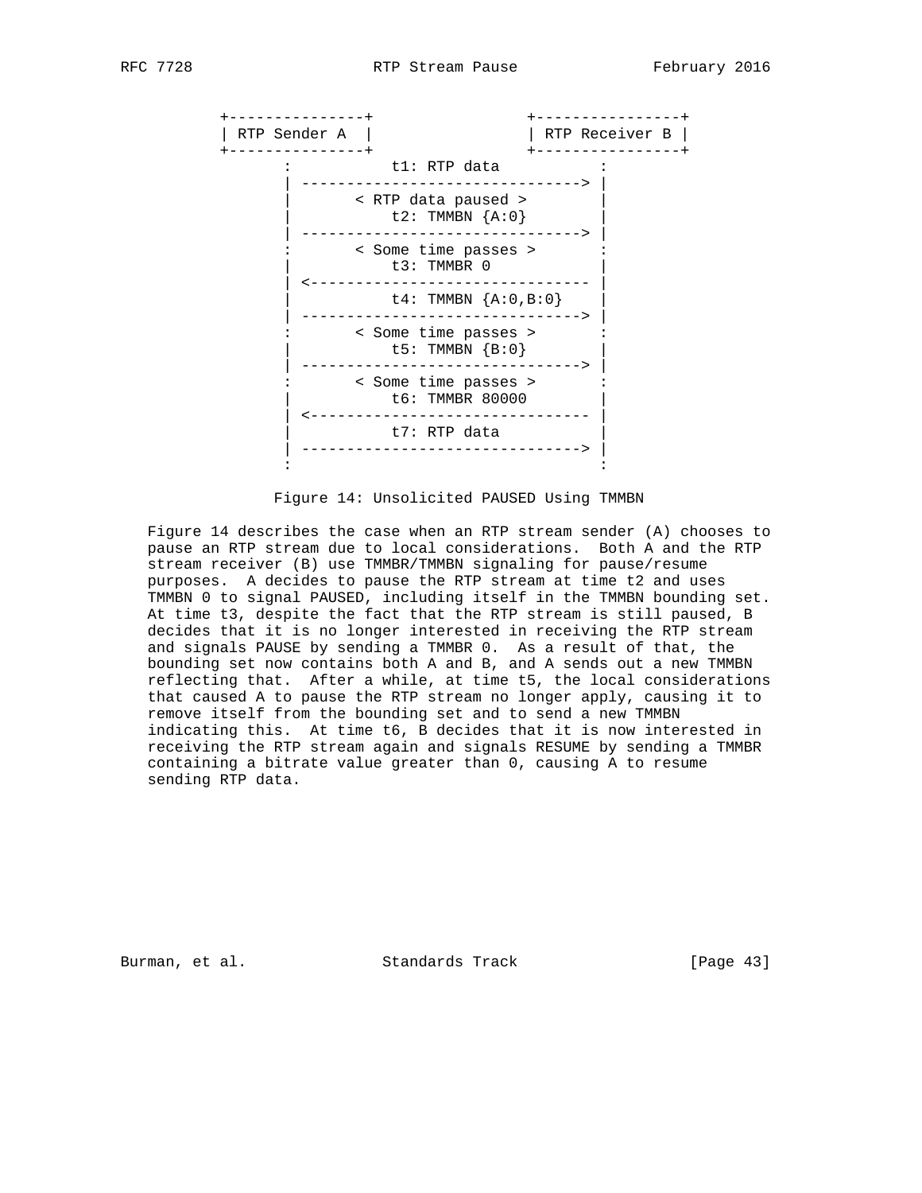```
+---------------+               +----------------+
| RTP Sender A  |               | RTP Receiver B |
+---------------+               +----------------+
       :          t1: RTP data          :
       | -------------------------------> |
       |       < RTP data paused >        |
       |          t2: TMMBN {A:0}         |
       | -------------------------------> |
       :       < Some time passes >       :
       |          t3: TMMBR 0             |
       | <------------------------------- |
       |          t4: TMMBN {A:0,B:0}     |
       | -------------------------------> |
       :       < Some time passes >       :
       |          t5: TMMBN {B:0}         |
       | -------------------------------> |
       :       < Some time passes >       :
       |          t6: TMMBR 80000         |
       | <------------------------------- |
       |          t7: RTP data            |
       | -------------------------------> |
       :                                  :
```

Figure 14: Unsolicited PAUSED Using TMMBN

Figure 14 describes the case when an RTP stream sender (A) chooses to pause an RTP stream due to local considerations. Both A and the RTP stream receiver (B) use TMMBR/TMMBN signaling for pause/resume purposes. A decides to pause the RTP stream at time t2 and uses TMMBN 0 to signal PAUSED, including itself in the TMMBN bounding set. At time t3, despite the fact that the RTP stream is still paused, B decides that it is no longer interested in receiving the RTP stream and signals PAUSE by sending a TMMBR 0. As a result of that, the bounding set now contains both A and B, and A sends out a new TMMBN reflecting that. After a while, at time t5, the local considerations that caused A to pause the RTP stream no longer apply, causing it to remove itself from the bounding set and to send a new TMMBN indicating this. At time t6, B decides that it is now interested in receiving the RTP stream again and signals RESUME by sending a TMMBR containing a bitrate value greater than 0, causing A to resume sending RTP data.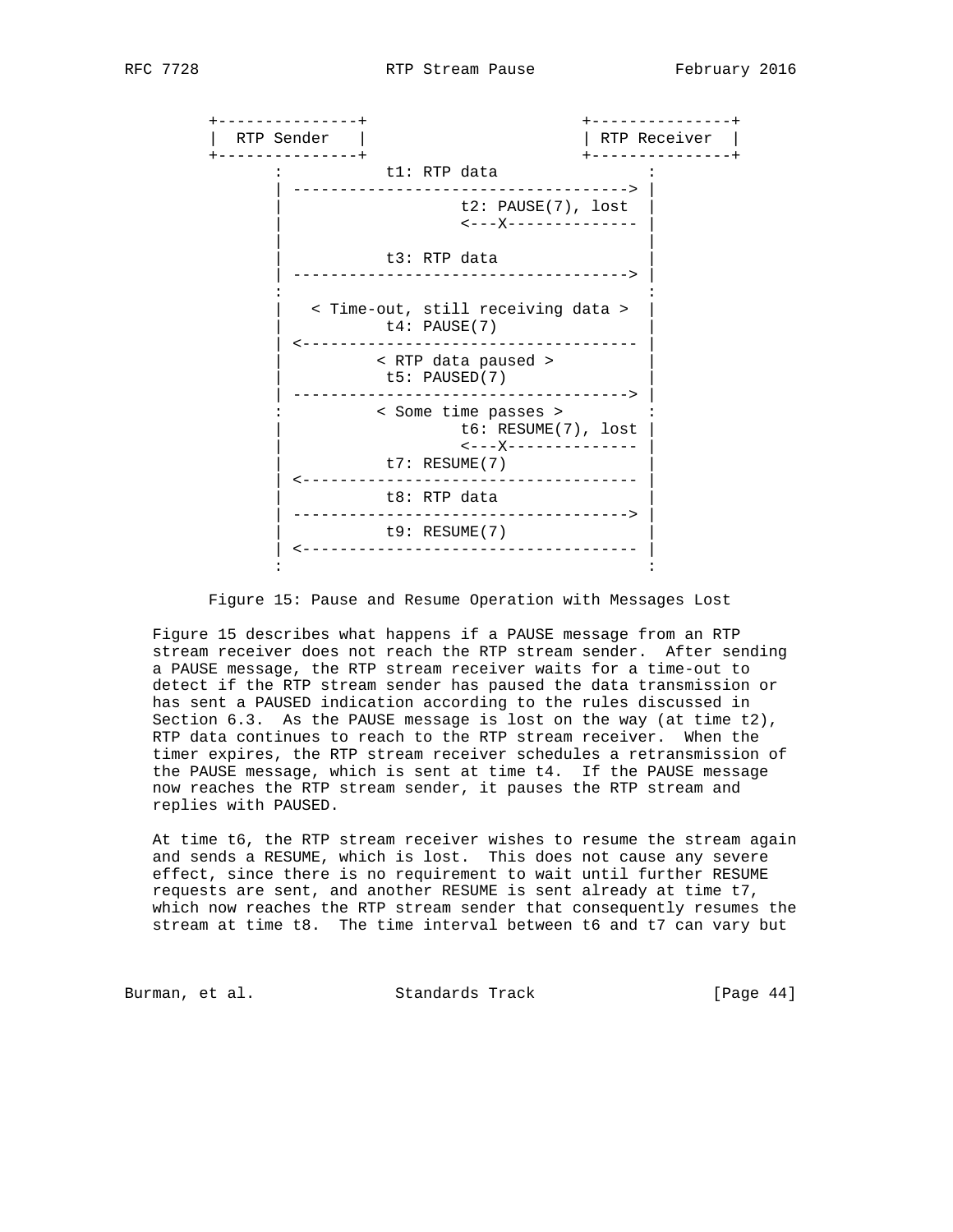```
   +---------------+                    +---------------+
   |  RTP Sender   |                    | RTP Receiver  |
   +---------------+                    +---------------+
          :           t1: RTP data               :
          | -----------------------------------> |
          |                t2: PAUSE(7), lost    |
          |                <---X--------------   |
          |                                      |
          |           t3: RTP data               |
          | -----------------------------------> |
          :                                      :
          |   < Time-out, still receiving data > |
          |           t4: PAUSE(7)               |
          | <----------------------------------- |
          |          < RTP data paused >         |
          |           t5: PAUSED(7)              |
          | -----------------------------------> |
          :          < Some time passes >        :
          |                t6: RESUME(7), lost   |
          |                <---X--------------   |
          |           t7: RESUME(7)              |
          | <----------------------------------- |
          |           t8: RTP data               |
          | -----------------------------------> |
          |           t9: RESUME(7)              |
          | <----------------------------------- |
          :                                      :
```

Figure 15: Pause and Resume Operation with Messages Lost

Figure 15 describes what happens if a PAUSE message from an RTP stream receiver does not reach the RTP stream sender. After sending a PAUSE message, the RTP stream receiver waits for a time-out to detect if the RTP stream sender has paused the data transmission or has sent a PAUSED indication according to the rules discussed in Section 6.3. As the PAUSE message is lost on the way (at time t2), RTP data continues to reach to the RTP stream receiver. When the timer expires, the RTP stream receiver schedules a retransmission of the PAUSE message, which is sent at time t4. If the PAUSE message now reaches the RTP stream sender, it pauses the RTP stream and replies with PAUSED.

At time t6, the RTP stream receiver wishes to resume the stream again and sends a RESUME, which is lost. This does not cause any severe effect, since there is no requirement to wait until further RESUME requests are sent, and another RESUME is sent already at time t7, which now reaches the RTP stream sender that consequently resumes the stream at time t8. The time interval between t6 and t7 can vary but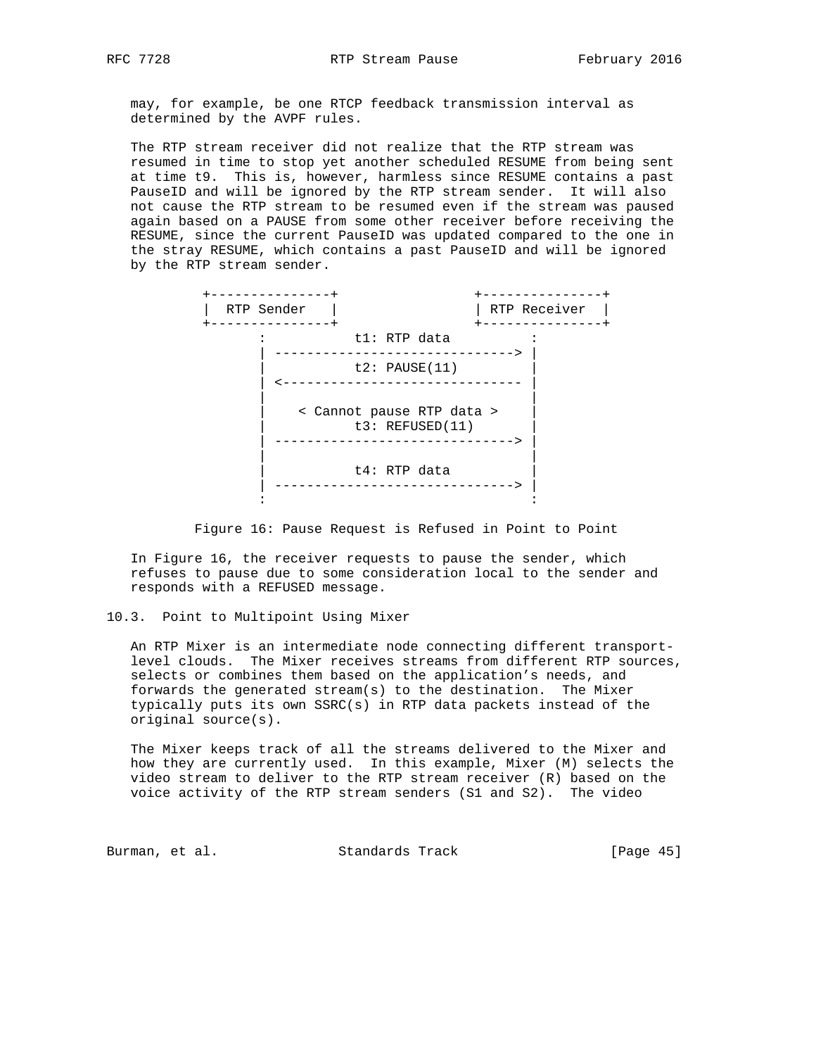may, for example, be one RTCP feedback transmission interval as determined by the AVPF rules.

The RTP stream receiver did not realize that the RTP stream was resumed in time to stop yet another scheduled RESUME from being sent at time t9. This is, however, harmless since RESUME contains a past PauseID and will be ignored by the RTP stream sender. It will also not cause the RTP stream to be resumed even if the stream was paused again based on a PAUSE from some other receiver before receiving the RESUME, since the current PauseID was updated compared to the one in the stray RESUME, which contains a past PauseID and will be ignored by the RTP stream sender.

```
+---------------+                 +---------------+
|  RTP Sender   |                 | RTP Receiver  |
+---------------+                 +---------------+
       :           t1: RTP data          :
       | ------------------------------> |
       |           t2: PAUSE(11)         |
       | <------------------------------ |
       |                                 |
       |    < Cannot pause RTP data >    |
       |           t3: REFUSED(11)       |
       | ------------------------------> |
       |                                 |
       |           t4: RTP data          |
       | ------------------------------> |
       :                                 :
```

Figure 16: Pause Request is Refused in Point to Point

In Figure 16, the receiver requests to pause the sender, which refuses to pause due to some consideration local to the sender and responds with a REFUSED message.

## 10.3. Point to Multipoint Using Mixer

An RTP Mixer is an intermediate node connecting different transport-level clouds. The Mixer receives streams from different RTP sources, selects or combines them based on the application's needs, and forwards the generated stream(s) to the destination. The Mixer typically puts its own SSRC(s) in RTP data packets instead of the original source(s).

The Mixer keeps track of all the streams delivered to the Mixer and how they are currently used. In this example, Mixer (M) selects the video stream to deliver to the RTP stream receiver (R) based on the voice activity of the RTP stream senders (S1 and S2). The video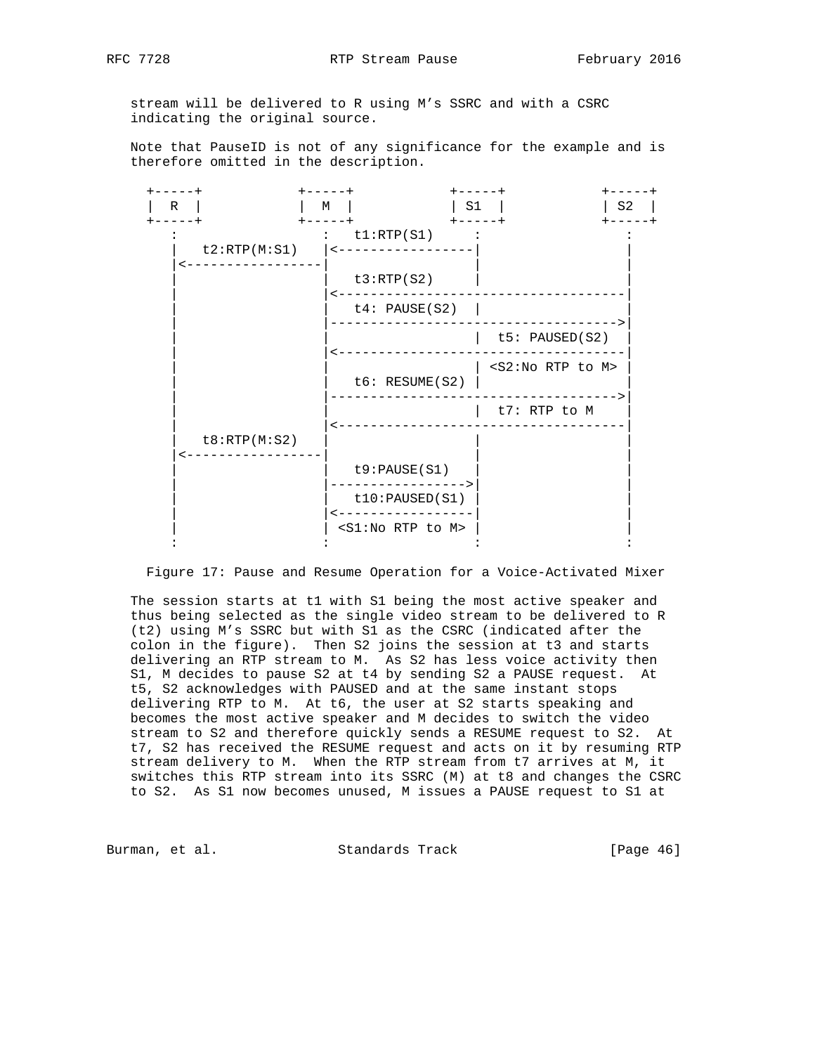stream will be delivered to R using M's SSRC and with a CSRC indicating the original source.

Note that PauseID is not of any significance for the example and is therefore omitted in the description.

```
+-----+            +-----+            +-----+            +-----+
|  R  |            |  M  |            | S1  |            | S2  |
+-----+            +-----+            +-----+            +-----+
   :                  :   t1:RTP(S1)     :                  :
   |   t2:RTP(M:S1)   |<-----------------|                  |
   |<-----------------|                  |                  |
   |                  |   t3:RTP(S2)     |                  |
   |                  |<------------------------------------|
   |                  |   t4: PAUSE(S2)  |                  |
   |                  |------------------------------------>|
   |                  |                  |  t5: PAUSED(S2)  |
   |                  |<------------------------------------|
   |                  |                  | <S2:No RTP to M> |
   |                  |   t6: RESUME(S2) |                  |
   |                  |------------------------------------>|
   |                  |                  |  t7: RTP to M    |
   |                  |<------------------------------------|
   |   t8:RTP(M:S2)   |                  |                  |
   |<-----------------|                  |                  |
   |                  |   t9:PAUSE(S1)   |                  |
   |                  |----------------->|                  |
   |                  |   t10:PAUSED(S1) |                  |
   |                  |<-----------------|                  |
   |                  | <S1:No RTP to M> |                  |
   :                  :                  :                  :
```

Figure 17: Pause and Resume Operation for a Voice-Activated Mixer

The session starts at t1 with S1 being the most active speaker and thus being selected as the single video stream to be delivered to R (t2) using M's SSRC but with S1 as the CSRC (indicated after the colon in the figure). Then S2 joins the session at t3 and starts delivering an RTP stream to M. As S2 has less voice activity then S1, M decides to pause S2 at t4 by sending S2 a PAUSE request. At t5, S2 acknowledges with PAUSED and at the same instant stops delivering RTP to M. At t6, the user at S2 starts speaking and becomes the most active speaker and M decides to switch the video stream to S2 and therefore quickly sends a RESUME request to S2. At t7, S2 has received the RESUME request and acts on it by resuming RTP stream delivery to M. When the RTP stream from t7 arrives at M, it switches this RTP stream into its SSRC (M) at t8 and changes the CSRC to S2. As S1 now becomes unused, M issues a PAUSE request to S1 at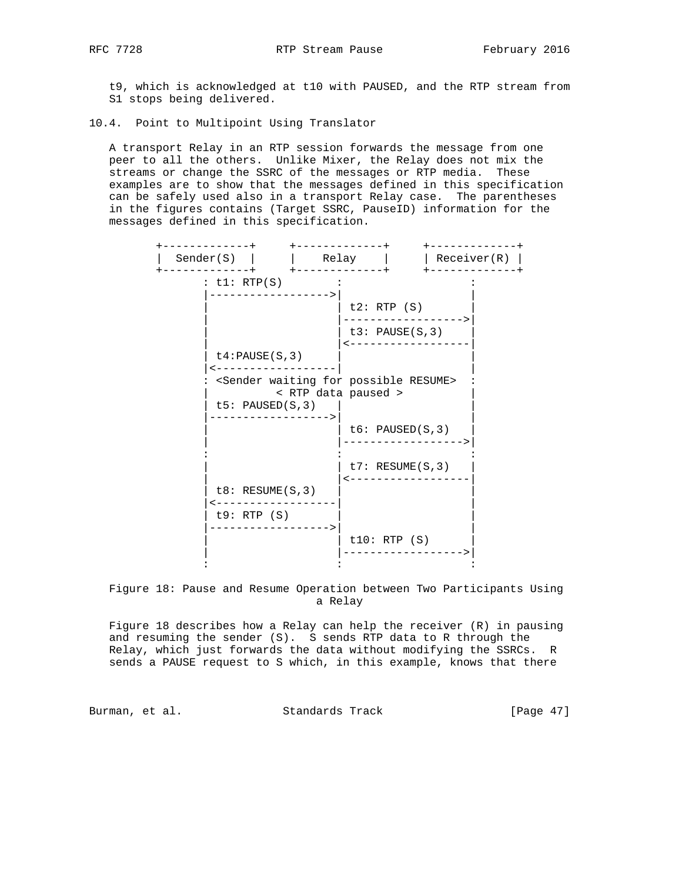t9, which is acknowledged at t10 with PAUSED, and the RTP stream from S1 stops being delivered.

### 10.4. Point to Multipoint Using Translator

A transport Relay in an RTP session forwards the message from one peer to all the others. Unlike Mixer, the Relay does not mix the streams or change the SSRC of the messages or RTP media. These examples are to show that the messages defined in this specification can be safely used also in a transport Relay case. The parentheses in the figures contains (Target SSRC, PauseID) information for the messages defined in this specification.

```
+-------------+     +-------------+     +-------------+
|  Sender(S)  |     |    Relay    |     | Receiver(R) |
+-------------+     +-------------+     +-------------+
       : t1: RTP(S)        :                   :
       |------------------>|                   |
       |                   | t2: RTP (S)       |
       |                   |------------------>|
       |                   | t3: PAUSE(S,3)    |
       |                   |<------------------|
       | t4:PAUSE(S,3)     |                   |
       |<------------------|                   |
       : <Sender waiting for possible RESUME>  :
       |          < RTP data paused >          |
       | t5: PAUSED(S,3)   |                   |
       |------------------>|                   |
       |                   | t6: PAUSED(S,3)   |
       |                   |------------------>|
       :                   :                   :
       |                   | t7: RESUME(S,3)   |
       |                   |<------------------|
       | t8: RESUME(S,3)   |                   |
       |<------------------|                   |
       | t9: RTP (S)       |                   |
       |------------------>|                   |
       |                   | t10: RTP (S)      |
       |                   |------------------>|
       :                   :                   :
```

Figure 18: Pause and Resume Operation between Two Participants Using a Relay

Figure 18 describes how a Relay can help the receiver (R) in pausing and resuming the sender (S). S sends RTP data to R through the Relay, which just forwards the data without modifying the SSRCs. R sends a PAUSE request to S which, in this example, knows that there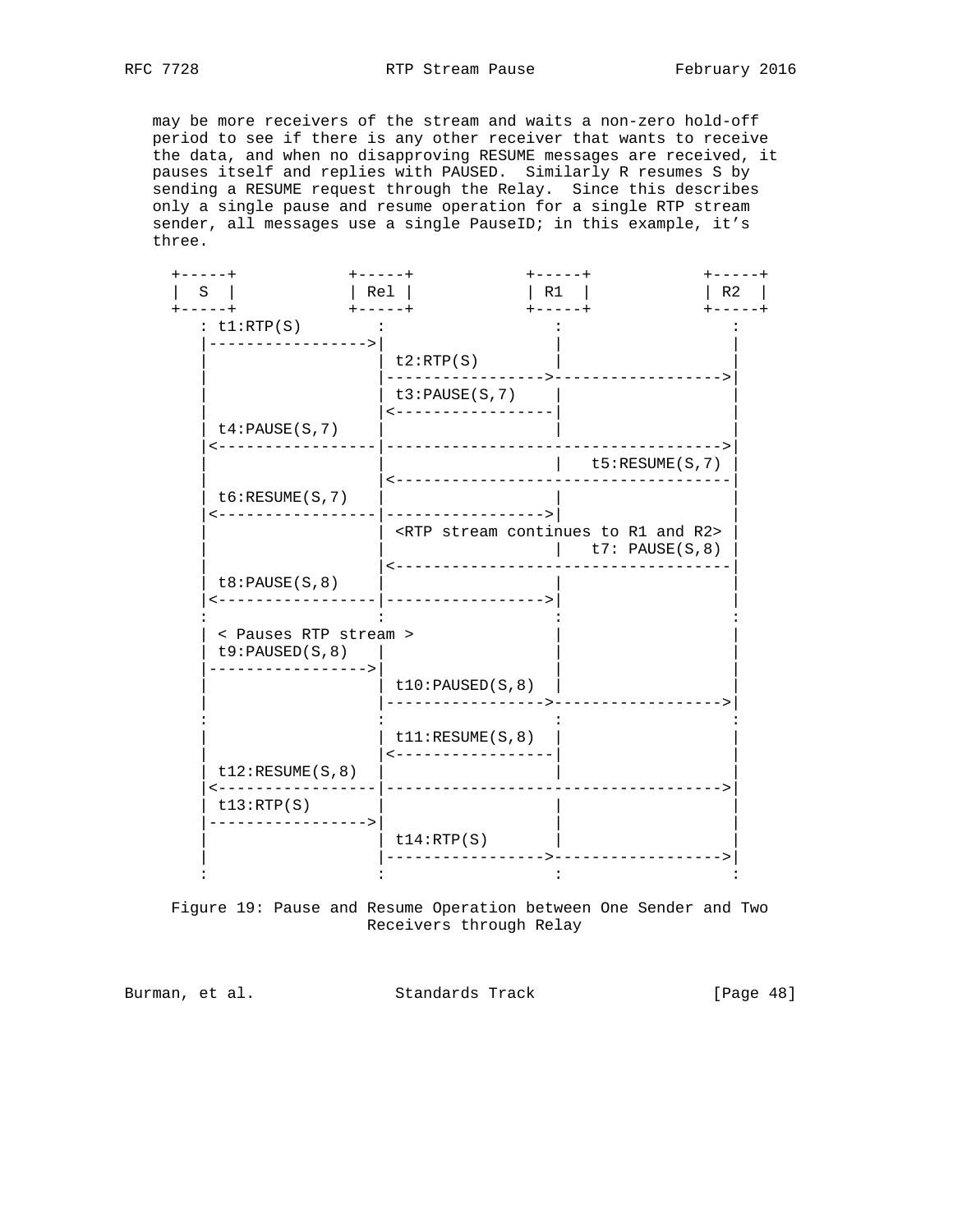may be more receivers of the stream and waits a non-zero hold-off period to see if there is any other receiver that wants to receive the data, and when no disapproving RESUME messages are received, it pauses itself and replies with PAUSED. Similarly R resumes S by sending a RESUME request through the Relay. Since this describes only a single pause and resume operation for a single RTP stream sender, all messages use a single PauseID; in this example, it's three.

```
  +-----+            +-----+            +-----+            +-----+
  |  S  |            | Rel |            | R1  |            | R2  |
  +-----+            +-----+            +-----+            +-----+
     : t1:RTP(S)        :                  :                  :
     |----------------->|                  |                  |
     |                  | t2:RTP(S)        |                  |
     |                  |----------------->------------------>|
     |                  | t3:PAUSE(S,7)    |                  |
     |                  |<-----------------|                  |
     | t4:PAUSE(S,7)    |                  |                  |
     |<-----------------|------------------------------------>|
     |                  |                  |   t5:RESUME(S,7) |
     |                  |<------------------------------------|
     | t6:RESUME(S,7)   |                  |                  |
     |<-----------------|----------------->|                  |
     |                  | <RTP stream continues to R1 and R2> |
     |                  |                  |   t7: PAUSE(S,8) |
     |                  |<------------------------------------|
     | t8:PAUSE(S,8)    |                  |                  |
     |<-----------------|----------------->|                  |
     :                  :                  :                  :
     | < Pauses RTP stream >               |                  |
     | t9:PAUSED(S,8)   |                  |                  |
     |----------------->|                  |                  |
     |                  | t10:PAUSED(S,8)  |                  |
     |                  |----------------->------------------>|
     :                  :                  :                  :
     |                  | t11:RESUME(S,8)  |                  |
     |                  |<-----------------|                  |
     | t12:RESUME(S,8)  |                  |                  |
     |<-----------------|------------------------------------>|
     | t13:RTP(S)       |                  |                  |
     |----------------->|                  |                  |
     |                  | t14:RTP(S)       |                  |
     |                  |----------------->------------------>|
     :                  :                  :                  :
```

Figure 19: Pause and Resume Operation between One Sender and Two Receivers through Relay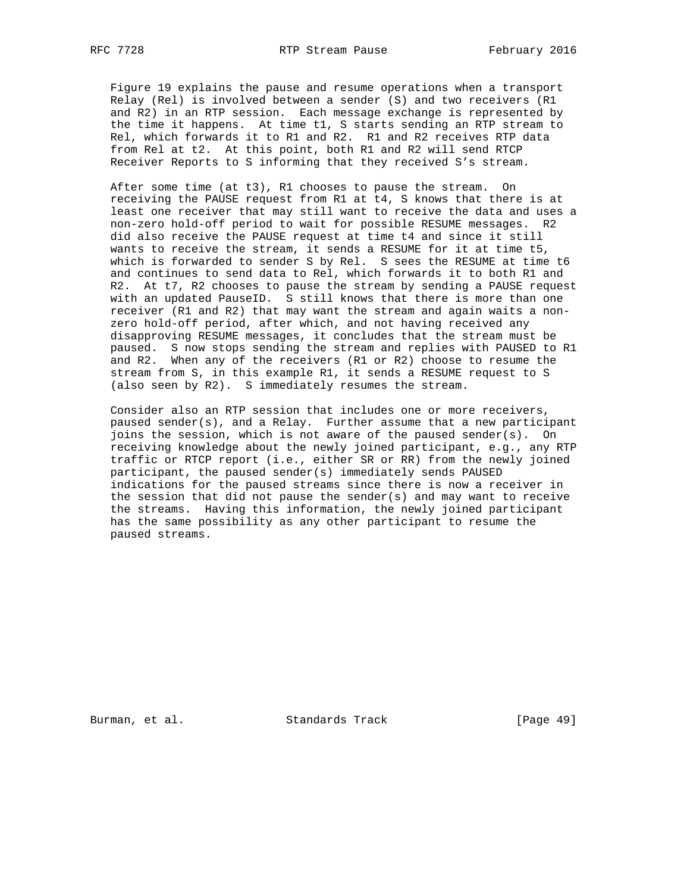Figure 19 explains the pause and resume operations when a transport Relay (Rel) is involved between a sender (S) and two receivers (R1 and R2) in an RTP session. Each message exchange is represented by the time it happens. At time t1, S starts sending an RTP stream to Rel, which forwards it to R1 and R2. R1 and R2 receives RTP data from Rel at t2. At this point, both R1 and R2 will send RTCP Receiver Reports to S informing that they received S's stream.

After some time (at t3), R1 chooses to pause the stream. On receiving the PAUSE request from R1 at t4, S knows that there is at least one receiver that may still want to receive the data and uses a non-zero hold-off period to wait for possible RESUME messages. R2 did also receive the PAUSE request at time t4 and since it still wants to receive the stream, it sends a RESUME for it at time t5, which is forwarded to sender S by Rel. S sees the RESUME at time t6 and continues to send data to Rel, which forwards it to both R1 and R2. At t7, R2 chooses to pause the stream by sending a PAUSE request with an updated PauseID. S still knows that there is more than one receiver (R1 and R2) that may want the stream and again waits a non-zero hold-off period, after which, and not having received any disapproving RESUME messages, it concludes that the stream must be paused. S now stops sending the stream and replies with PAUSED to R1 and R2. When any of the receivers (R1 or R2) choose to resume the stream from S, in this example R1, it sends a RESUME request to S (also seen by R2). S immediately resumes the stream.

Consider also an RTP session that includes one or more receivers, paused sender(s), and a Relay. Further assume that a new participant joins the session, which is not aware of the paused sender(s). On receiving knowledge about the newly joined participant, e.g., any RTP traffic or RTCP report (i.e., either SR or RR) from the newly joined participant, the paused sender(s) immediately sends PAUSED indications for the paused streams since there is now a receiver in the session that did not pause the sender(s) and may want to receive the streams. Having this information, the newly joined participant has the same possibility as any other participant to resume the paused streams.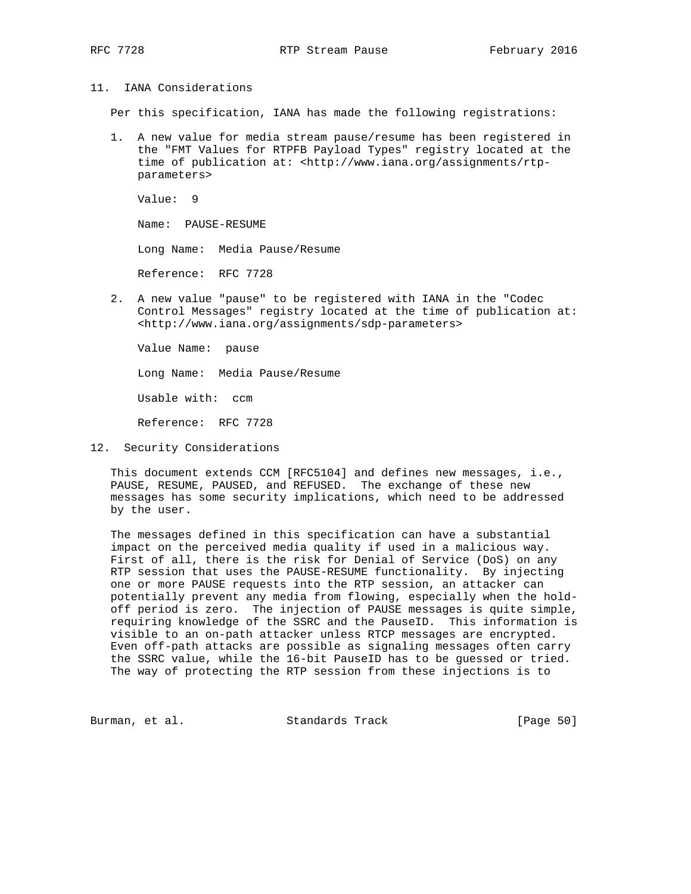## 11. IANA Considerations

Per this specification, IANA has made the following registrations:

1. A new value for media stream pause/resume has been registered in the "FMT Values for RTPFB Payload Types" registry located at the time of publication at: <http://www.iana.org/assignments/rtp-parameters>

   Value: 9

   Name: PAUSE-RESUME

   Long Name: Media Pause/Resume

   Reference: RFC 7728

2. A new value "pause" to be registered with IANA in the "Codec Control Messages" registry located at the time of publication at: <http://www.iana.org/assignments/sdp-parameters>

   Value Name: pause

   Long Name: Media Pause/Resume

   Usable with: ccm

   Reference: RFC 7728

## 12. Security Considerations

This document extends CCM [RFC5104] and defines new messages, i.e., PAUSE, RESUME, PAUSED, and REFUSED. The exchange of these new messages has some security implications, which need to be addressed by the user.

The messages defined in this specification can have a substantial impact on the perceived media quality if used in a malicious way. First of all, there is the risk for Denial of Service (DoS) on any RTP session that uses the PAUSE-RESUME functionality. By injecting one or more PAUSE requests into the RTP session, an attacker can potentially prevent any media from flowing, especially when the hold-off period is zero. The injection of PAUSE messages is quite simple, requiring knowledge of the SSRC and the PauseID. This information is visible to an on-path attacker unless RTCP messages are encrypted. Even off-path attacks are possible as signaling messages often carry the SSRC value, while the 16-bit PauseID has to be guessed or tried. The way of protecting the RTP session from these injections is to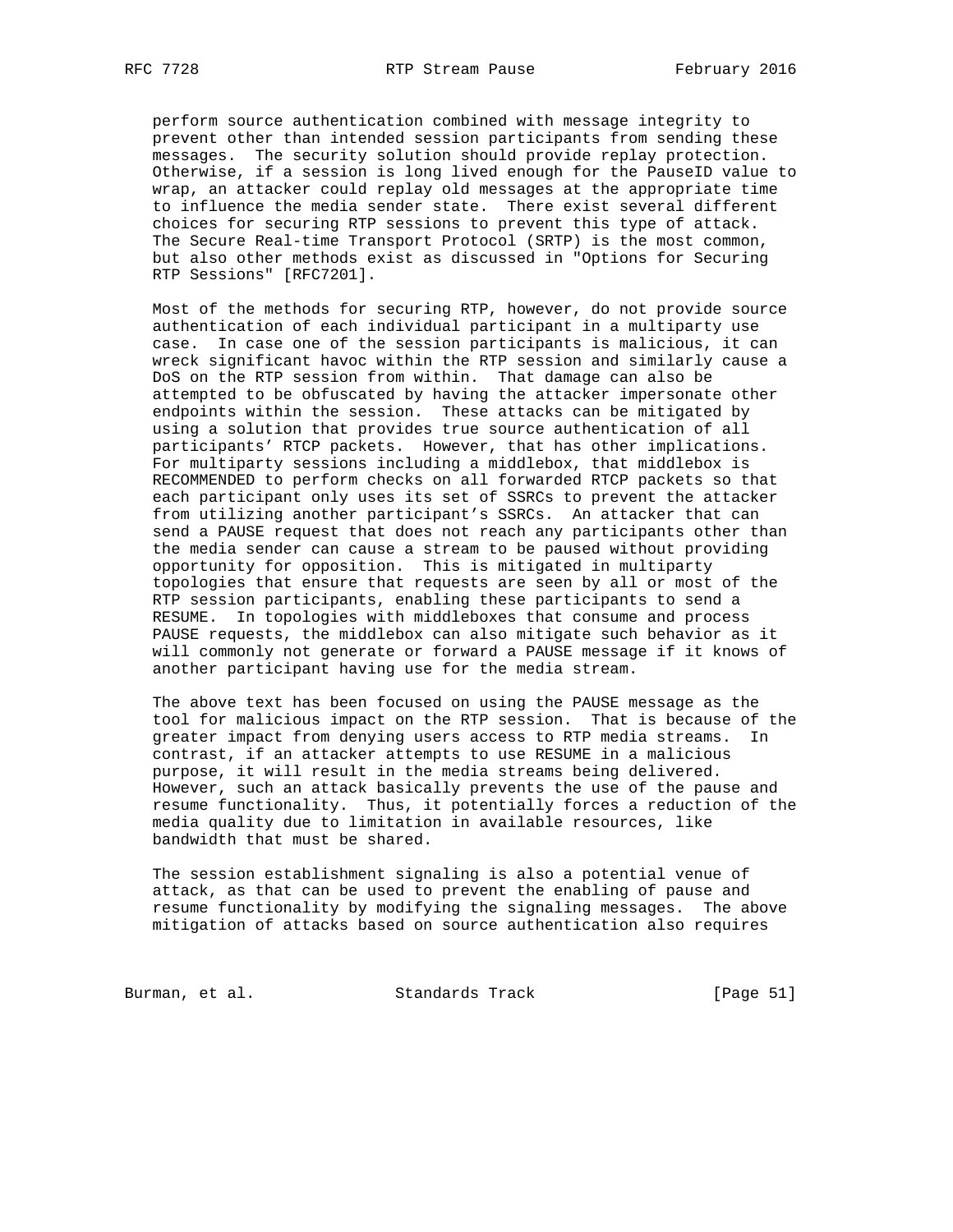perform source authentication combined with message integrity to prevent other than intended session participants from sending these messages. The security solution should provide replay protection. Otherwise, if a session is long lived enough for the PauseID value to wrap, an attacker could replay old messages at the appropriate time to influence the media sender state. There exist several different choices for securing RTP sessions to prevent this type of attack. The Secure Real-time Transport Protocol (SRTP) is the most common, but also other methods exist as discussed in "Options for Securing RTP Sessions" [RFC7201].

Most of the methods for securing RTP, however, do not provide source authentication of each individual participant in a multiparty use case. In case one of the session participants is malicious, it can wreck significant havoc within the RTP session and similarly cause a DoS on the RTP session from within. That damage can also be attempted to be obfuscated by having the attacker impersonate other endpoints within the session. These attacks can be mitigated by using a solution that provides true source authentication of all participants' RTCP packets. However, that has other implications. For multiparty sessions including a middlebox, that middlebox is RECOMMENDED to perform checks on all forwarded RTCP packets so that each participant only uses its set of SSRCs to prevent the attacker from utilizing another participant's SSRCs. An attacker that can send a PAUSE request that does not reach any participants other than the media sender can cause a stream to be paused without providing opportunity for opposition. This is mitigated in multiparty topologies that ensure that requests are seen by all or most of the RTP session participants, enabling these participants to send a RESUME. In topologies with middleboxes that consume and process PAUSE requests, the middlebox can also mitigate such behavior as it will commonly not generate or forward a PAUSE message if it knows of another participant having use for the media stream.

The above text has been focused on using the PAUSE message as the tool for malicious impact on the RTP session. That is because of the greater impact from denying users access to RTP media streams. In contrast, if an attacker attempts to use RESUME in a malicious purpose, it will result in the media streams being delivered. However, such an attack basically prevents the use of the pause and resume functionality. Thus, it potentially forces a reduction of the media quality due to limitation in available resources, like bandwidth that must be shared.

The session establishment signaling is also a potential venue of attack, as that can be used to prevent the enabling of pause and resume functionality by modifying the signaling messages. The above mitigation of attacks based on source authentication also requires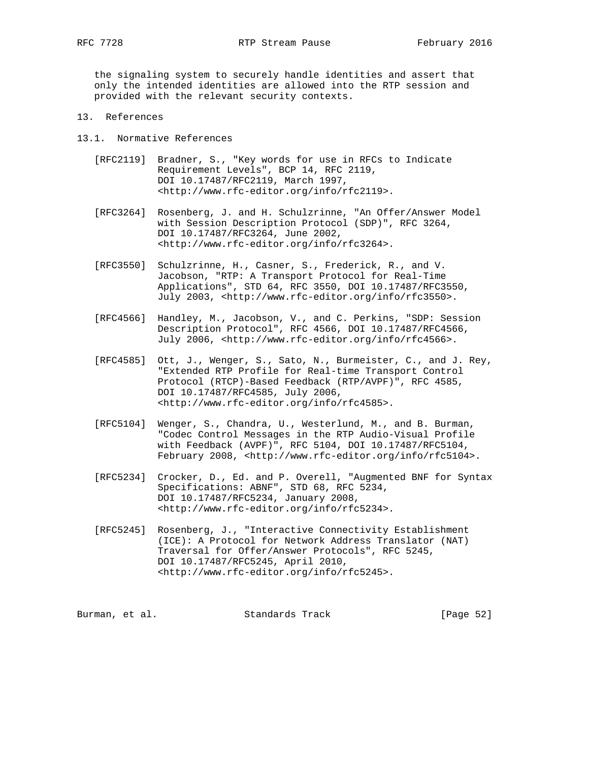the signaling system to securely handle identities and assert that only the intended identities are allowed into the RTP session and provided with the relevant security contexts.

## 13. References

### 13.1. Normative References

[RFC2119] Bradner, S., "Key words for use in RFCs to Indicate Requirement Levels", BCP 14, RFC 2119, DOI 10.17487/RFC2119, March 1997, <http://www.rfc-editor.org/info/rfc2119>.

[RFC3264] Rosenberg, J. and H. Schulzrinne, "An Offer/Answer Model with Session Description Protocol (SDP)", RFC 3264, DOI 10.17487/RFC3264, June 2002, <http://www.rfc-editor.org/info/rfc3264>.

[RFC3550] Schulzrinne, H., Casner, S., Frederick, R., and V. Jacobson, "RTP: A Transport Protocol for Real-Time Applications", STD 64, RFC 3550, DOI 10.17487/RFC3550, July 2003, <http://www.rfc-editor.org/info/rfc3550>.

[RFC4566] Handley, M., Jacobson, V., and C. Perkins, "SDP: Session Description Protocol", RFC 4566, DOI 10.17487/RFC4566, July 2006, <http://www.rfc-editor.org/info/rfc4566>.

[RFC4585] Ott, J., Wenger, S., Sato, N., Burmeister, C., and J. Rey, "Extended RTP Profile for Real-time Transport Control Protocol (RTCP)-Based Feedback (RTP/AVPF)", RFC 4585, DOI 10.17487/RFC4585, July 2006, <http://www.rfc-editor.org/info/rfc4585>.

[RFC5104] Wenger, S., Chandra, U., Westerlund, M., and B. Burman, "Codec Control Messages in the RTP Audio-Visual Profile with Feedback (AVPF)", RFC 5104, DOI 10.17487/RFC5104, February 2008, <http://www.rfc-editor.org/info/rfc5104>.

[RFC5234] Crocker, D., Ed. and P. Overell, "Augmented BNF for Syntax Specifications: ABNF", STD 68, RFC 5234, DOI 10.17487/RFC5234, January 2008, <http://www.rfc-editor.org/info/rfc5234>.

[RFC5245] Rosenberg, J., "Interactive Connectivity Establishment (ICE): A Protocol for Network Address Translator (NAT) Traversal for Offer/Answer Protocols", RFC 5245, DOI 10.17487/RFC5245, April 2010, <http://www.rfc-editor.org/info/rfc5245>.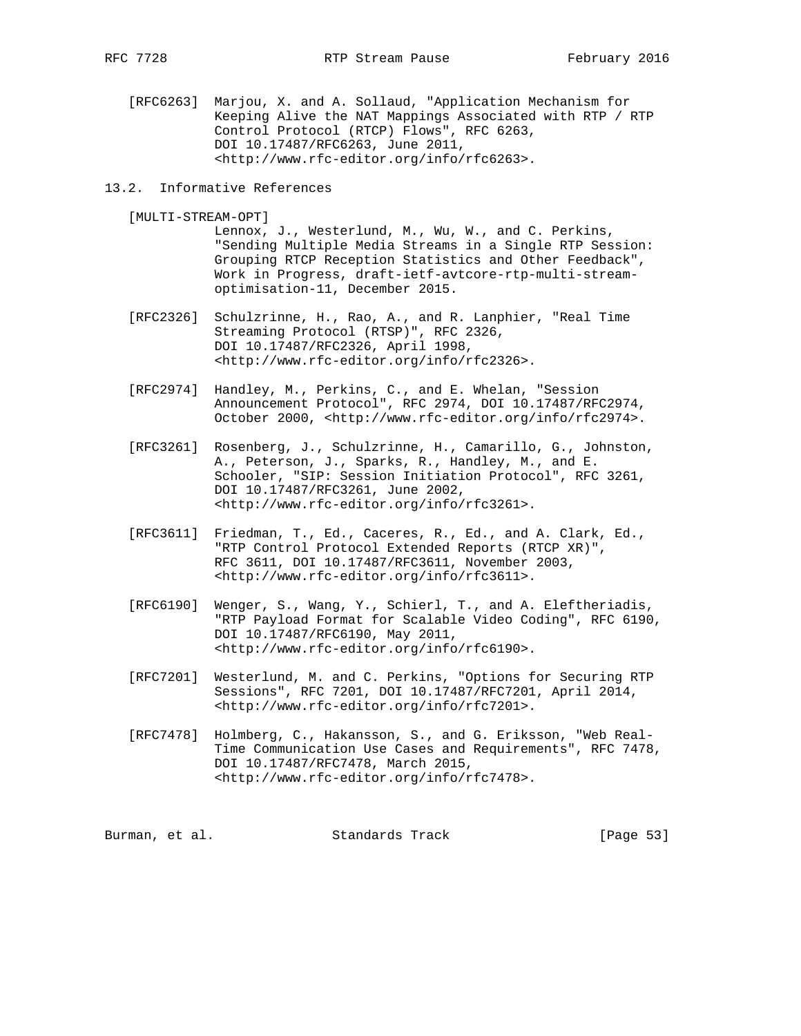[RFC6263] Marjou, X. and A. Sollaud, "Application Mechanism for Keeping Alive the NAT Mappings Associated with RTP / RTP Control Protocol (RTCP) Flows", RFC 6263, DOI 10.17487/RFC6263, June 2011, <http://www.rfc-editor.org/info/rfc6263>.

## 13.2. Informative References

[MULTI-STREAM-OPT] Lennox, J., Westerlund, M., Wu, W., and C. Perkins, "Sending Multiple Media Streams in a Single RTP Session: Grouping RTCP Reception Statistics and Other Feedback", Work in Progress, draft-ietf-avtcore-rtp-multi-stream-optimisation-11, December 2015.

[RFC2326] Schulzrinne, H., Rao, A., and R. Lanphier, "Real Time Streaming Protocol (RTSP)", RFC 2326, DOI 10.17487/RFC2326, April 1998, <http://www.rfc-editor.org/info/rfc2326>.

[RFC2974] Handley, M., Perkins, C., and E. Whelan, "Session Announcement Protocol", RFC 2974, DOI 10.17487/RFC2974, October 2000, <http://www.rfc-editor.org/info/rfc2974>.

[RFC3261] Rosenberg, J., Schulzrinne, H., Camarillo, G., Johnston, A., Peterson, J., Sparks, R., Handley, M., and E. Schooler, "SIP: Session Initiation Protocol", RFC 3261, DOI 10.17487/RFC3261, June 2002, <http://www.rfc-editor.org/info/rfc3261>.

[RFC3611] Friedman, T., Ed., Caceres, R., Ed., and A. Clark, Ed., "RTP Control Protocol Extended Reports (RTCP XR)", RFC 3611, DOI 10.17487/RFC3611, November 2003, <http://www.rfc-editor.org/info/rfc3611>.

[RFC6190] Wenger, S., Wang, Y., Schierl, T., and A. Eleftheriadis, "RTP Payload Format for Scalable Video Coding", RFC 6190, DOI 10.17487/RFC6190, May 2011, <http://www.rfc-editor.org/info/rfc6190>.

[RFC7201] Westerlund, M. and C. Perkins, "Options for Securing RTP Sessions", RFC 7201, DOI 10.17487/RFC7201, April 2014, <http://www.rfc-editor.org/info/rfc7201>.

[RFC7478] Holmberg, C., Hakansson, S., and G. Eriksson, "Web Real-Time Communication Use Cases and Requirements", RFC 7478, DOI 10.17487/RFC7478, March 2015, <http://www.rfc-editor.org/info/rfc7478>.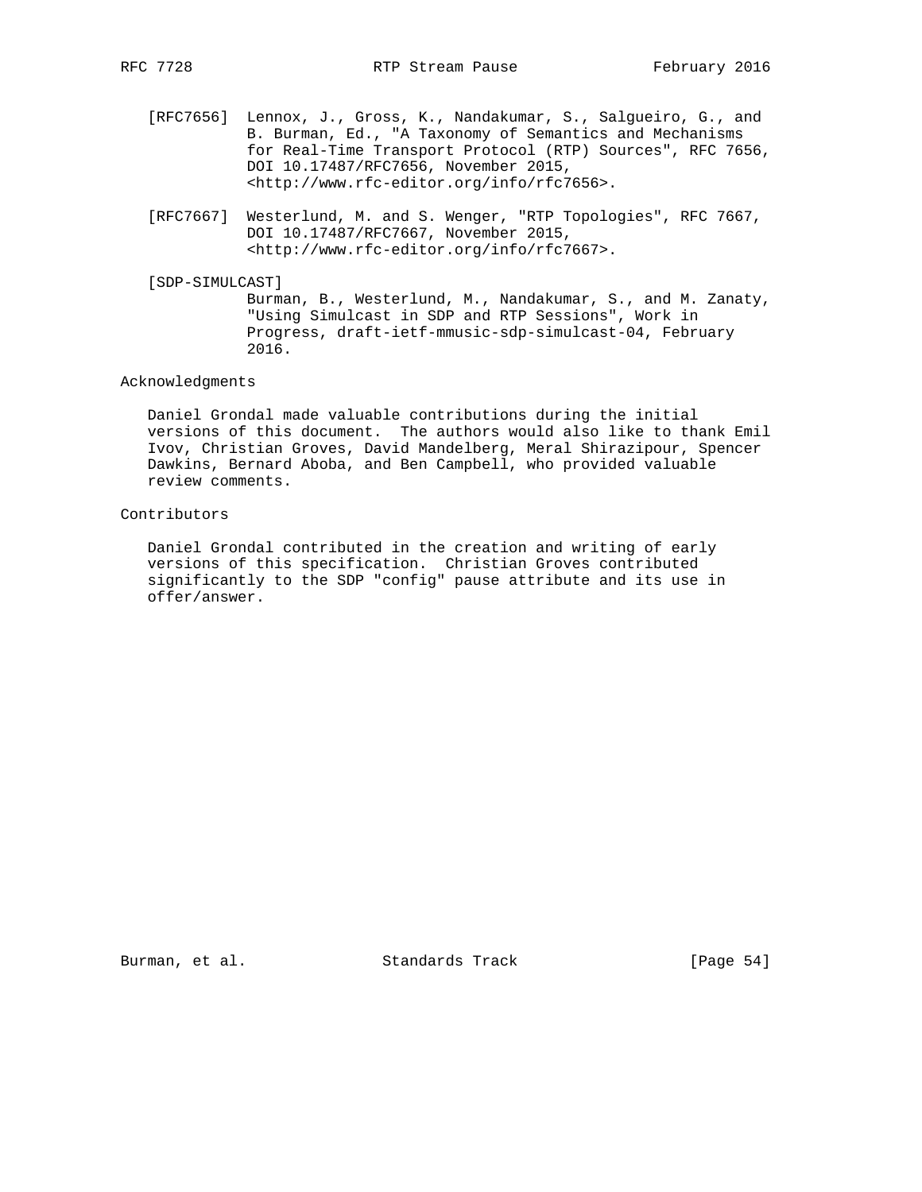[RFC7656] Lennox, J., Gross, K., Nandakumar, S., Salgueiro, G., and B. Burman, Ed., "A Taxonomy of Semantics and Mechanisms for Real-Time Transport Protocol (RTP) Sources", RFC 7656, DOI 10.17487/RFC7656, November 2015, <http://www.rfc-editor.org/info/rfc7656>.

[RFC7667] Westerlund, M. and S. Wenger, "RTP Topologies", RFC 7667, DOI 10.17487/RFC7667, November 2015, <http://www.rfc-editor.org/info/rfc7667>.

[SDP-SIMULCAST] Burman, B., Westerlund, M., Nandakumar, S., and M. Zanaty, "Using Simulcast in SDP and RTP Sessions", Work in Progress, draft-ietf-mmusic-sdp-simulcast-04, February 2016.

## Acknowledgments

Daniel Grondal made valuable contributions during the initial versions of this document. The authors would also like to thank Emil Ivov, Christian Groves, David Mandelberg, Meral Shirazipour, Spencer Dawkins, Bernard Aboba, and Ben Campbell, who provided valuable review comments.

## Contributors

Daniel Grondal contributed in the creation and writing of early versions of this specification. Christian Groves contributed significantly to the SDP "config" pause attribute and its use in offer/answer.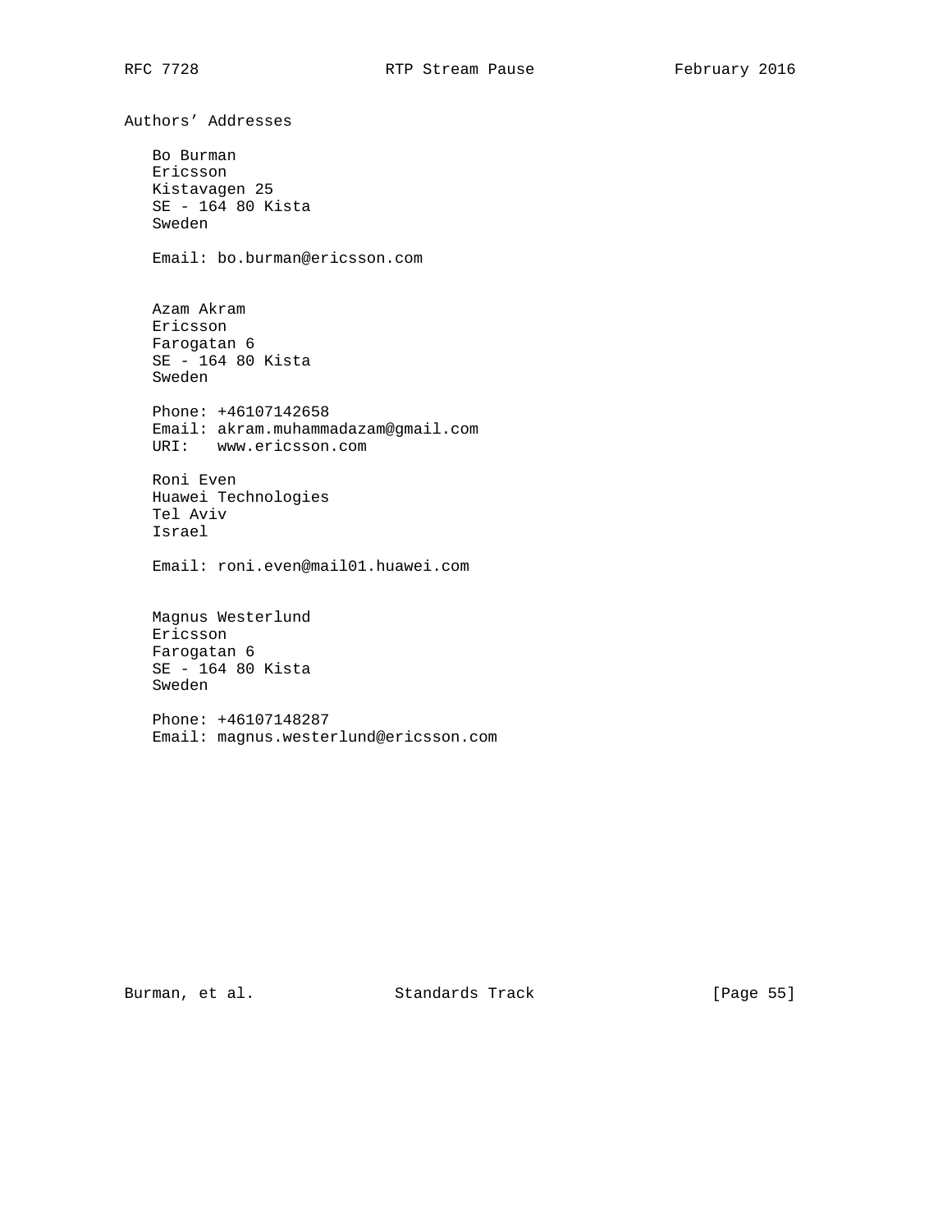## Authors' Addresses

Bo Burman
Ericsson
Kistavagen 25
SE - 164 80 Kista
Sweden

Email: bo.burman@ericsson.com

Azam Akram
Ericsson
Farogatan 6
SE - 164 80 Kista
Sweden

Phone: +46107142658
Email: akram.muhammadazam@gmail.com
URI:   www.ericsson.com

Roni Even
Huawei Technologies
Tel Aviv
Israel

Email: roni.even@mail01.huawei.com

Magnus Westerlund
Ericsson
Farogatan 6
SE - 164 80 Kista
Sweden

Phone: +46107148287
Email: magnus.westerlund@ericsson.com